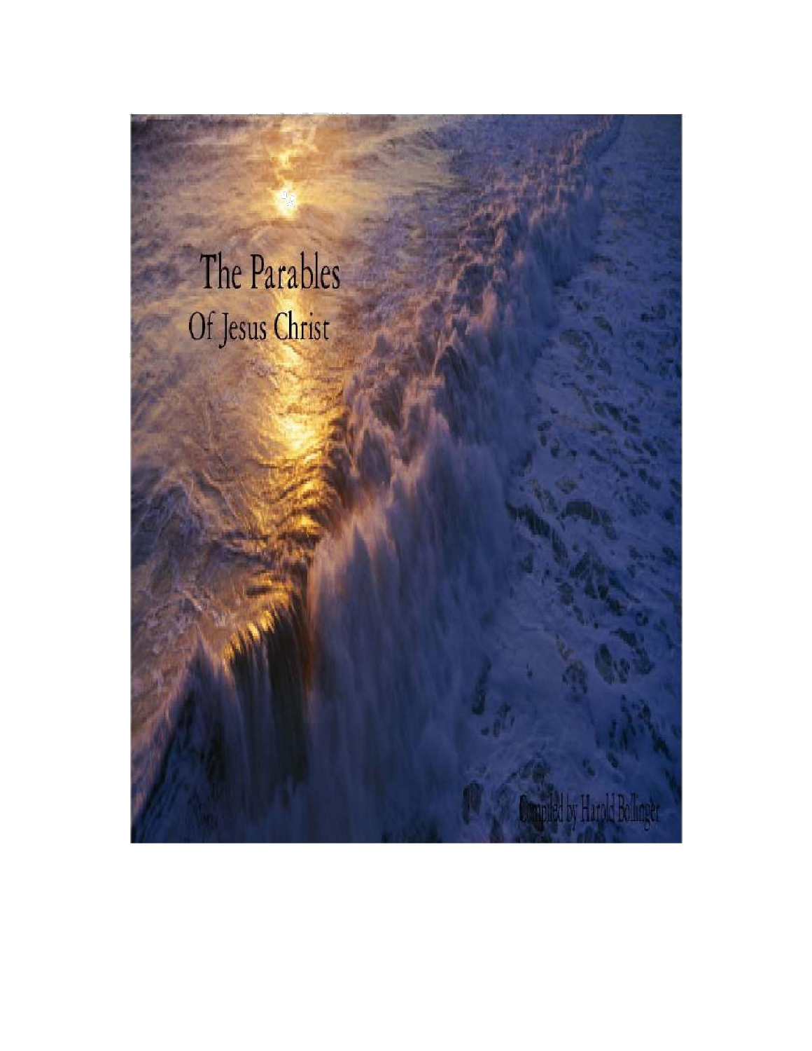# The Parables

## Of Jesus Christ

Compiled by Harold Bollinger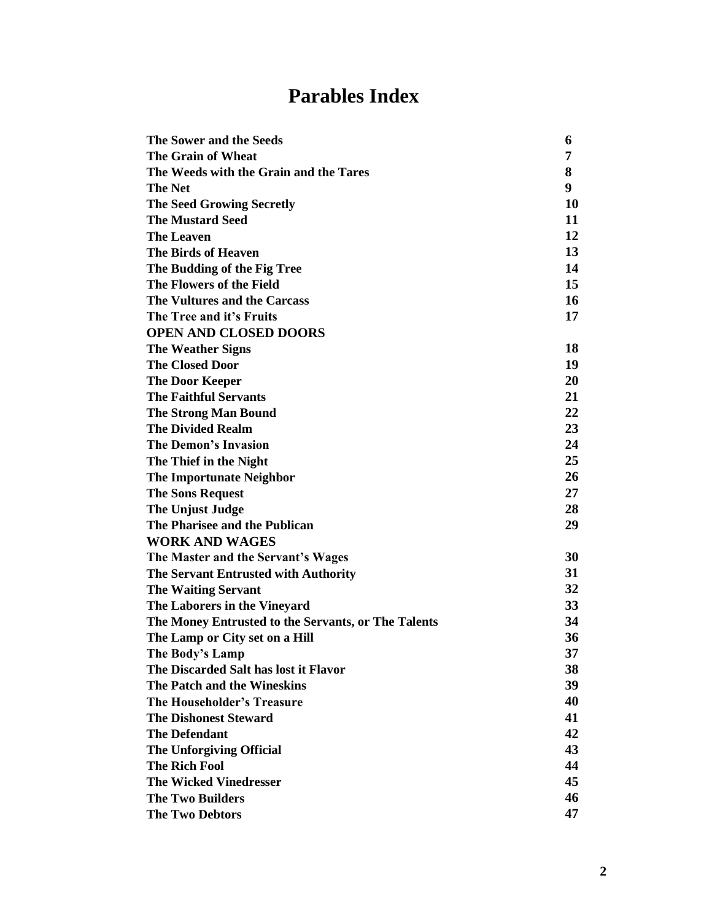# Parables Index

| | |
|---|---|
| **The Sower and the Seeds** | **6** |
| **The Grain of Wheat** | **7** |
| **The Weeds with the Grain and the Tares** | **8** |
| **The Net** | **9** |
| **The Seed Growing Secretly** | **10** |
| **The Mustard Seed** | **11** |
| **The Leaven** | **12** |
| **The Birds of Heaven** | **13** |
| **The Budding of the Fig Tree** | **14** |
| **The Flowers of the Field** | **15** |
| **The Vultures and the Carcass** | **16** |
| **The Tree and it's Fruits** | **17** |
| **OPEN AND CLOSED DOORS** | |
| **The Weather Signs** | **18** |
| **The Closed Door** | **19** |
| **The Door Keeper** | **20** |
| **The Faithful Servants** | **21** |
| **The Strong Man Bound** | **22** |
| **The Divided Realm** | **23** |
| **The Demon's Invasion** | **24** |
| **The Thief in the Night** | **25** |
| **The Importunate Neighbor** | **26** |
| **The Sons Request** | **27** |
| **The Unjust Judge** | **28** |
| **The Pharisee and the Publican** | **29** |
| **WORK AND WAGES** | |
| **The Master and the Servant's Wages** | **30** |
| **The Servant Entrusted with Authority** | **31** |
| **The Waiting Servant** | **32** |
| **The Laborers in the Vineyard** | **33** |
| **The Money Entrusted to the Servants, or The Talents** | **34** |
| **The Lamp or City set on a Hill** | **36** |
| **The Body's Lamp** | **37** |
| **The Discarded Salt has lost it Flavor** | **38** |
| **The Patch and the Wineskins** | **39** |
| **The Householder's Treasure** | **40** |
| **The Dishonest Steward** | **41** |
| **The Defendant** | **42** |
| **The Unforgiving Official** | **43** |
| **The Rich Fool** | **44** |
| **The Wicked Vinedresser** | **45** |
| **The Two Builders** | **46** |
| **The Two Debtors** | **47** |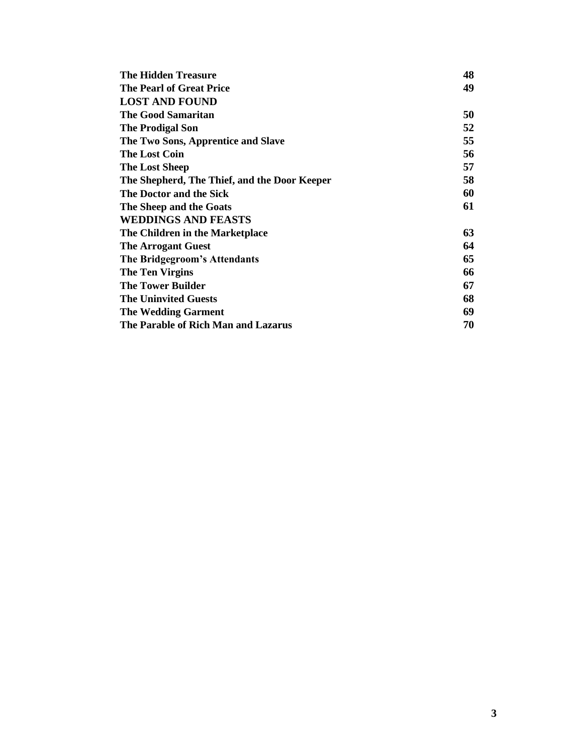| | |
|---|---|
| **The Hidden Treasure** | **48** |
| **The Pearl of Great Price** | **49** |
| **LOST AND FOUND** | |
| **The Good Samaritan** | **50** |
| **The Prodigal Son** | **52** |
| **The Two Sons, Apprentice and Slave** | **55** |
| **The Lost Coin** | **56** |
| **The Lost Sheep** | **57** |
| **The Shepherd, The Thief, and the Door Keeper** | **58** |
| **The Doctor and the Sick** | **60** |
| **The Sheep and the Goats** | **61** |
| **WEDDINGS AND FEASTS** | |
| **The Children in the Marketplace** | **63** |
| **The Arrogant Guest** | **64** |
| **The Bridegroom's Attendants** | **65** |
| **The Ten Virgins** | **66** |
| **The Tower Builder** | **67** |
| **The Uninvited Guests** | **68** |
| **The Wedding Garment** | **69** |
| **The Parable of Rich Man and Lazarus** | **70** |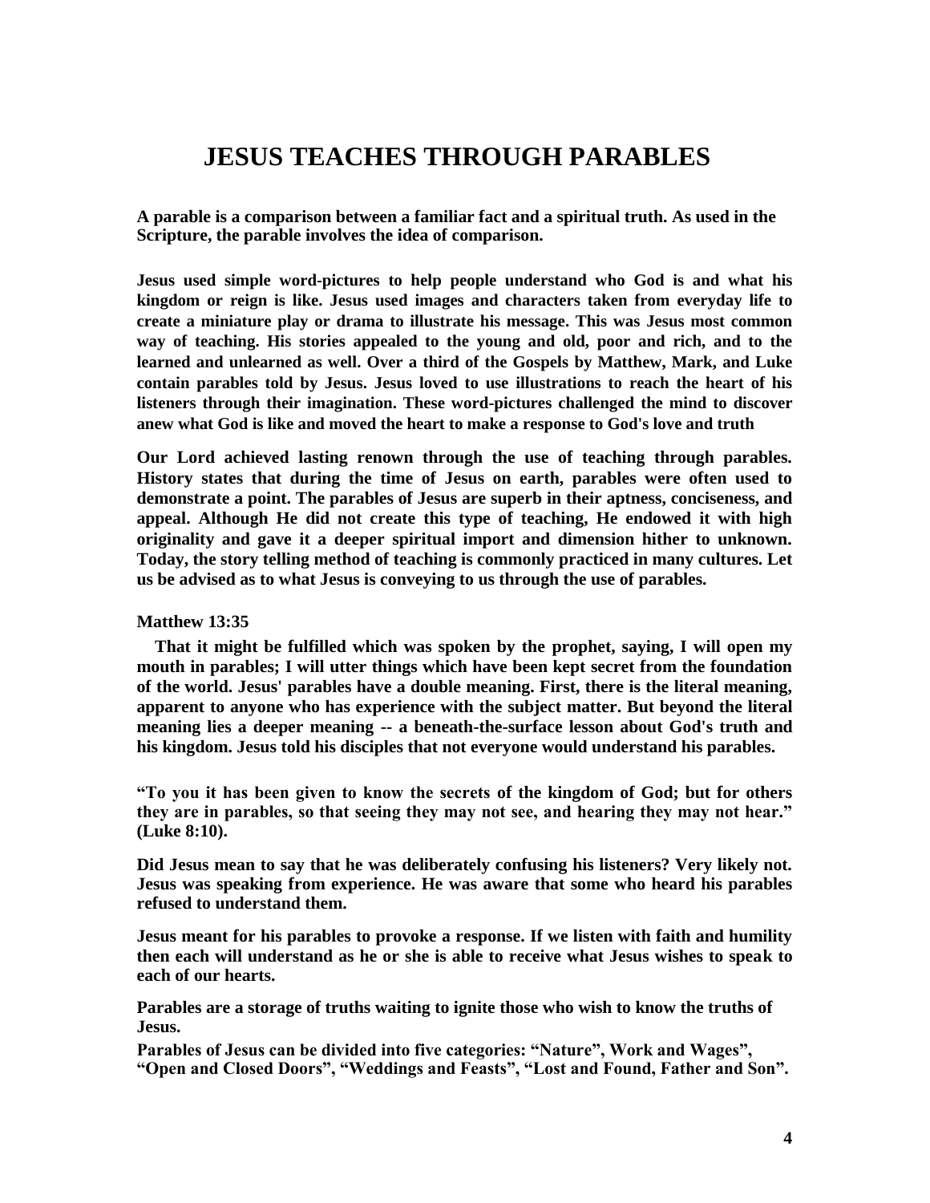# JESUS TEACHES THROUGH PARABLES

**A parable is a comparison between a familiar fact and a spiritual truth. As used in the Scripture, the parable involves the idea of comparison.**

**Jesus used simple word-pictures to help people understand who God is and what his kingdom or reign is like. Jesus used images and characters taken from everyday life to create a miniature play or drama to illustrate his message. This was Jesus most common way of teaching. His stories appealed to the young and old, poor and rich, and to the learned and unlearned as well. Over a third of the Gospels by Matthew, Mark, and Luke contain parables told by Jesus. Jesus loved to use illustrations to reach the heart of his listeners through their imagination. These word-pictures challenged the mind to discover anew what God is like and moved the heart to make a response to God's love and truth**

**Our Lord achieved lasting renown through the use of teaching through parables. History states that during the time of Jesus on earth, parables were often used to demonstrate a point. The parables of Jesus are superb in their aptness, conciseness, and appeal. Although He did not create this type of teaching, He endowed it with high originality and gave it a deeper spiritual import and dimension hither to unknown. Today, the story telling method of teaching is commonly practiced in many cultures. Let us be advised as to what Jesus is conveying to us through the use of parables.**

**Matthew 13:35**

**That it might be fulfilled which was spoken by the prophet, saying, I will open my mouth in parables; I will utter things which have been kept secret from the foundation of the world. Jesus' parables have a double meaning. First, there is the literal meaning, apparent to anyone who has experience with the subject matter. But beyond the literal meaning lies a deeper meaning -- a beneath-the-surface lesson about God's truth and his kingdom. Jesus told his disciples that not everyone would understand his parables.**

**"To you it has been given to know the secrets of the kingdom of God; but for others they are in parables, so that seeing they may not see, and hearing they may not hear." (Luke 8:10).**

**Did Jesus mean to say that he was deliberately confusing his listeners? Very likely not. Jesus was speaking from experience. He was aware that some who heard his parables refused to understand them.**

**Jesus meant for his parables to provoke a response. If we listen with faith and humility then each will understand as he or she is able to receive what Jesus wishes to speak to each of our hearts.**

**Parables are a storage of truths waiting to ignite those who wish to know the truths of Jesus.**

**Parables of Jesus can be divided into five categories: "Nature", Work and Wages", "Open and Closed Doors", "Weddings and Feasts", "Lost and Found, Father and Son".**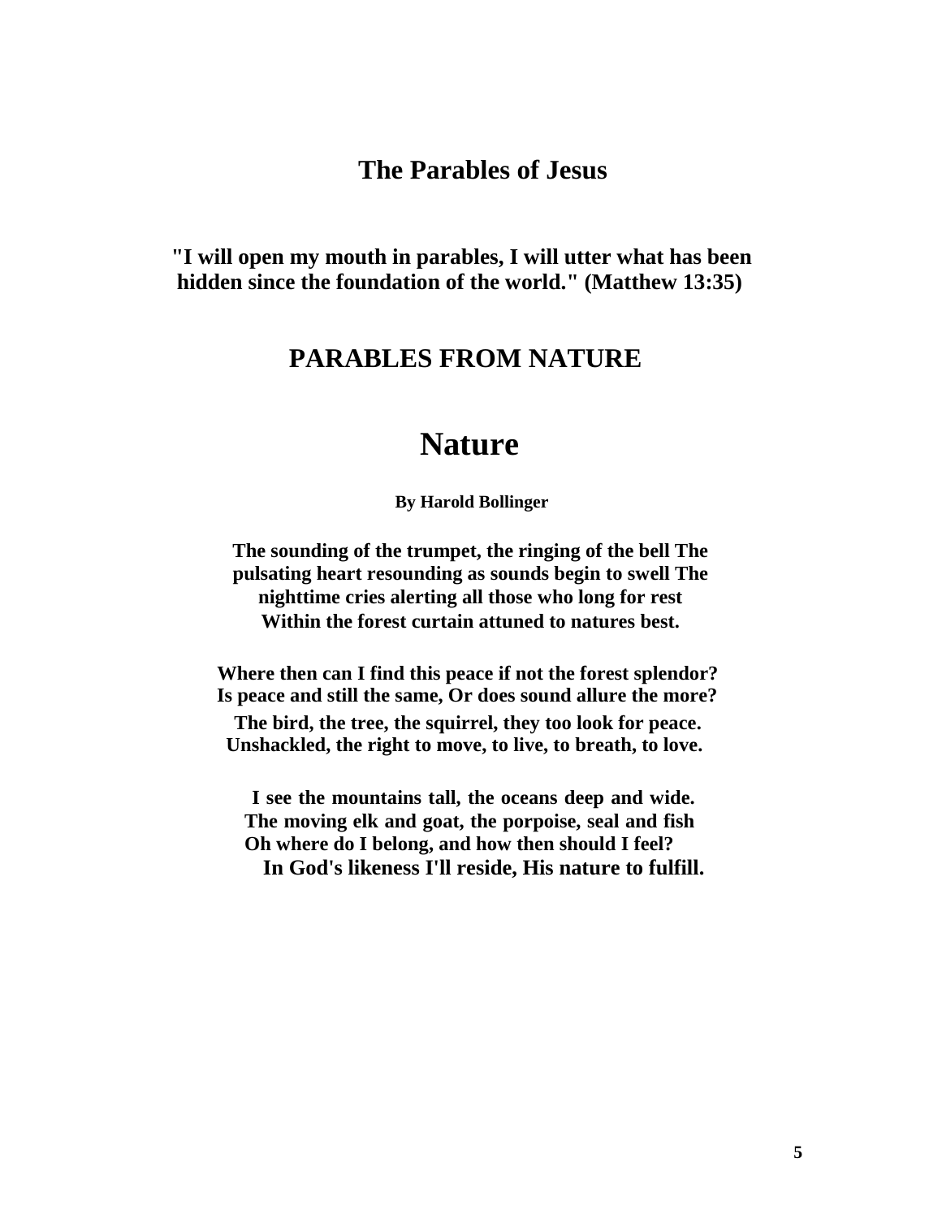# The Parables of Jesus

**"I will open my mouth in parables, I will utter what has been hidden since the foundation of the world." (Matthew 13:35)**

## PARABLES FROM NATURE

# Nature

**By Harold Bollinger**

**The sounding of the trumpet, the ringing of the bell The pulsating heart resounding as sounds begin to swell The nighttime cries alerting all those who long for rest Within the forest curtain attuned to natures best.**

**Where then can I find this peace if not the forest splendor?**
**Is peace and still the same, Or does sound allure the more?**
**The bird, the tree, the squirrel, they too look for peace.**
**Unshackled, the right to move, to live, to breath, to love.**

**I see the mountains tall, the oceans deep and wide.**
**The moving elk and goat, the porpoise, seal and fish**
**Oh where do I belong, and how then should I feel?**
**In God's likeness I'll reside, His nature to fulfill.**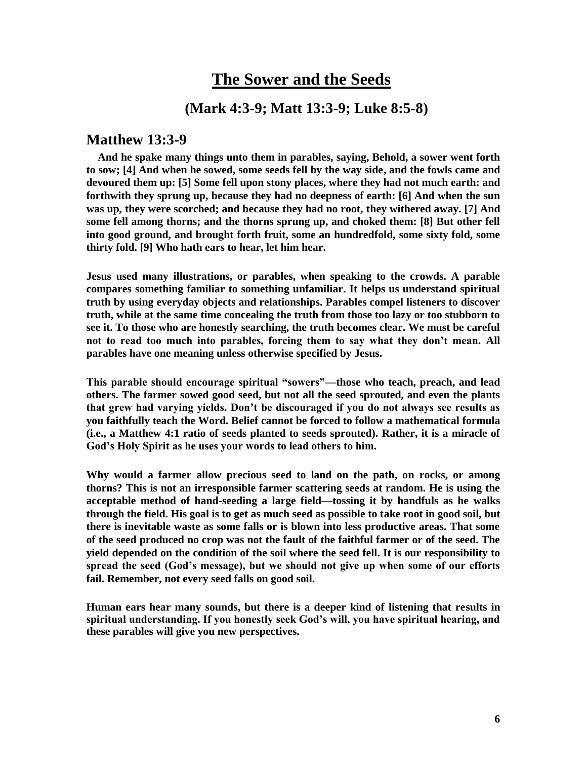# The Sower and the Seeds

## (Mark 4:3-9; Matt 13:3-9; Luke 8:5-8)

## Matthew 13:3-9

**And he spake many things unto them in parables, saying, Behold, a sower went forth to sow; [4] And when he sowed, some seeds fell by the way side, and the fowls came and devoured them up: [5] Some fell upon stony places, where they had not much earth: and forthwith they sprung up, because they had no deepness of earth: [6] And when the sun was up, they were scorched; and because they had no root, they withered away. [7] And some fell among thorns; and the thorns sprung up, and choked them: [8] But other fell into good ground, and brought forth fruit, some an hundredfold, some sixty fold, some thirty fold. [9] Who hath ears to hear, let him hear.**

**Jesus used many illustrations, or parables, when speaking to the crowds. A parable compares something familiar to something unfamiliar. It helps us understand spiritual truth by using everyday objects and relationships. Parables compel listeners to discover truth, while at the same time concealing the truth from those too lazy or too stubborn to see it. To those who are honestly searching, the truth becomes clear. We must be careful not to read too much into parables, forcing them to say what they don't mean. All parables have one meaning unless otherwise specified by Jesus.**

**This parable should encourage spiritual "sowers"—those who teach, preach, and lead others. The farmer sowed good seed, but not all the seed sprouted, and even the plants that grew had varying yields. Don't be discouraged if you do not always see results as you faithfully teach the Word. Belief cannot be forced to follow a mathematical formula (i.e., a Matthew 4:1 ratio of seeds planted to seeds sprouted). Rather, it is a miracle of God's Holy Spirit as he uses your words to lead others to him.**

**Why would a farmer allow precious seed to land on the path, on rocks, or among thorns? This is not an irresponsible farmer scattering seeds at random. He is using the acceptable method of hand-seeding a large field—tossing it by handfuls as he walks through the field. His goal is to get as much seed as possible to take root in good soil, but there is inevitable waste as some falls or is blown into less productive areas. That some of the seed produced no crop was not the fault of the faithful farmer or of the seed. The yield depended on the condition of the soil where the seed fell. It is our responsibility to spread the seed (God's message), but we should not give up when some of our efforts fail. Remember, not every seed falls on good soil.**

**Human ears hear many sounds, but there is a deeper kind of listening that results in spiritual understanding. If you honestly seek God's will, you have spiritual hearing, and these parables will give you new perspectives.**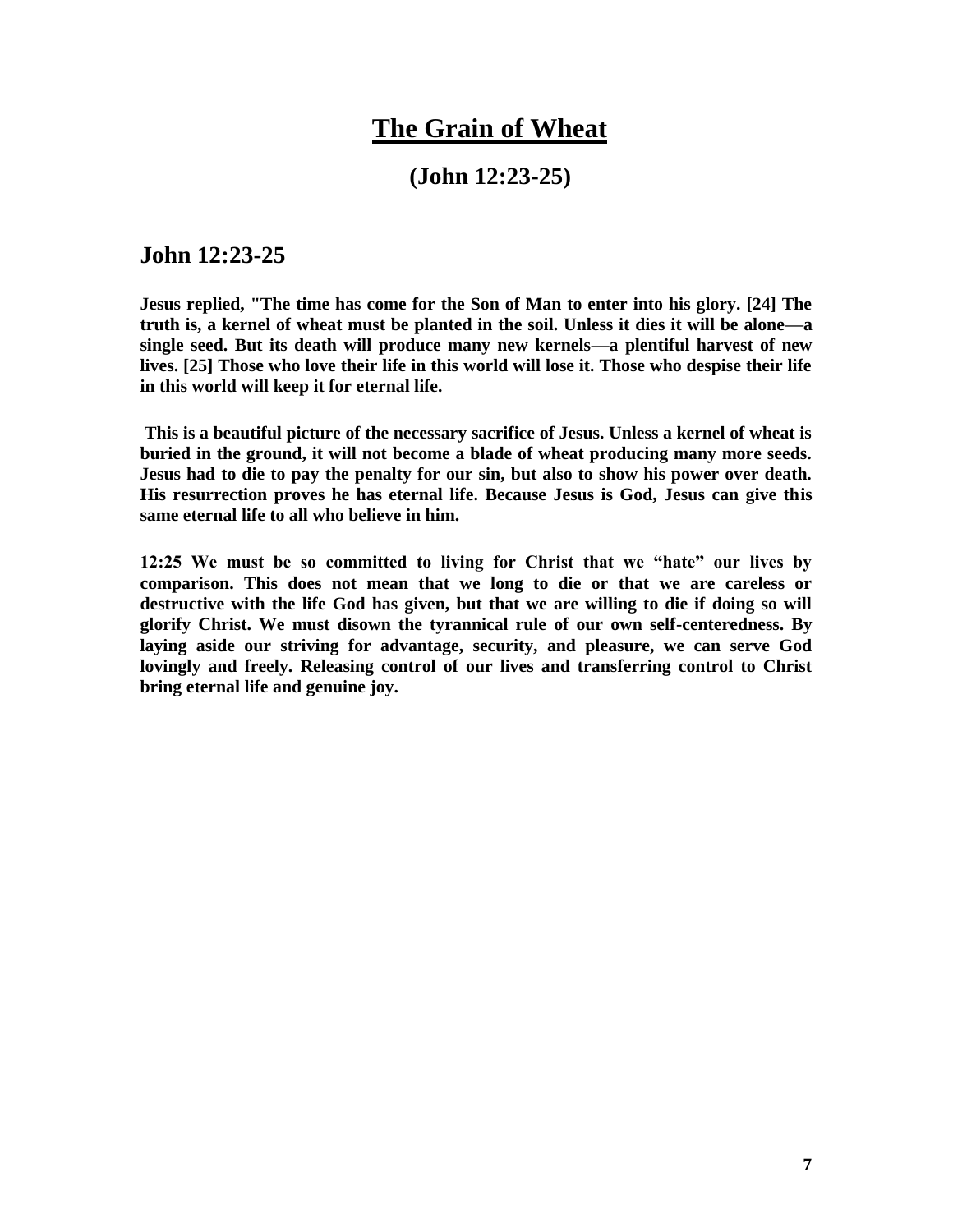# <u>The Grain of Wheat</u>

## (John 12:23-25)

## John 12:23-25

**Jesus replied, "The time has come for the Son of Man to enter into his glory. [24] The truth is, a kernel of wheat must be planted in the soil. Unless it dies it will be alone—a single seed. But its death will produce many new kernels—a plentiful harvest of new lives. [25] Those who love their life in this world will lose it. Those who despise their life in this world will keep it for eternal life.**

**This is a beautiful picture of the necessary sacrifice of Jesus. Unless a kernel of wheat is buried in the ground, it will not become a blade of wheat producing many more seeds. Jesus had to die to pay the penalty for our sin, but also to show his power over death. His resurrection proves he has eternal life. Because Jesus is God, Jesus can give this same eternal life to all who believe in him.**

**12:25 We must be so committed to living for Christ that we "hate" our lives by comparison. This does not mean that we long to die or that we are careless or destructive with the life God has given, but that we are willing to die if doing so will glorify Christ. We must disown the tyrannical rule of our own self-centeredness. By laying aside our striving for advantage, security, and pleasure, we can serve God lovingly and freely. Releasing control of our lives and transferring control to Christ bring eternal life and genuine joy.**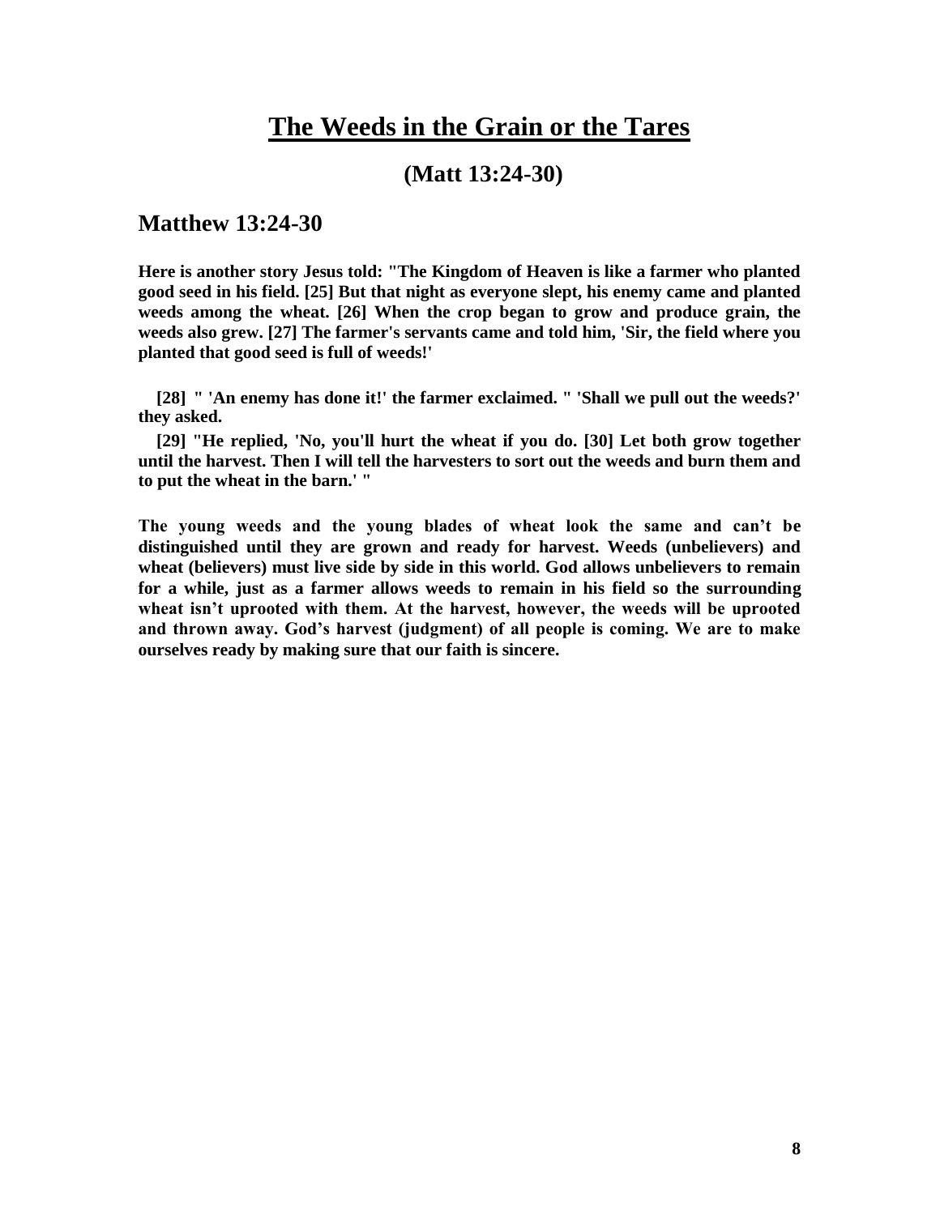# The Weeds in the Grain or the Tares

## (Matt 13:24-30)

## Matthew 13:24-30

**Here is another story Jesus told: "The Kingdom of Heaven is like a farmer who planted good seed in his field. [25] But that night as everyone slept, his enemy came and planted weeds among the wheat. [26] When the crop began to grow and produce grain, the weeds also grew. [27] The farmer's servants came and told him, 'Sir, the field where you planted that good seed is full of weeds!'**

**[28] " 'An enemy has done it!' the farmer exclaimed. " 'Shall we pull out the weeds?' they asked.**

**[29] "He replied, 'No, you'll hurt the wheat if you do. [30] Let both grow together until the harvest. Then I will tell the harvesters to sort out the weeds and burn them and to put the wheat in the barn.' "**

**The young weeds and the young blades of wheat look the same and can't be distinguished until they are grown and ready for harvest. Weeds (unbelievers) and wheat (believers) must live side by side in this world. God allows unbelievers to remain for a while, just as a farmer allows weeds to remain in his field so the surrounding wheat isn't uprooted with them. At the harvest, however, the weeds will be uprooted and thrown away. God's harvest (judgment) of all people is coming. We are to make ourselves ready by making sure that our faith is sincere.**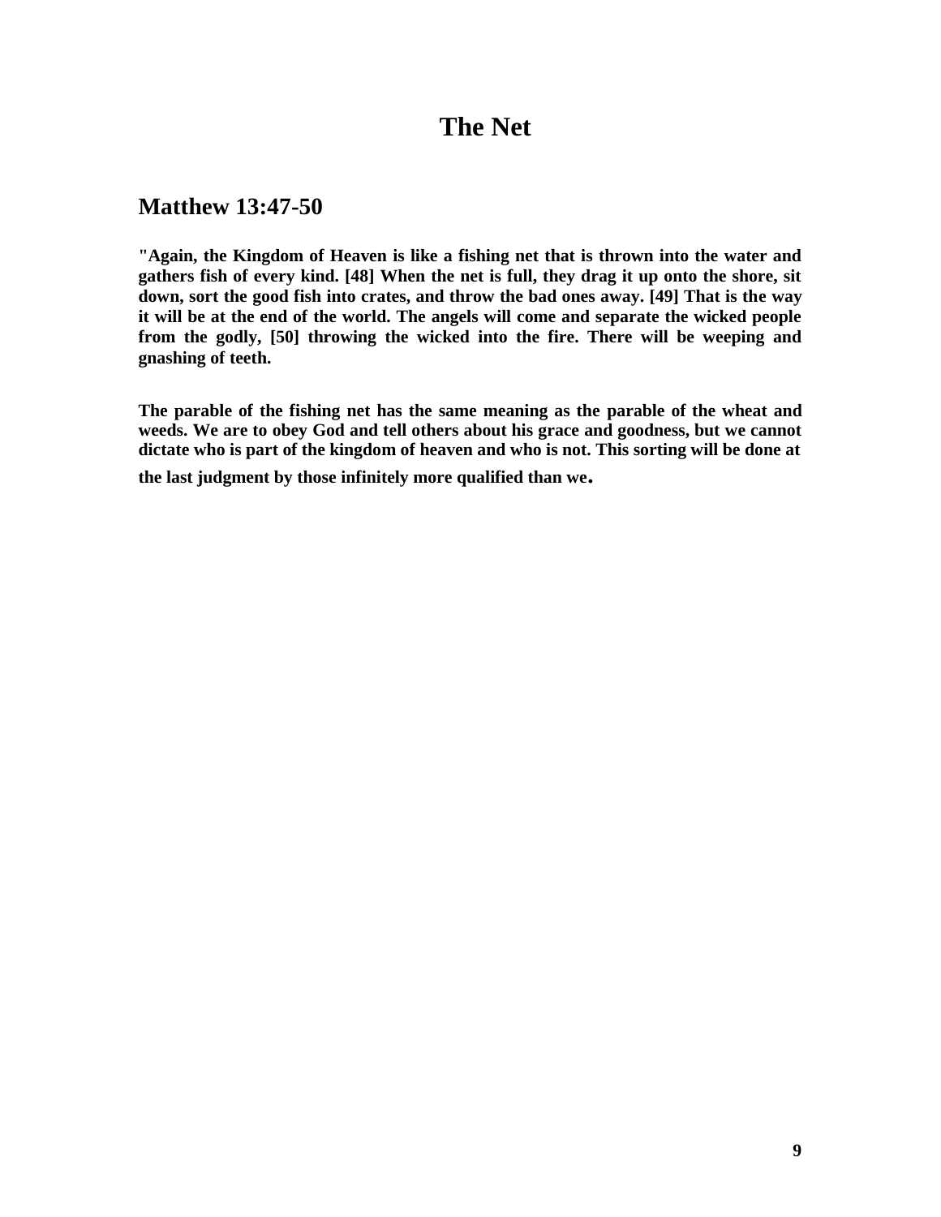# The Net

## Matthew 13:47-50

**"Again, the Kingdom of Heaven is like a fishing net that is thrown into the water and gathers fish of every kind. [48] When the net is full, they drag it up onto the shore, sit down, sort the good fish into crates, and throw the bad ones away. [49] That is the way it will be at the end of the world. The angels will come and separate the wicked people from the godly, [50] throwing the wicked into the fire. There will be weeping and gnashing of teeth.**

**The parable of the fishing net has the same meaning as the parable of the wheat and weeds. We are to obey God and tell others about his grace and goodness, but we cannot dictate who is part of the kingdom of heaven and who is not. This sorting will be done at the last judgment by those infinitely more qualified than we.**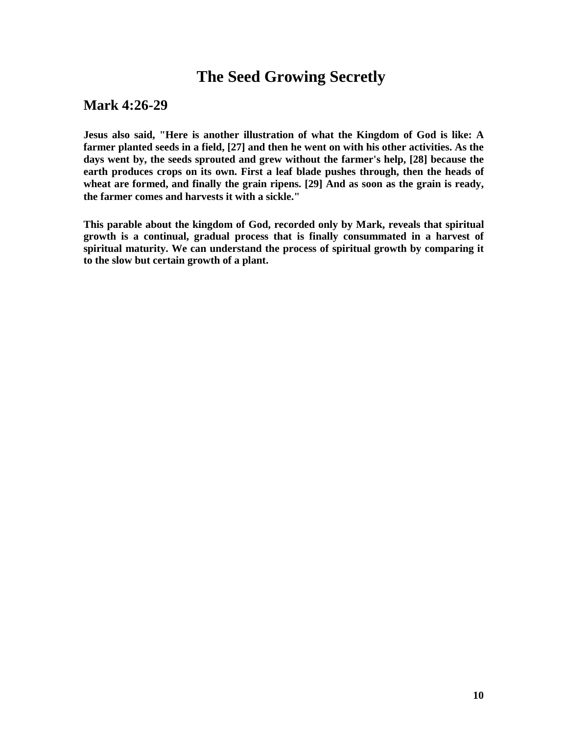# The Seed Growing Secretly

## Mark 4:26-29

**Jesus also said, "Here is another illustration of what the Kingdom of God is like: A farmer planted seeds in a field, [27] and then he went on with his other activities. As the days went by, the seeds sprouted and grew without the farmer's help, [28] because the earth produces crops on its own. First a leaf blade pushes through, then the heads of wheat are formed, and finally the grain ripens. [29] And as soon as the grain is ready, the farmer comes and harvests it with a sickle."**

**This parable about the kingdom of God, recorded only by Mark, reveals that spiritual growth is a continual, gradual process that is finally consummated in a harvest of spiritual maturity. We can understand the process of spiritual growth by comparing it to the slow but certain growth of a plant.**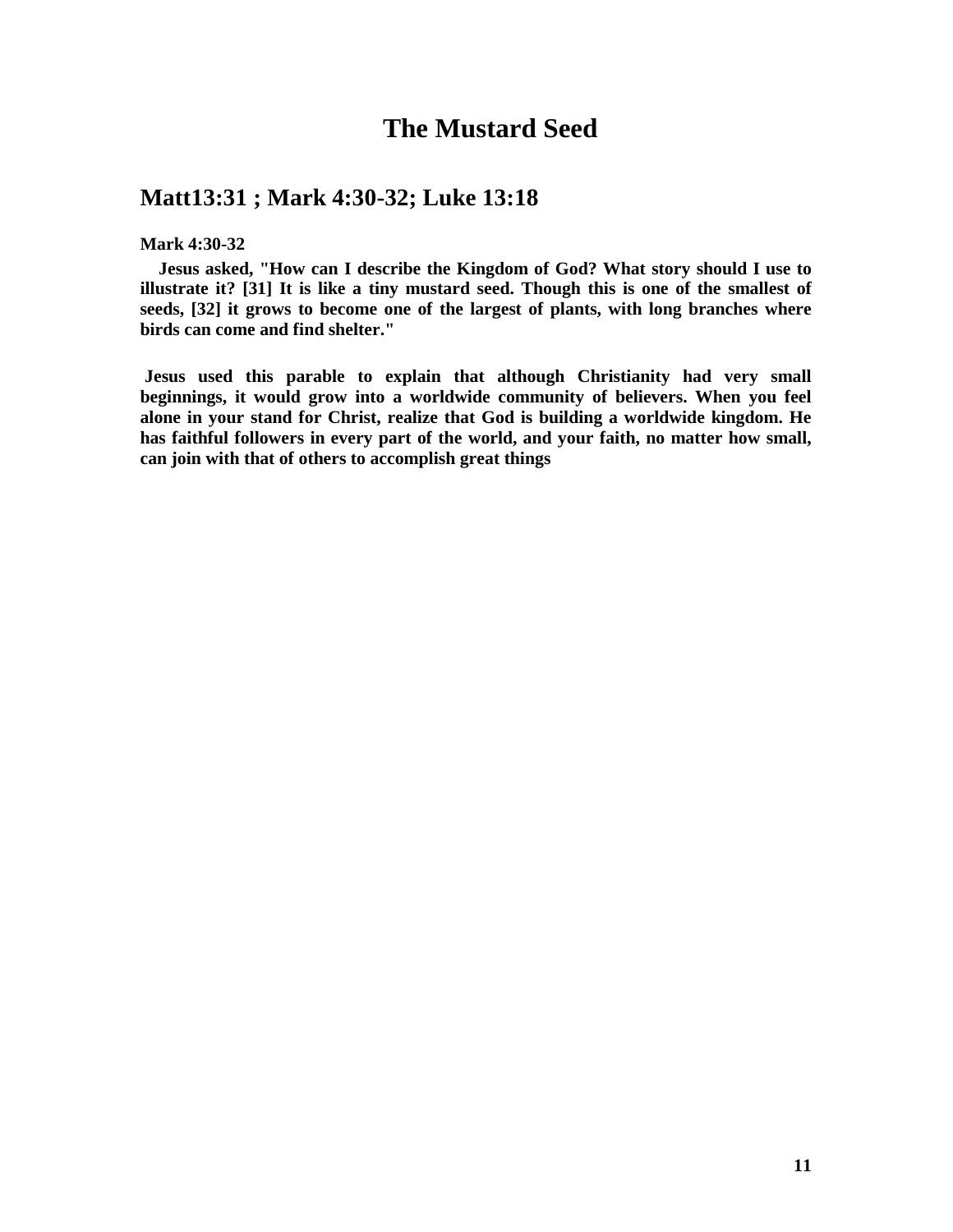# The Mustard Seed

## Matt13:31 ; Mark 4:30-32; Luke 13:18

**Mark 4:30-32**

**Jesus asked, "How can I describe the Kingdom of God? What story should I use to illustrate it? [31] It is like a tiny mustard seed. Though this is one of the smallest of seeds, [32] it grows to become one of the largest of plants, with long branches where birds can come and find shelter."**

**Jesus used this parable to explain that although Christianity had very small beginnings, it would grow into a worldwide community of believers. When you feel alone in your stand for Christ, realize that God is building a worldwide kingdom. He has faithful followers in every part of the world, and your faith, no matter how small, can join with that of others to accomplish great things**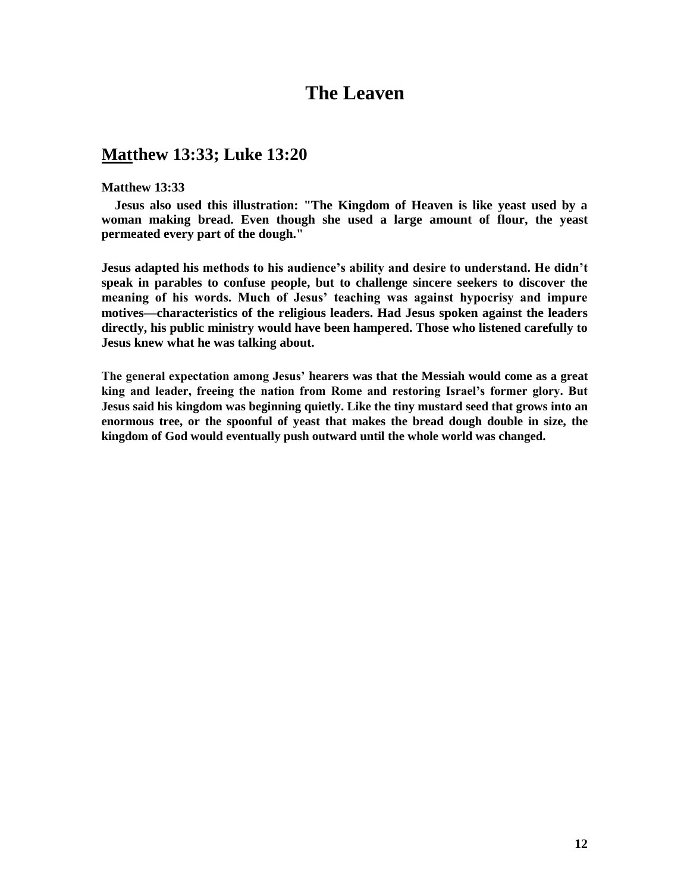# The Leaven

## Matthew 13:33; Luke 13:20

**Matthew 13:33**

**Jesus also used this illustration: "The Kingdom of Heaven is like yeast used by a woman making bread. Even though she used a large amount of flour, the yeast permeated every part of the dough."**

**Jesus adapted his methods to his audience's ability and desire to understand. He didn't speak in parables to confuse people, but to challenge sincere seekers to discover the meaning of his words. Much of Jesus' teaching was against hypocrisy and impure motives—characteristics of the religious leaders. Had Jesus spoken against the leaders directly, his public ministry would have been hampered. Those who listened carefully to Jesus knew what he was talking about.**

**The general expectation among Jesus' hearers was that the Messiah would come as a great king and leader, freeing the nation from Rome and restoring Israel's former glory. But Jesus said his kingdom was beginning quietly. Like the tiny mustard seed that grows into an enormous tree, or the spoonful of yeast that makes the bread dough double in size, the kingdom of God would eventually push outward until the whole world was changed.**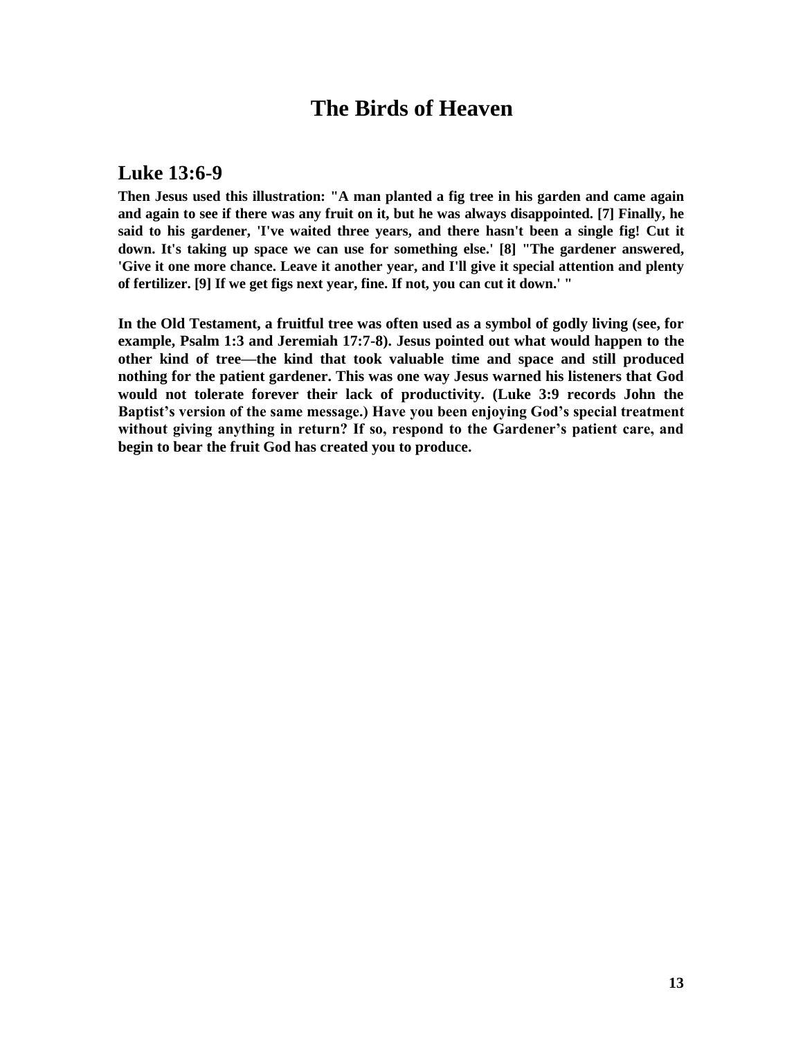# The Birds of Heaven

## Luke 13:6-9

**Then Jesus used this illustration: "A man planted a fig tree in his garden and came again and again to see if there was any fruit on it, but he was always disappointed. [7] Finally, he said to his gardener, 'I've waited three years, and there hasn't been a single fig! Cut it down. It's taking up space we can use for something else.' [8] "The gardener answered, 'Give it one more chance. Leave it another year, and I'll give it special attention and plenty of fertilizer. [9] If we get figs next year, fine. If not, you can cut it down.' "**

**In the Old Testament, a fruitful tree was often used as a symbol of godly living (see, for example, Psalm 1:3 and Jeremiah 17:7-8). Jesus pointed out what would happen to the other kind of tree—the kind that took valuable time and space and still produced nothing for the patient gardener. This was one way Jesus warned his listeners that God would not tolerate forever their lack of productivity. (Luke 3:9 records John the Baptist's version of the same message.) Have you been enjoying God's special treatment without giving anything in return? If so, respond to the Gardener's patient care, and begin to bear the fruit God has created you to produce.**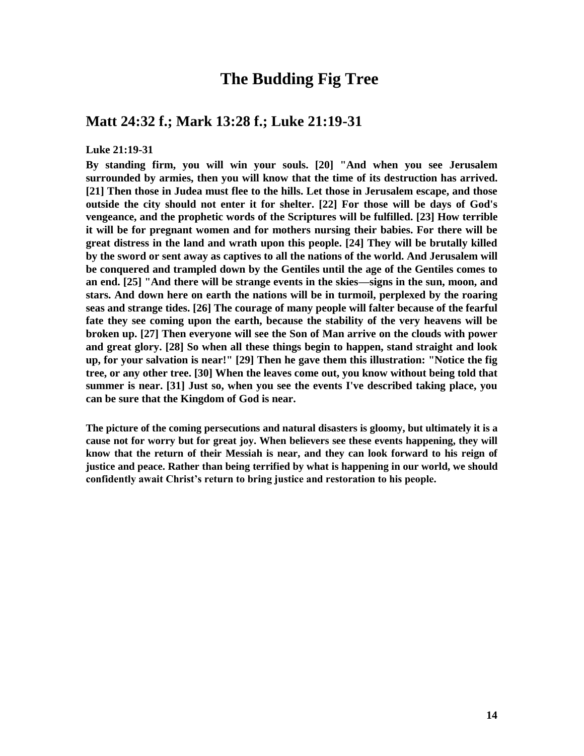# The Budding Fig Tree

## Matt 24:32 f.; Mark 13:28 f.; Luke 21:19-31

**Luke 21:19-31**

**By standing firm, you will win your souls. [20] "And when you see Jerusalem surrounded by armies, then you will know that the time of its destruction has arrived. [21] Then those in Judea must flee to the hills. Let those in Jerusalem escape, and those outside the city should not enter it for shelter. [22] For those will be days of God's vengeance, and the prophetic words of the Scriptures will be fulfilled. [23] How terrible it will be for pregnant women and for mothers nursing their babies. For there will be great distress in the land and wrath upon this people. [24] They will be brutally killed by the sword or sent away as captives to all the nations of the world. And Jerusalem will be conquered and trampled down by the Gentiles until the age of the Gentiles comes to an end. [25] "And there will be strange events in the skies—signs in the sun, moon, and stars. And down here on earth the nations will be in turmoil, perplexed by the roaring seas and strange tides. [26] The courage of many people will falter because of the fearful fate they see coming upon the earth, because the stability of the very heavens will be broken up. [27] Then everyone will see the Son of Man arrive on the clouds with power and great glory. [28] So when all these things begin to happen, stand straight and look up, for your salvation is near!" [29] Then he gave them this illustration: "Notice the fig tree, or any other tree. [30] When the leaves come out, you know without being told that summer is near. [31] Just so, when you see the events I've described taking place, you can be sure that the Kingdom of God is near.**

**The picture of the coming persecutions and natural disasters is gloomy, but ultimately it is a cause not for worry but for great joy. When believers see these events happening, they will know that the return of their Messiah is near, and they can look forward to his reign of justice and peace. Rather than being terrified by what is happening in our world, we should confidently await Christ's return to bring justice and restoration to his people.**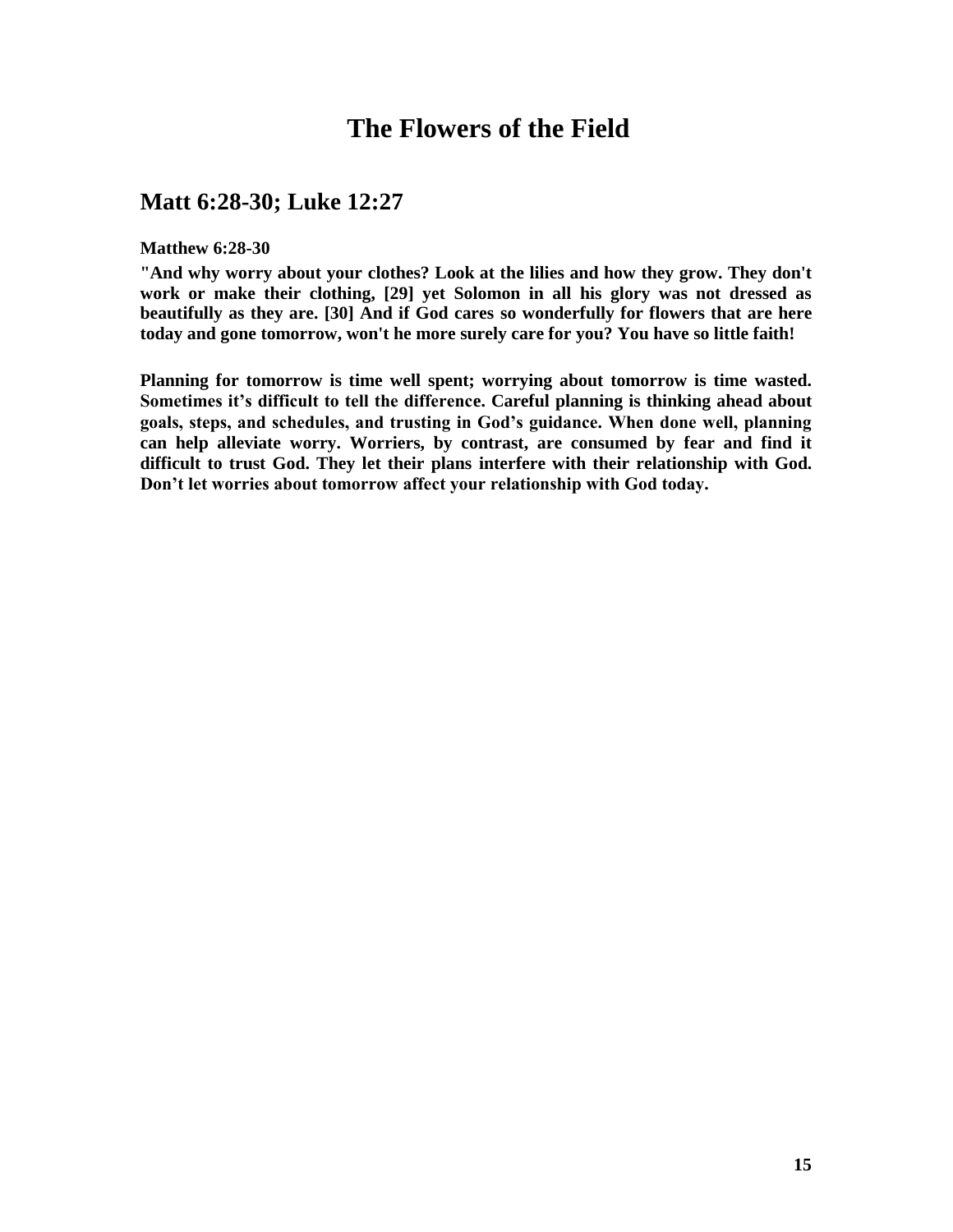# The Flowers of the Field

## Matt 6:28-30; Luke 12:27

**Matthew 6:28-30**

**"And why worry about your clothes? Look at the lilies and how they grow. They don't work or make their clothing, [29] yet Solomon in all his glory was not dressed as beautifully as they are. [30] And if God cares so wonderfully for flowers that are here today and gone tomorrow, won't he more surely care for you? You have so little faith!**

**Planning for tomorrow is time well spent; worrying about tomorrow is time wasted. Sometimes it's difficult to tell the difference. Careful planning is thinking ahead about goals, steps, and schedules, and trusting in God's guidance. When done well, planning can help alleviate worry. Worriers, by contrast, are consumed by fear and find it difficult to trust God. They let their plans interfere with their relationship with God. Don't let worries about tomorrow affect your relationship with God today.**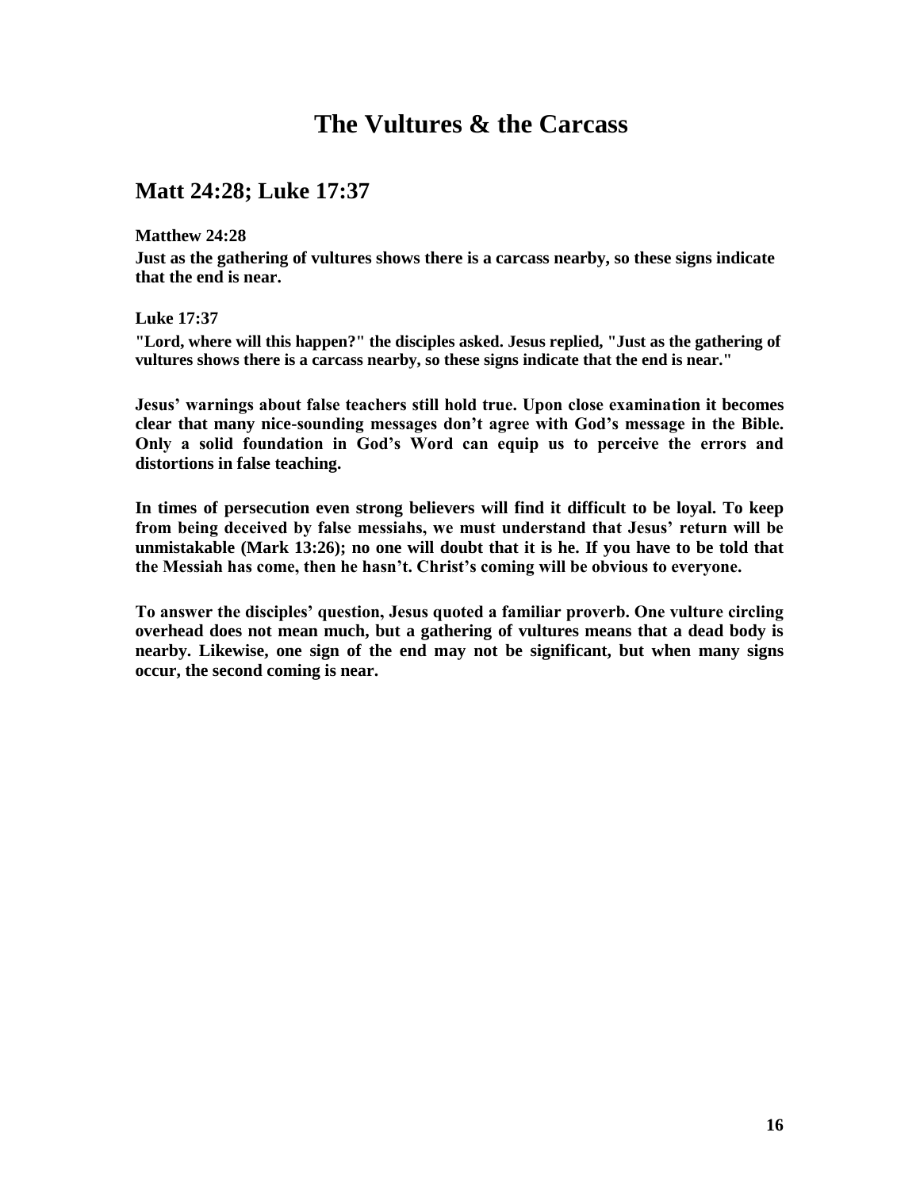# The Vultures & the Carcass

## Matt 24:28; Luke 17:37

**Matthew 24:28**

**Just as the gathering of vultures shows there is a carcass nearby, so these signs indicate that the end is near.**

**Luke 17:37**

**"Lord, where will this happen?" the disciples asked. Jesus replied, "Just as the gathering of vultures shows there is a carcass nearby, so these signs indicate that the end is near."**

**Jesus' warnings about false teachers still hold true. Upon close examination it becomes clear that many nice-sounding messages don't agree with God's message in the Bible. Only a solid foundation in God's Word can equip us to perceive the errors and distortions in false teaching.**

**In times of persecution even strong believers will find it difficult to be loyal. To keep from being deceived by false messiahs, we must understand that Jesus' return will be unmistakable (Mark 13:26); no one will doubt that it is he. If you have to be told that the Messiah has come, then he hasn't. Christ's coming will be obvious to everyone.**

**To answer the disciples' question, Jesus quoted a familiar proverb. One vulture circling overhead does not mean much, but a gathering of vultures means that a dead body is nearby. Likewise, one sign of the end may not be significant, but when many signs occur, the second coming is near.**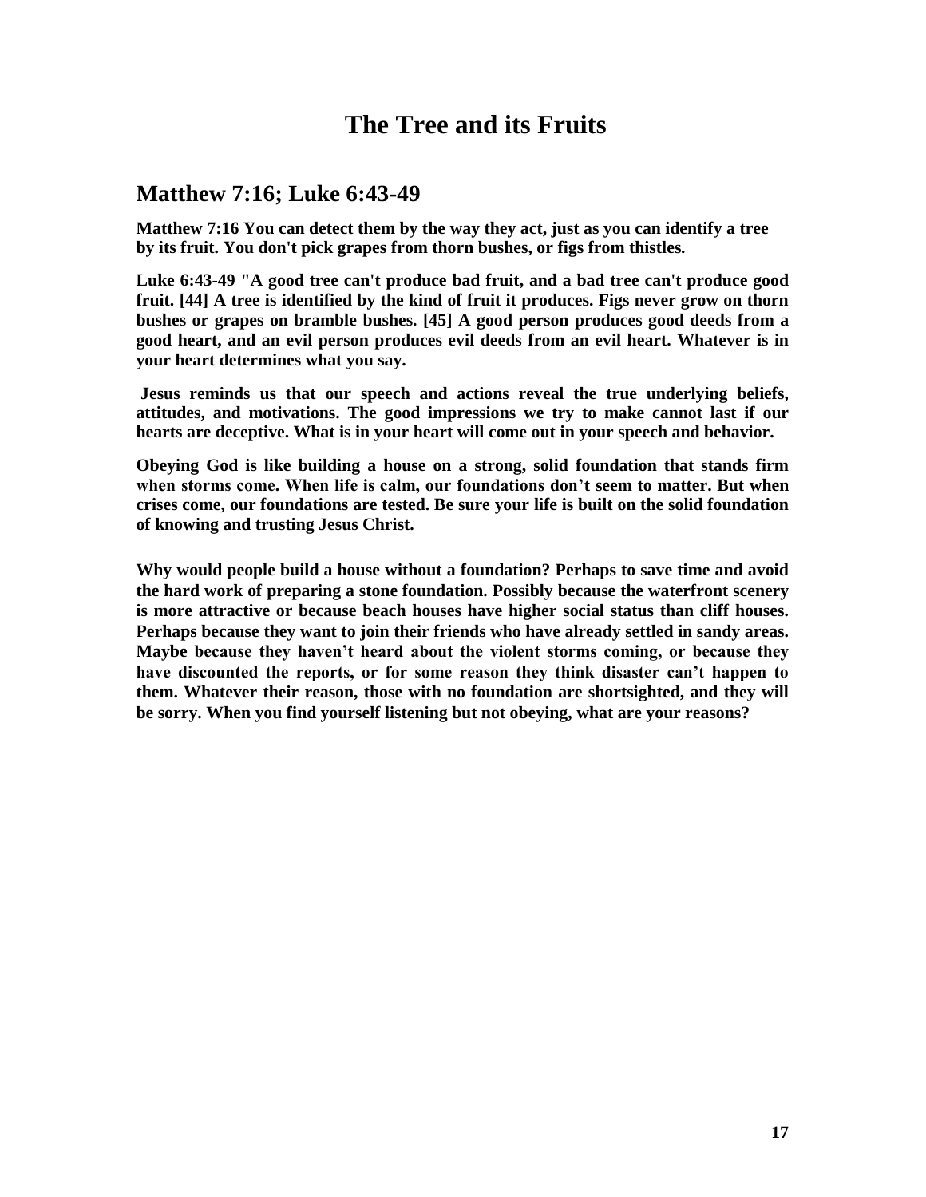# The Tree and its Fruits

## Matthew 7:16; Luke 6:43-49

**Matthew 7:16 You can detect them by the way they act, just as you can identify a tree by its fruit. You don't pick grapes from thorn bushes, or figs from thistles.**

**Luke 6:43-49 "A good tree can't produce bad fruit, and a bad tree can't produce good fruit. [44] A tree is identified by the kind of fruit it produces. Figs never grow on thorn bushes or grapes on bramble bushes. [45] A good person produces good deeds from a good heart, and an evil person produces evil deeds from an evil heart. Whatever is in your heart determines what you say.**

**Jesus reminds us that our speech and actions reveal the true underlying beliefs, attitudes, and motivations. The good impressions we try to make cannot last if our hearts are deceptive. What is in your heart will come out in your speech and behavior.**

**Obeying God is like building a house on a strong, solid foundation that stands firm when storms come. When life is calm, our foundations don't seem to matter. But when crises come, our foundations are tested. Be sure your life is built on the solid foundation of knowing and trusting Jesus Christ.**

**Why would people build a house without a foundation? Perhaps to save time and avoid the hard work of preparing a stone foundation. Possibly because the waterfront scenery is more attractive or because beach houses have higher social status than cliff houses. Perhaps because they want to join their friends who have already settled in sandy areas. Maybe because they haven't heard about the violent storms coming, or because they have discounted the reports, or for some reason they think disaster can't happen to them. Whatever their reason, those with no foundation are shortsighted, and they will be sorry. When you find yourself listening but not obeying, what are your reasons?**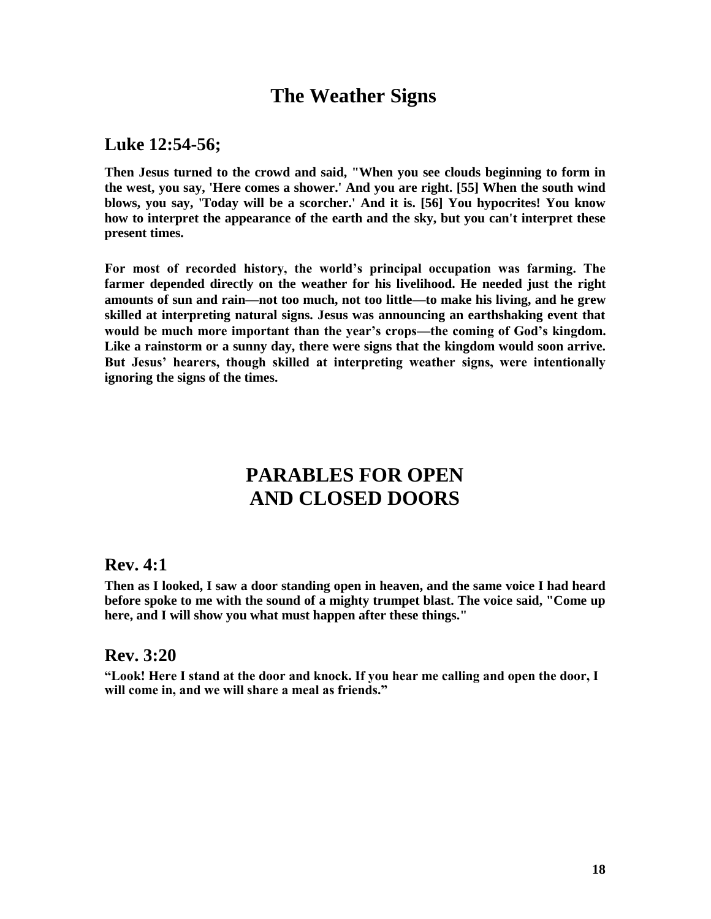# The Weather Signs

## Luke 12:54-56;

**Then Jesus turned to the crowd and said, "When you see clouds beginning to form in the west, you say, 'Here comes a shower.' And you are right. [55] When the south wind blows, you say, 'Today will be a scorcher.' And it is. [56] You hypocrites! You know how to interpret the appearance of the earth and the sky, but you can't interpret these present times.**

**For most of recorded history, the world's principal occupation was farming. The farmer depended directly on the weather for his livelihood. He needed just the right amounts of sun and rain—not too much, not too little—to make his living, and he grew skilled at interpreting natural signs. Jesus was announcing an earthshaking event that would be much more important than the year's crops—the coming of God's kingdom. Like a rainstorm or a sunny day, there were signs that the kingdom would soon arrive. But Jesus' hearers, though skilled at interpreting weather signs, were intentionally ignoring the signs of the times.**

# PARABLES FOR OPEN AND CLOSED DOORS

## Rev. 4:1

**Then as I looked, I saw a door standing open in heaven, and the same voice I had heard before spoke to me with the sound of a mighty trumpet blast. The voice said, "Come up here, and I will show you what must happen after these things."**

## Rev. 3:20

**"Look! Here I stand at the door and knock. If you hear me calling and open the door, I will come in, and we will share a meal as friends."**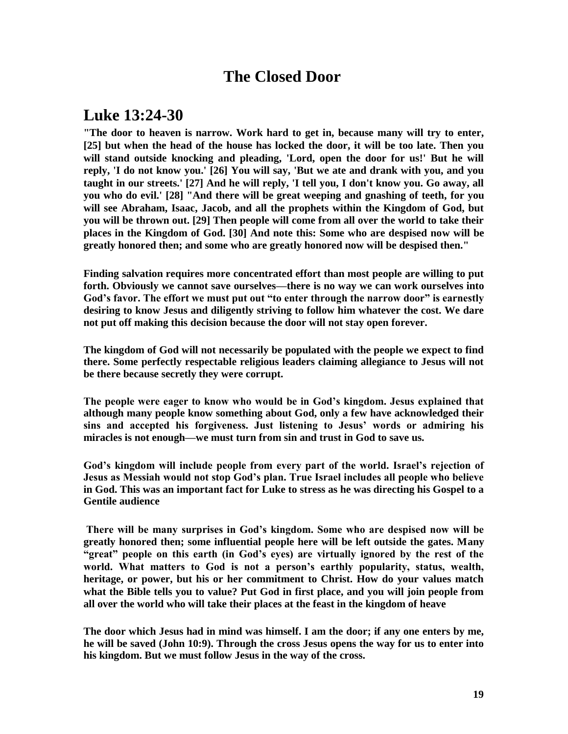# The Closed Door

## Luke 13:24-30

**"The door to heaven is narrow. Work hard to get in, because many will try to enter, [25] but when the head of the house has locked the door, it will be too late. Then you will stand outside knocking and pleading, 'Lord, open the door for us!' But he will reply, 'I do not know you.' [26] You will say, 'But we ate and drank with you, and you taught in our streets.' [27] And he will reply, 'I tell you, I don't know you. Go away, all you who do evil.' [28] "And there will be great weeping and gnashing of teeth, for you will see Abraham, Isaac, Jacob, and all the prophets within the Kingdom of God, but you will be thrown out. [29] Then people will come from all over the world to take their places in the Kingdom of God. [30] And note this: Some who are despised now will be greatly honored then; and some who are greatly honored now will be despised then."**

**Finding salvation requires more concentrated effort than most people are willing to put forth. Obviously we cannot save ourselves—there is no way we can work ourselves into God's favor. The effort we must put out "to enter through the narrow door" is earnestly desiring to know Jesus and diligently striving to follow him whatever the cost. We dare not put off making this decision because the door will not stay open forever.**

**The kingdom of God will not necessarily be populated with the people we expect to find there. Some perfectly respectable religious leaders claiming allegiance to Jesus will not be there because secretly they were corrupt.**

**The people were eager to know who would be in God's kingdom. Jesus explained that although many people know something about God, only a few have acknowledged their sins and accepted his forgiveness. Just listening to Jesus' words or admiring his miracles is not enough—we must turn from sin and trust in God to save us.**

**God's kingdom will include people from every part of the world. Israel's rejection of Jesus as Messiah would not stop God's plan. True Israel includes all people who believe in God. This was an important fact for Luke to stress as he was directing his Gospel to a Gentile audience**

**There will be many surprises in God's kingdom. Some who are despised now will be greatly honored then; some influential people here will be left outside the gates. Many "great" people on this earth (in God's eyes) are virtually ignored by the rest of the world. What matters to God is not a person's earthly popularity, status, wealth, heritage, or power, but his or her commitment to Christ. How do your values match what the Bible tells you to value? Put God in first place, and you will join people from all over the world who will take their places at the feast in the kingdom of heave**

**The door which Jesus had in mind was himself. I am the door; if any one enters by me, he will be saved (John 10:9). Through the cross Jesus opens the way for us to enter into his kingdom. But we must follow Jesus in the way of the cross.**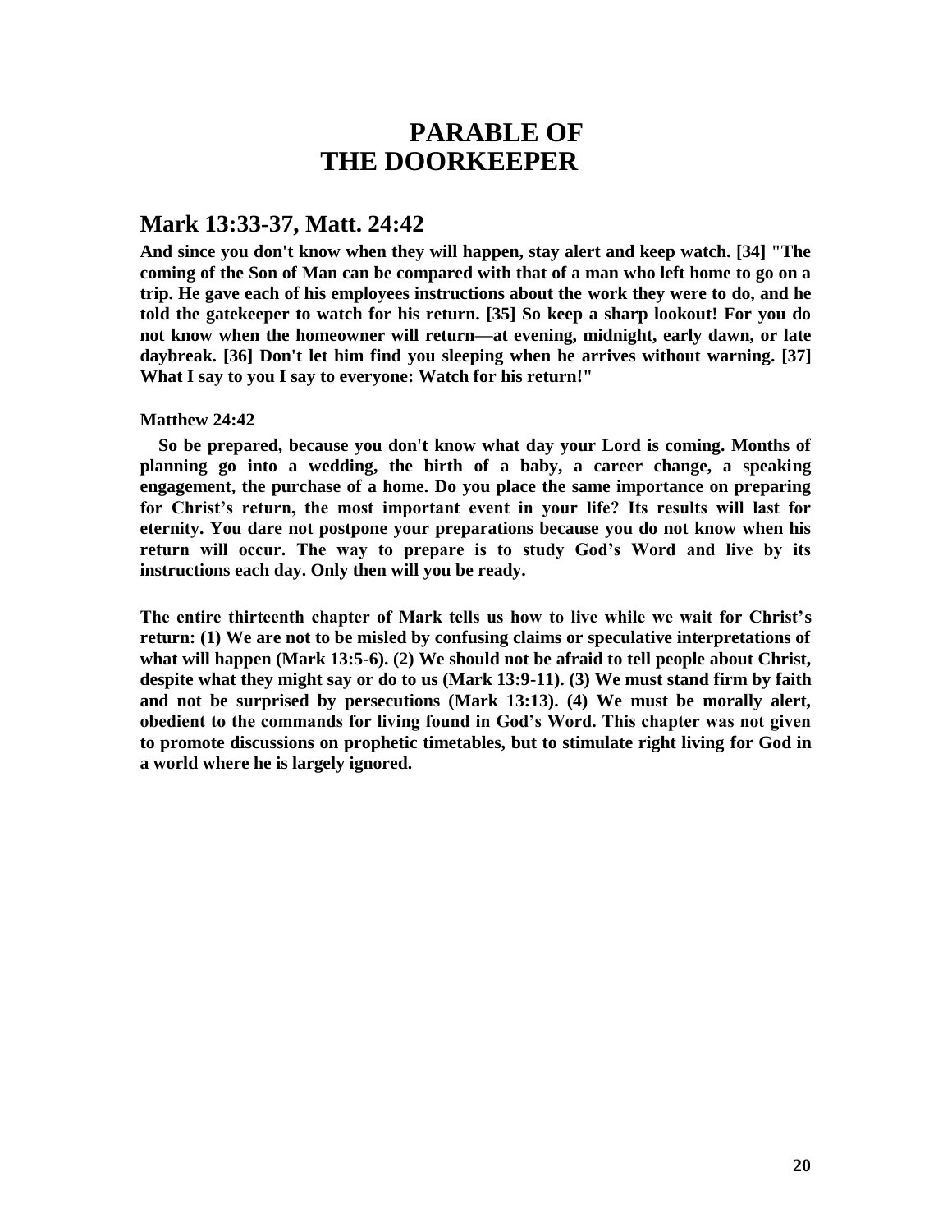# PARABLE OF THE DOORKEEPER

## Mark 13:33-37, Matt. 24:42

**And since you don't know when they will happen, stay alert and keep watch. [34] "The coming of the Son of Man can be compared with that of a man who left home to go on a trip. He gave each of his employees instructions about the work they were to do, and he told the gatekeeper to watch for his return. [35] So keep a sharp lookout! For you do not know when the homeowner will return—at evening, midnight, early dawn, or late daybreak. [36] Don't let him find you sleeping when he arrives without warning. [37] What I say to you I say to everyone: Watch for his return!"**

**Matthew 24:42**

**So be prepared, because you don't know what day your Lord is coming. Months of planning go into a wedding, the birth of a baby, a career change, a speaking engagement, the purchase of a home. Do you place the same importance on preparing for Christ's return, the most important event in your life? Its results will last for eternity. You dare not postpone your preparations because you do not know when his return will occur. The way to prepare is to study God's Word and live by its instructions each day. Only then will you be ready.**

**The entire thirteenth chapter of Mark tells us how to live while we wait for Christ's return: (1) We are not to be misled by confusing claims or speculative interpretations of what will happen (Mark 13:5-6). (2) We should not be afraid to tell people about Christ, despite what they might say or do to us (Mark 13:9-11). (3) We must stand firm by faith and not be surprised by persecutions (Mark 13:13). (4) We must be morally alert, obedient to the commands for living found in God's Word. This chapter was not given to promote discussions on prophetic timetables, but to stimulate right living for God in a world where he is largely ignored.**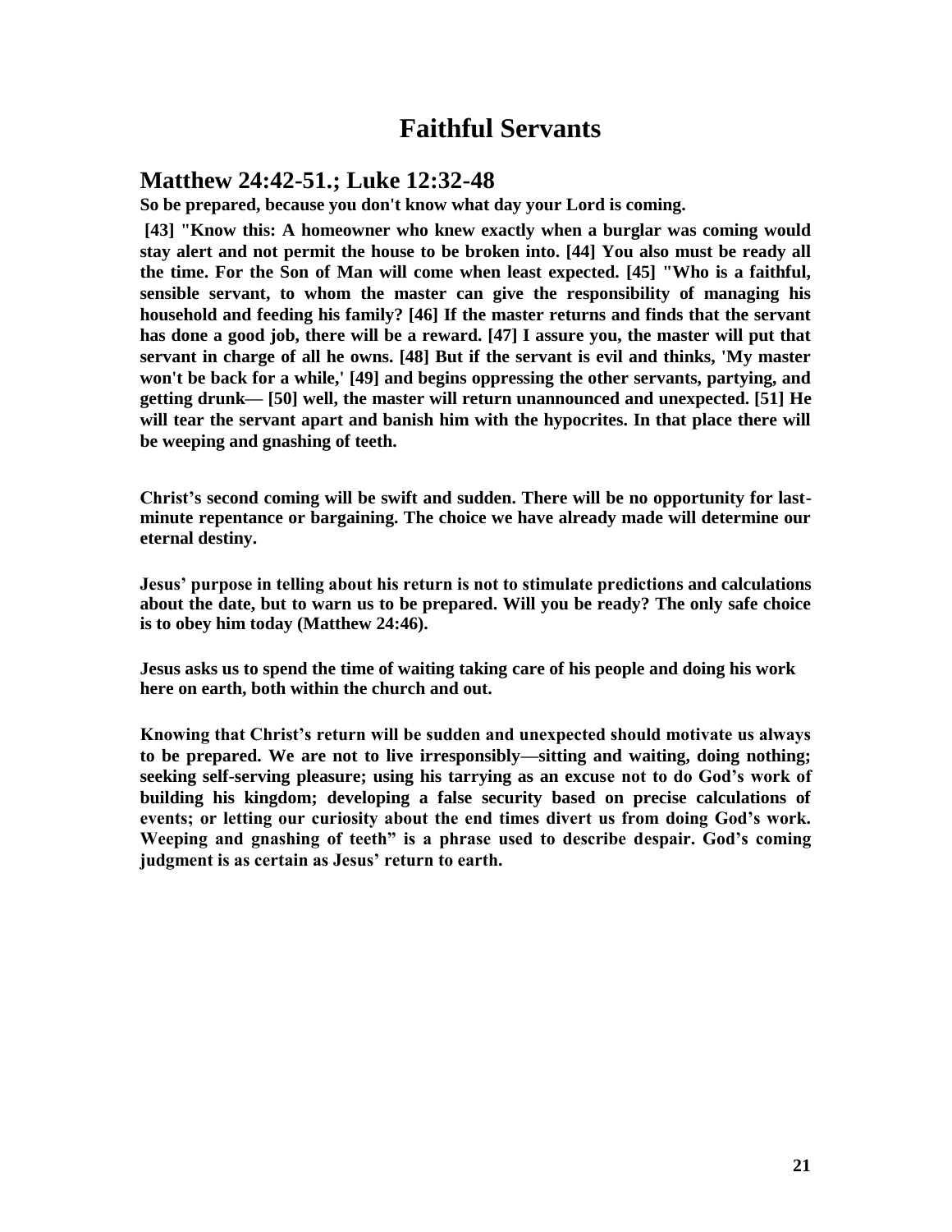# Faithful Servants

## Matthew 24:42-51.; Luke 12:32-48

**So be prepared, because you don't know what day your Lord is coming.**

**[43] "Know this: A homeowner who knew exactly when a burglar was coming would stay alert and not permit the house to be broken into. [44] You also must be ready all the time. For the Son of Man will come when least expected. [45] "Who is a faithful, sensible servant, to whom the master can give the responsibility of managing his household and feeding his family? [46] If the master returns and finds that the servant has done a good job, there will be a reward. [47] I assure you, the master will put that servant in charge of all he owns. [48] But if the servant is evil and thinks, 'My master won't be back for a while,' [49] and begins oppressing the other servants, partying, and getting drunk— [50] well, the master will return unannounced and unexpected. [51] He will tear the servant apart and banish him with the hypocrites. In that place there will be weeping and gnashing of teeth.**

**Christ's second coming will be swift and sudden. There will be no opportunity for last-minute repentance or bargaining. The choice we have already made will determine our eternal destiny.**

**Jesus' purpose in telling about his return is not to stimulate predictions and calculations about the date, but to warn us to be prepared. Will you be ready? The only safe choice is to obey him today (Matthew 24:46).**

**Jesus asks us to spend the time of waiting taking care of his people and doing his work here on earth, both within the church and out.**

**Knowing that Christ's return will be sudden and unexpected should motivate us always to be prepared. We are not to live irresponsibly—sitting and waiting, doing nothing; seeking self-serving pleasure; using his tarrying as an excuse not to do God's work of building his kingdom; developing a false security based on precise calculations of events; or letting our curiosity about the end times divert us from doing God's work. Weeping and gnashing of teeth" is a phrase used to describe despair. God's coming judgment is as certain as Jesus' return to earth.**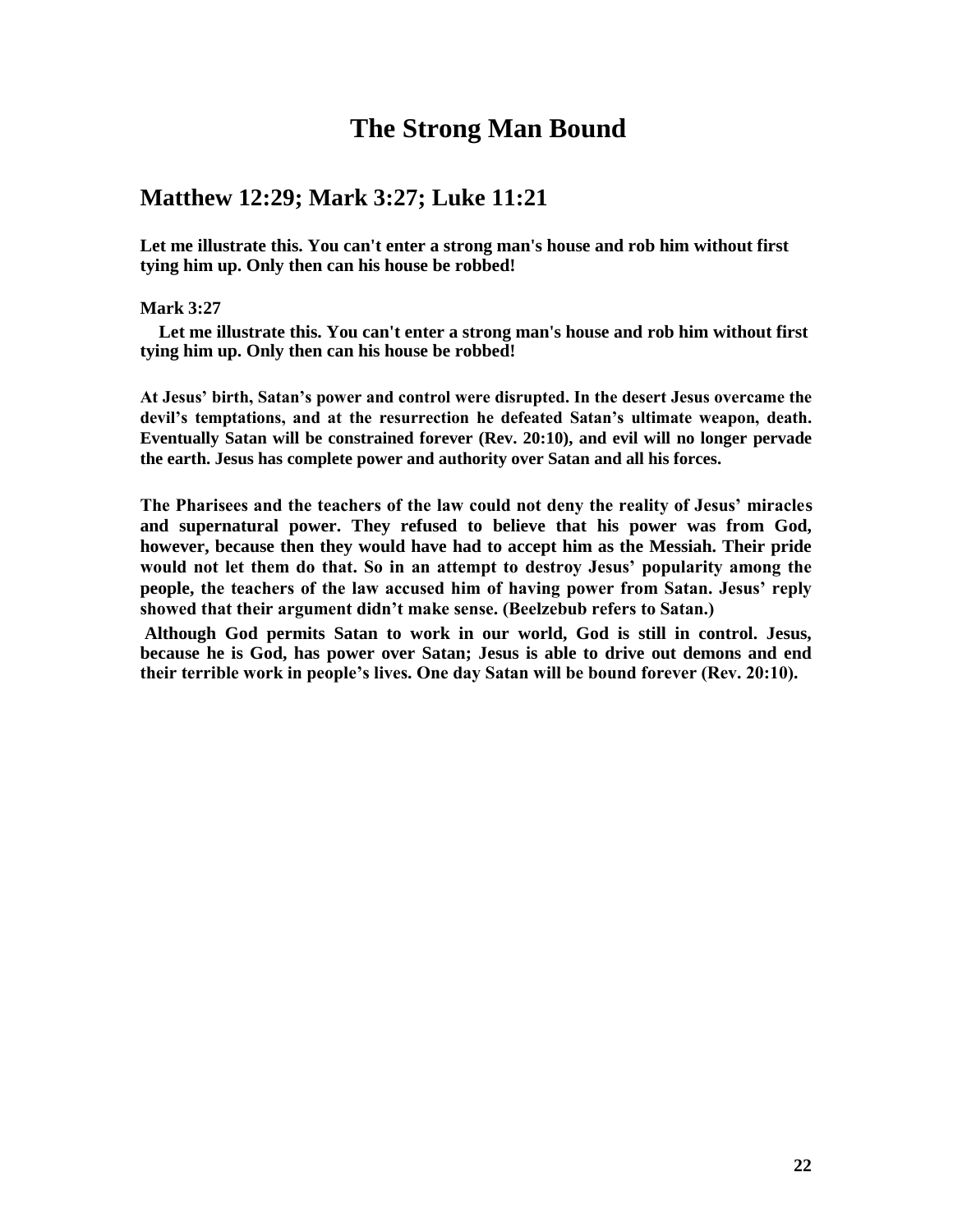# The Strong Man Bound

## Matthew 12:29; Mark 3:27; Luke 11:21

**Let me illustrate this. You can't enter a strong man's house and rob him without first tying him up. Only then can his house be robbed!**

**Mark 3:27**

**Let me illustrate this. You can't enter a strong man's house and rob him without first tying him up. Only then can his house be robbed!**

**At Jesus' birth, Satan's power and control were disrupted. In the desert Jesus overcame the devil's temptations, and at the resurrection he defeated Satan's ultimate weapon, death. Eventually Satan will be constrained forever (Rev. 20:10), and evil will no longer pervade the earth. Jesus has complete power and authority over Satan and all his forces.**

**The Pharisees and the teachers of the law could not deny the reality of Jesus' miracles and supernatural power. They refused to believe that his power was from God, however, because then they would have had to accept him as the Messiah. Their pride would not let them do that. So in an attempt to destroy Jesus' popularity among the people, the teachers of the law accused him of having power from Satan. Jesus' reply showed that their argument didn't make sense. (Beelzebub refers to Satan.)**

**Although God permits Satan to work in our world, God is still in control. Jesus, because he is God, has power over Satan; Jesus is able to drive out demons and end their terrible work in people's lives. One day Satan will be bound forever (Rev. 20:10).**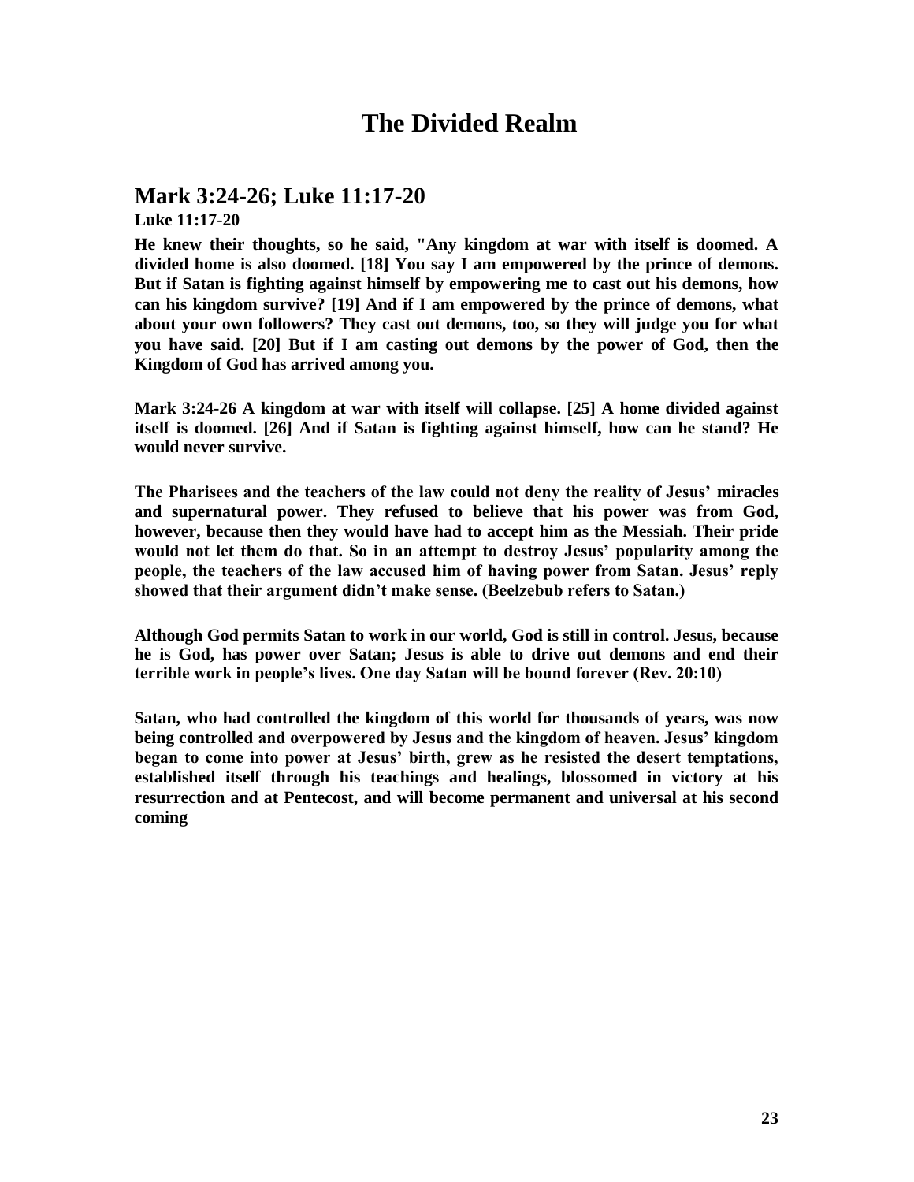# The Divided Realm

## Mark 3:24-26; Luke 11:17-20

**Luke 11:17-20**

**He knew their thoughts, so he said, "Any kingdom at war with itself is doomed. A divided home is also doomed. [18] You say I am empowered by the prince of demons. But if Satan is fighting against himself by empowering me to cast out his demons, how can his kingdom survive? [19] And if I am empowered by the prince of demons, what about your own followers? They cast out demons, too, so they will judge you for what you have said. [20] But if I am casting out demons by the power of God, then the Kingdom of God has arrived among you.**

**Mark 3:24-26 A kingdom at war with itself will collapse. [25] A home divided against itself is doomed. [26] And if Satan is fighting against himself, how can he stand? He would never survive.**

**The Pharisees and the teachers of the law could not deny the reality of Jesus' miracles and supernatural power. They refused to believe that his power was from God, however, because then they would have had to accept him as the Messiah. Their pride would not let them do that. So in an attempt to destroy Jesus' popularity among the people, the teachers of the law accused him of having power from Satan. Jesus' reply showed that their argument didn't make sense. (Beelzebub refers to Satan.)**

**Although God permits Satan to work in our world, God is still in control. Jesus, because he is God, has power over Satan; Jesus is able to drive out demons and end their terrible work in people's lives. One day Satan will be bound forever (Rev. 20:10)**

**Satan, who had controlled the kingdom of this world for thousands of years, was now being controlled and overpowered by Jesus and the kingdom of heaven. Jesus' kingdom began to come into power at Jesus' birth, grew as he resisted the desert temptations, established itself through his teachings and healings, blossomed in victory at his resurrection and at Pentecost, and will become permanent and universal at his second coming**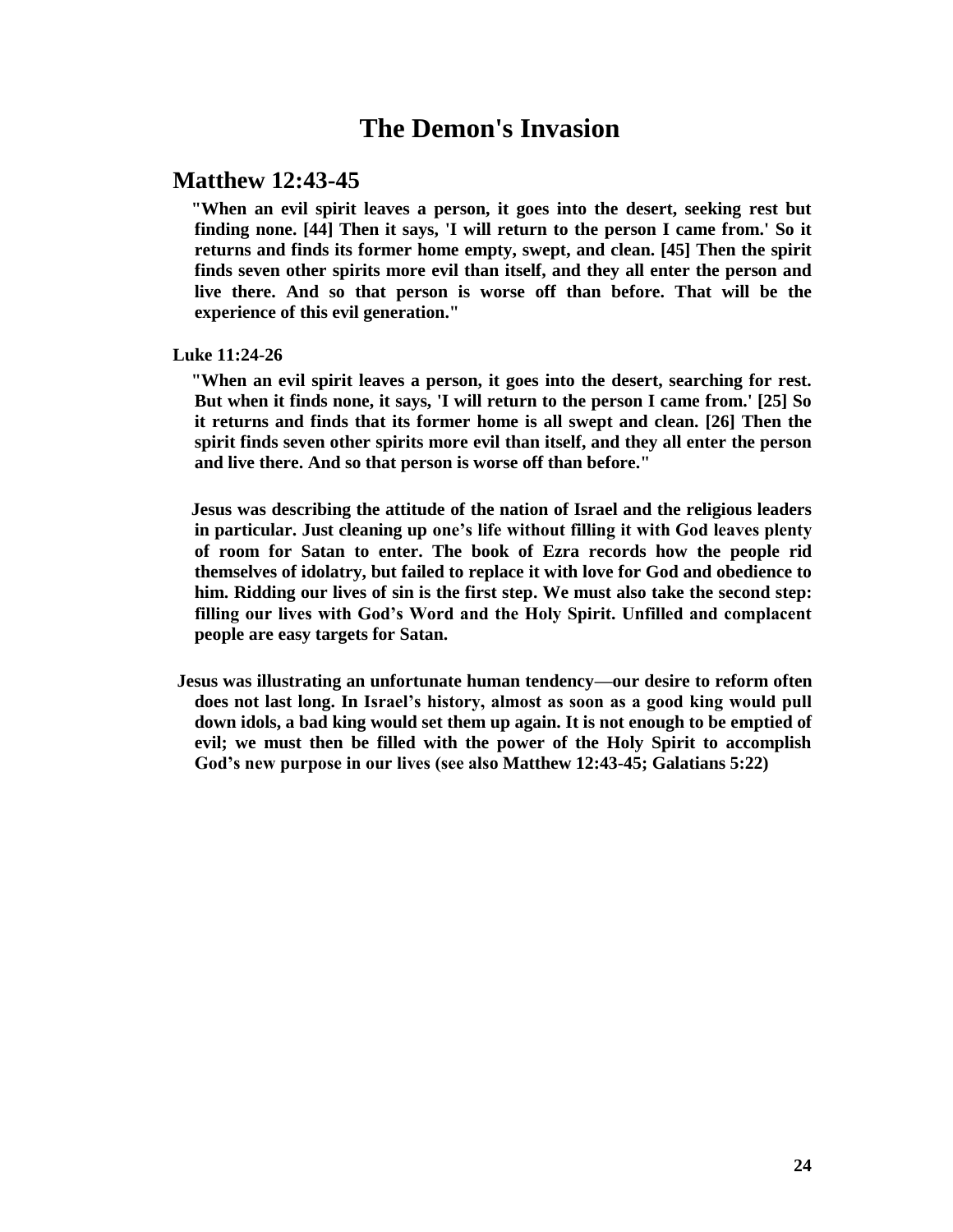# The Demon's Invasion

## Matthew 12:43-45

**"When an evil spirit leaves a person, it goes into the desert, seeking rest but finding none. [44] Then it says, 'I will return to the person I came from.' So it returns and finds its former home empty, swept, and clean. [45] Then the spirit finds seven other spirits more evil than itself, and they all enter the person and live there. And so that person is worse off than before. That will be the experience of this evil generation."**

**Luke 11:24-26**

**"When an evil spirit leaves a person, it goes into the desert, searching for rest. But when it finds none, it says, 'I will return to the person I came from.' [25] So it returns and finds that its former home is all swept and clean. [26] Then the spirit finds seven other spirits more evil than itself, and they all enter the person and live there. And so that person is worse off than before."**

**Jesus was describing the attitude of the nation of Israel and the religious leaders in particular. Just cleaning up one's life without filling it with God leaves plenty of room for Satan to enter. The book of Ezra records how the people rid themselves of idolatry, but failed to replace it with love for God and obedience to him. Ridding our lives of sin is the first step. We must also take the second step: filling our lives with God's Word and the Holy Spirit. Unfilled and complacent people are easy targets for Satan.**

**Jesus was illustrating an unfortunate human tendency—our desire to reform often does not last long. In Israel's history, almost as soon as a good king would pull down idols, a bad king would set them up again. It is not enough to be emptied of evil; we must then be filled with the power of the Holy Spirit to accomplish God's new purpose in our lives (see also Matthew 12:43-45; Galatians 5:22)**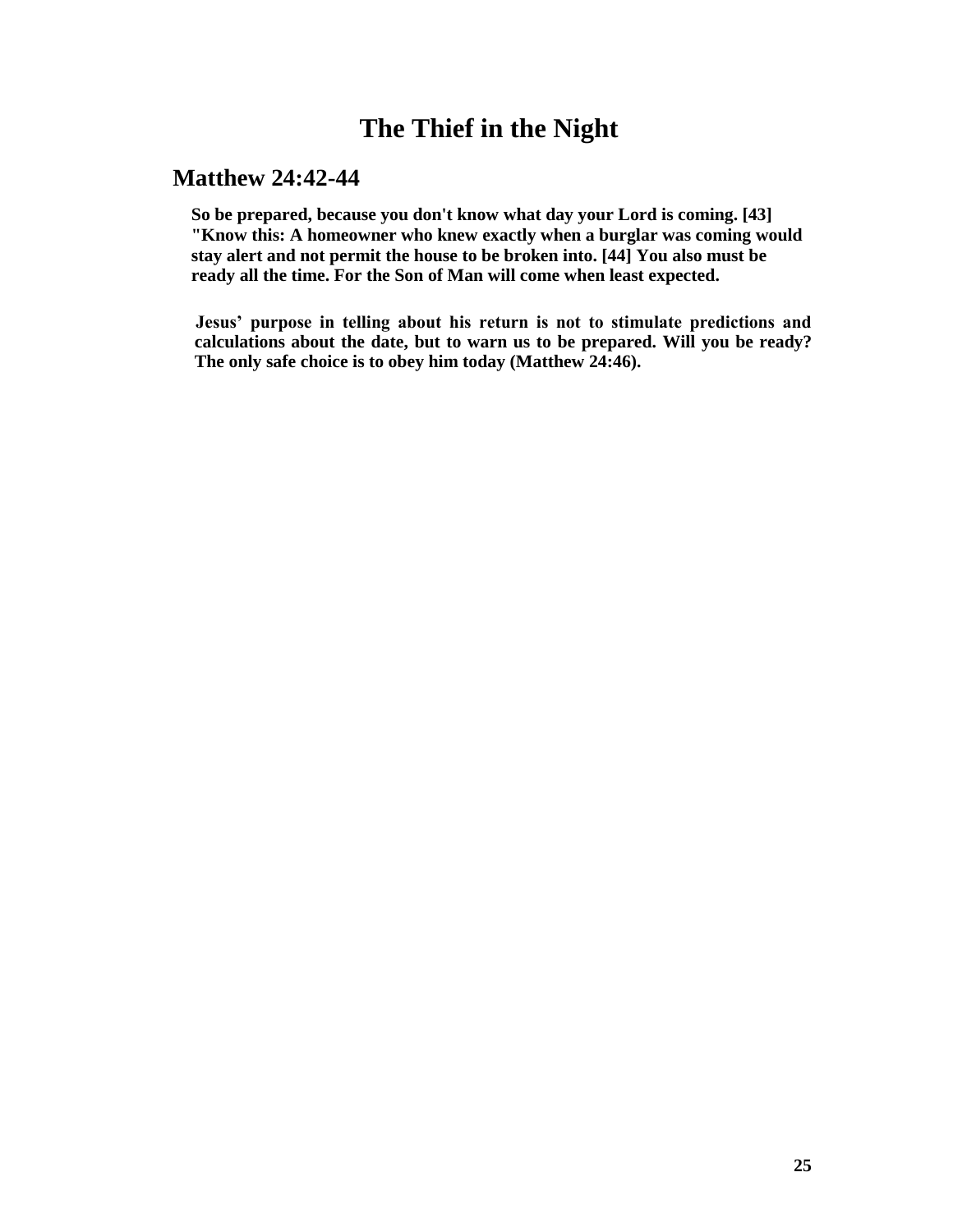# The Thief in the Night

## Matthew 24:42-44

**So be prepared, because you don't know what day your Lord is coming. [43] "Know this: A homeowner who knew exactly when a burglar was coming would stay alert and not permit the house to be broken into. [44] You also must be ready all the time. For the Son of Man will come when least expected.**

**Jesus' purpose in telling about his return is not to stimulate predictions and calculations about the date, but to warn us to be prepared. Will you be ready? The only safe choice is to obey him today (Matthew 24:46).**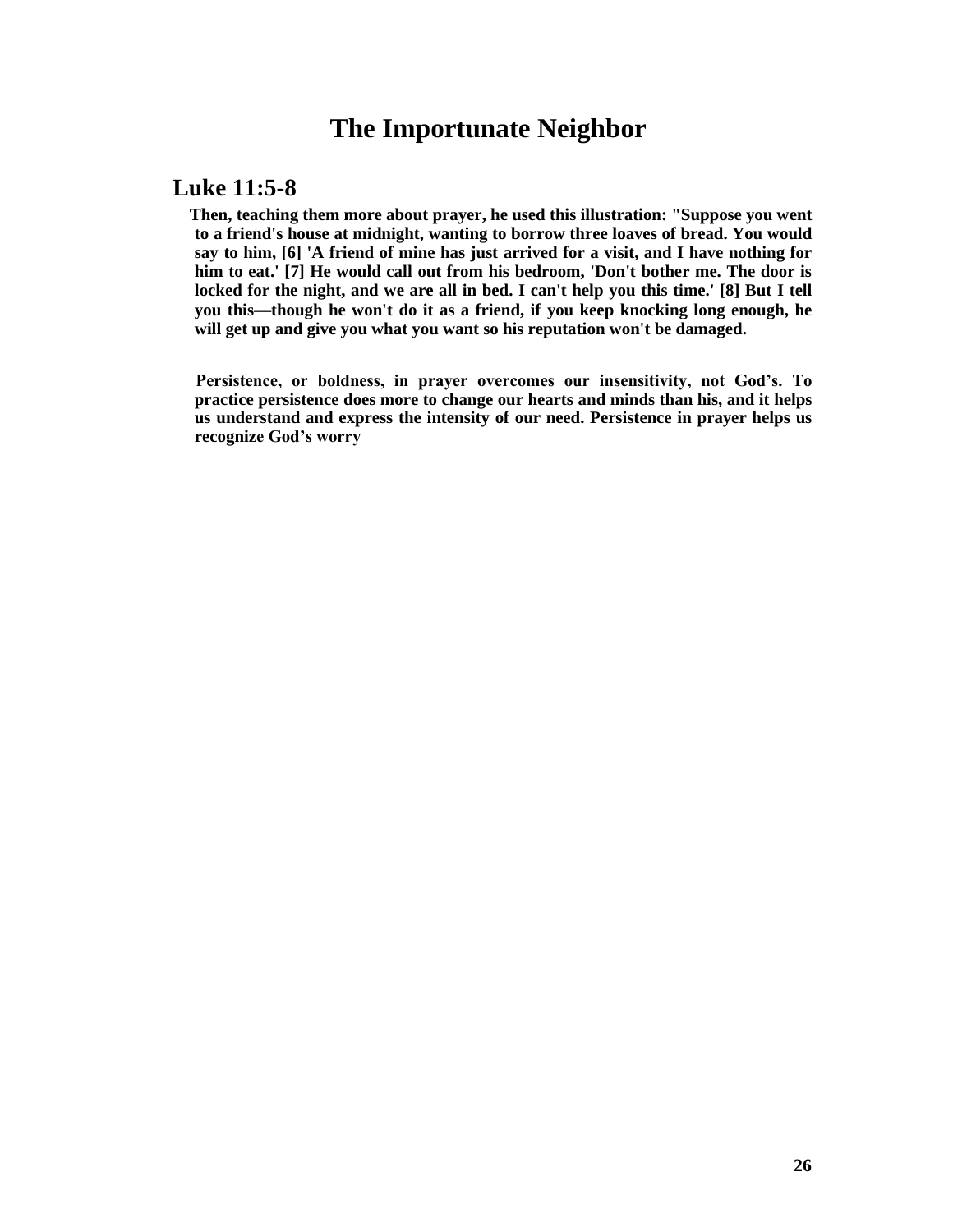# The Importunate Neighbor

## Luke 11:5-8

**Then, teaching them more about prayer, he used this illustration: "Suppose you went to a friend's house at midnight, wanting to borrow three loaves of bread. You would say to him, [6] 'A friend of mine has just arrived for a visit, and I have nothing for him to eat.' [7] He would call out from his bedroom, 'Don't bother me. The door is locked for the night, and we are all in bed. I can't help you this time.' [8] But I tell you this—though he won't do it as a friend, if you keep knocking long enough, he will get up and give you what you want so his reputation won't be damaged.**

**Persistence, or boldness, in prayer overcomes our insensitivity, not God's. To practice persistence does more to change our hearts and minds than his, and it helps us understand and express the intensity of our need. Persistence in prayer helps us recognize God's worry**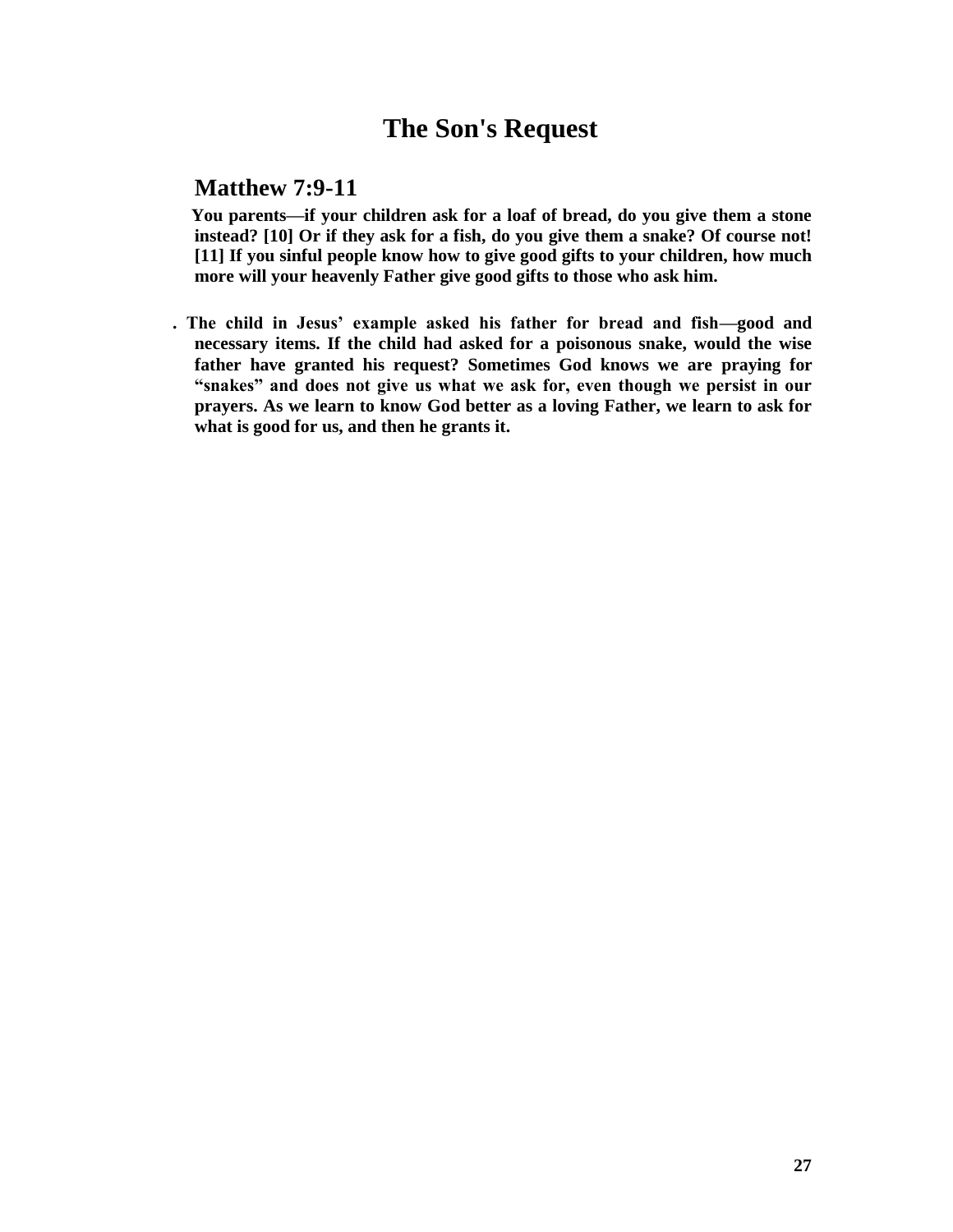# The Son's Request

## Matthew 7:9-11

**You parents—if your children ask for a loaf of bread, do you give them a stone instead? [10] Or if they ask for a fish, do you give them a snake? Of course not! [11] If you sinful people know how to give good gifts to your children, how much more will your heavenly Father give good gifts to those who ask him.**

**. The child in Jesus' example asked his father for bread and fish—good and necessary items. If the child had asked for a poisonous snake, would the wise father have granted his request? Sometimes God knows we are praying for "snakes" and does not give us what we ask for, even though we persist in our prayers. As we learn to know God better as a loving Father, we learn to ask for what is good for us, and then he grants it.**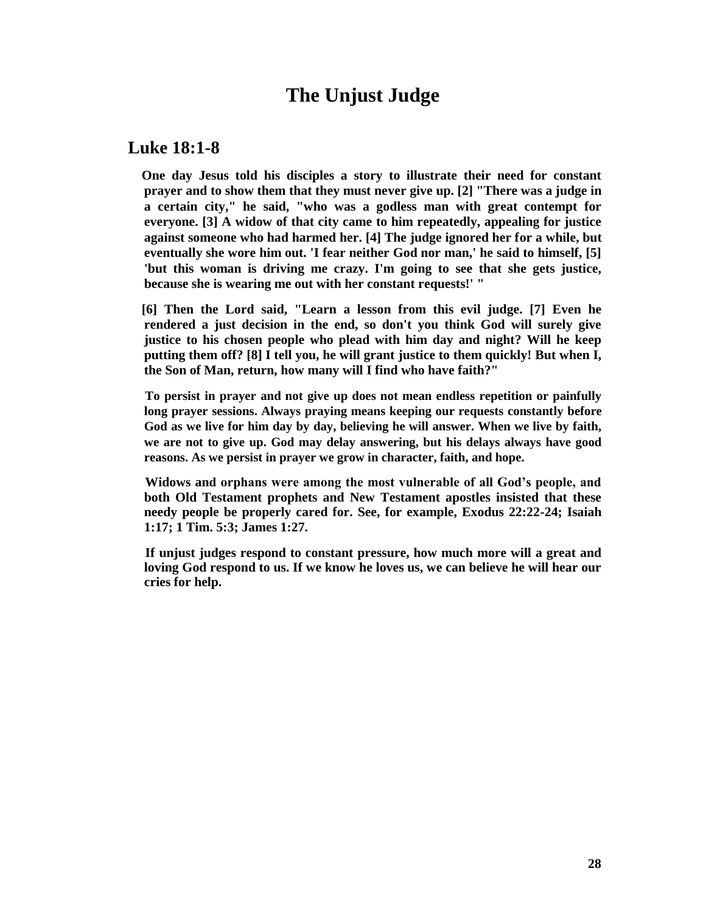# The Unjust Judge

## Luke 18:1-8

**One day Jesus told his disciples a story to illustrate their need for constant prayer and to show them that they must never give up. [2] "There was a judge in a certain city," he said, "who was a godless man with great contempt for everyone. [3] A widow of that city came to him repeatedly, appealing for justice against someone who had harmed her. [4] The judge ignored her for a while, but eventually she wore him out. 'I fear neither God nor man,' he said to himself, [5] 'but this woman is driving me crazy. I'm going to see that she gets justice, because she is wearing me out with her constant requests!' "**

**[6] Then the Lord said, "Learn a lesson from this evil judge. [7] Even he rendered a just decision in the end, so don't you think God will surely give justice to his chosen people who plead with him day and night? Will he keep putting them off? [8] I tell you, he will grant justice to them quickly! But when I, the Son of Man, return, how many will I find who have faith?"**

**To persist in prayer and not give up does not mean endless repetition or painfully long prayer sessions. Always praying means keeping our requests constantly before God as we live for him day by day, believing he will answer. When we live by faith, we are not to give up. God may delay answering, but his delays always have good reasons. As we persist in prayer we grow in character, faith, and hope.**

**Widows and orphans were among the most vulnerable of all God's people, and both Old Testament prophets and New Testament apostles insisted that these needy people be properly cared for. See, for example, Exodus 22:22-24; Isaiah 1:17; 1 Tim. 5:3; James 1:27.**

**If unjust judges respond to constant pressure, how much more will a great and loving God respond to us. If we know he loves us, we can believe he will hear our cries for help.**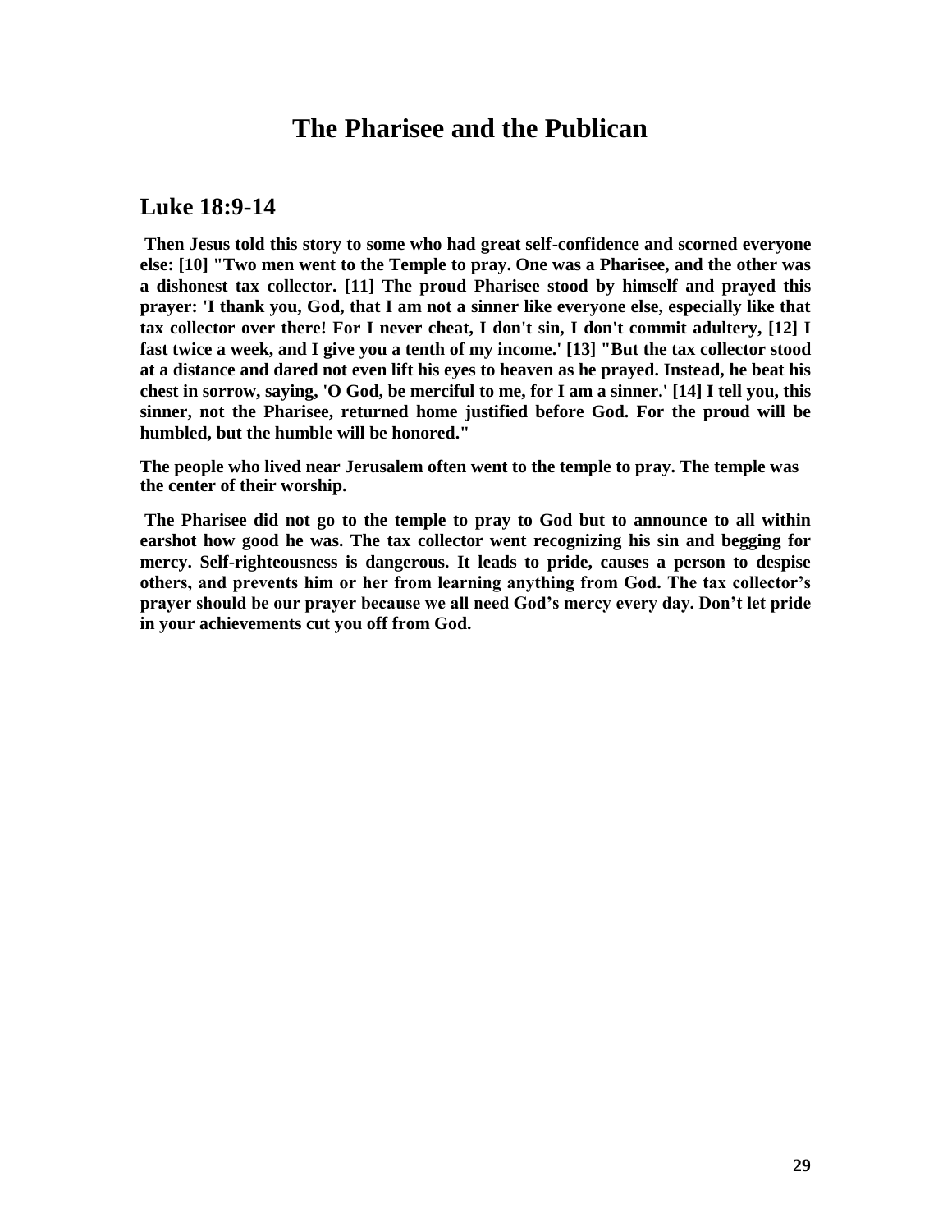# The Pharisee and the Publican

## Luke 18:9-14

**Then Jesus told this story to some who had great self-confidence and scorned everyone else: [10] "Two men went to the Temple to pray. One was a Pharisee, and the other was a dishonest tax collector. [11] The proud Pharisee stood by himself and prayed this prayer: 'I thank you, God, that I am not a sinner like everyone else, especially like that tax collector over there! For I never cheat, I don't sin, I don't commit adultery, [12] I fast twice a week, and I give you a tenth of my income.' [13] "But the tax collector stood at a distance and dared not even lift his eyes to heaven as he prayed. Instead, he beat his chest in sorrow, saying, 'O God, be merciful to me, for I am a sinner.' [14] I tell you, this sinner, not the Pharisee, returned home justified before God. For the proud will be humbled, but the humble will be honored."**

**The people who lived near Jerusalem often went to the temple to pray. The temple was the center of their worship.**

**The Pharisee did not go to the temple to pray to God but to announce to all within earshot how good he was. The tax collector went recognizing his sin and begging for mercy. Self-righteousness is dangerous. It leads to pride, causes a person to despise others, and prevents him or her from learning anything from God. The tax collector's prayer should be our prayer because we all need God's mercy every day. Don't let pride in your achievements cut you off from God.**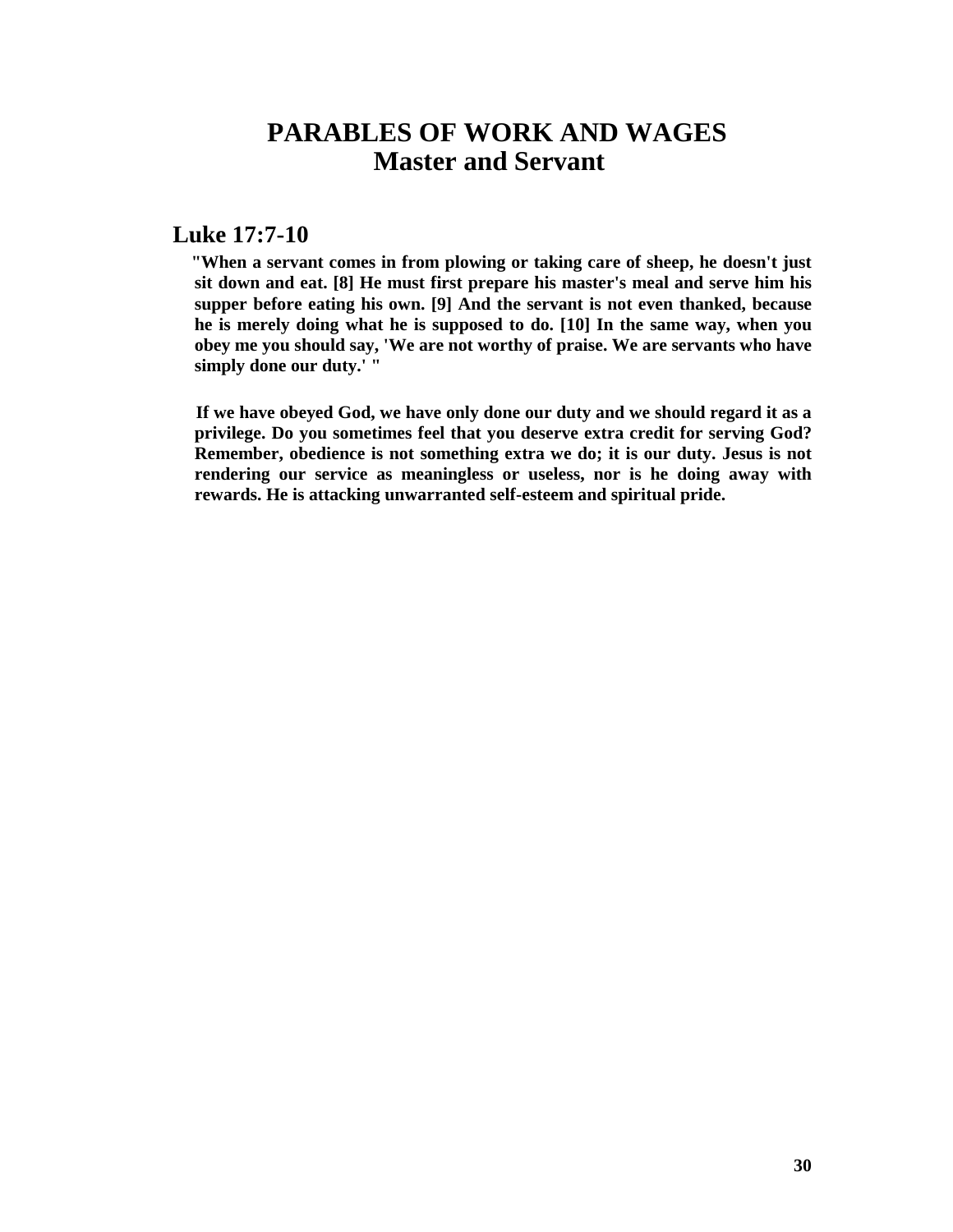# PARABLES OF WORK AND WAGES
## Master and Servant

### Luke 17:7-10

**"When a servant comes in from plowing or taking care of sheep, he doesn't just sit down and eat. [8] He must first prepare his master's meal and serve him his supper before eating his own. [9] And the servant is not even thanked, because he is merely doing what he is supposed to do. [10] In the same way, when you obey me you should say, 'We are not worthy of praise. We are servants who have simply done our duty.' "**

**If we have obeyed God, we have only done our duty and we should regard it as a privilege. Do you sometimes feel that you deserve extra credit for serving God? Remember, obedience is not something extra we do; it is our duty. Jesus is not rendering our service as meaningless or useless, nor is he doing away with rewards. He is attacking unwarranted self-esteem and spiritual pride.**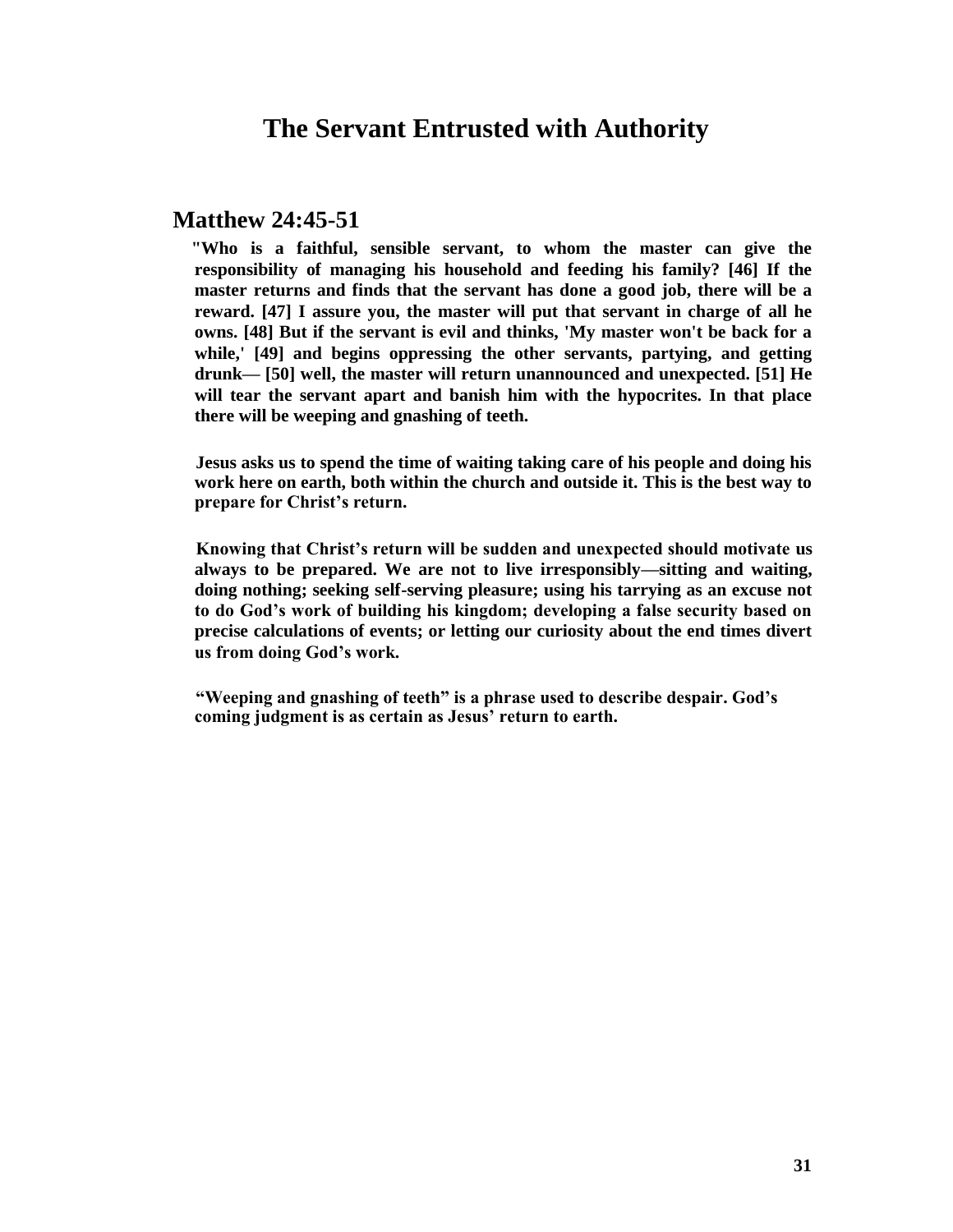# The Servant Entrusted with Authority

## Matthew 24:45-51

**"Who is a faithful, sensible servant, to whom the master can give the responsibility of managing his household and feeding his family? [46] If the master returns and finds that the servant has done a good job, there will be a reward. [47] I assure you, the master will put that servant in charge of all he owns. [48] But if the servant is evil and thinks, 'My master won't be back for a while,' [49] and begins oppressing the other servants, partying, and getting drunk— [50] well, the master will return unannounced and unexpected. [51] He will tear the servant apart and banish him with the hypocrites. In that place there will be weeping and gnashing of teeth.**

**Jesus asks us to spend the time of waiting taking care of his people and doing his work here on earth, both within the church and outside it. This is the best way to prepare for Christ's return.**

**Knowing that Christ's return will be sudden and unexpected should motivate us always to be prepared. We are not to live irresponsibly—sitting and waiting, doing nothing; seeking self-serving pleasure; using his tarrying as an excuse not to do God's work of building his kingdom; developing a false security based on precise calculations of events; or letting our curiosity about the end times divert us from doing God's work.**

**"Weeping and gnashing of teeth" is a phrase used to describe despair. God's coming judgment is as certain as Jesus' return to earth.**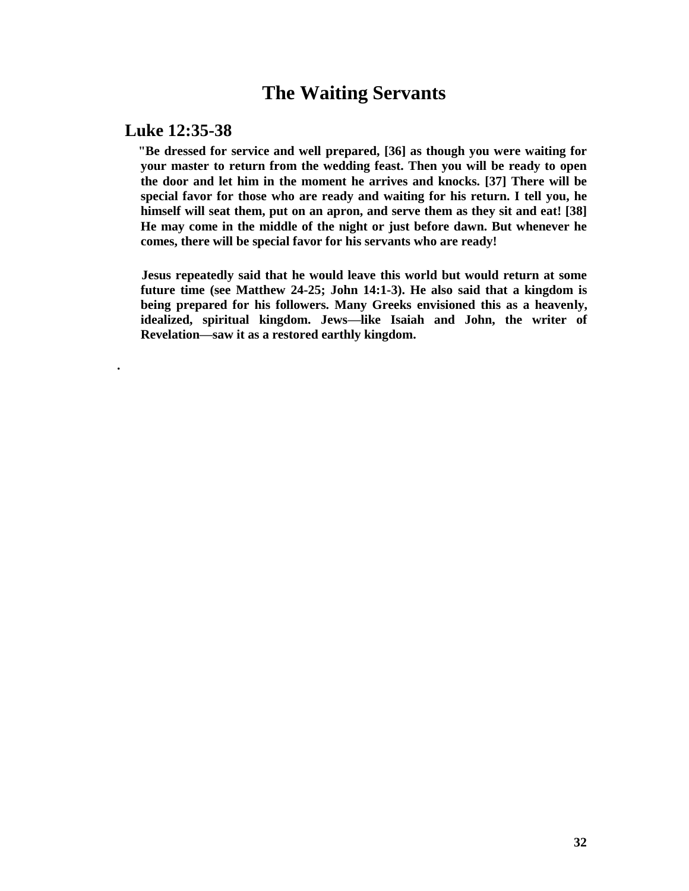# The Waiting Servants

## Luke 12:35-38

**"Be dressed for service and well prepared, [36] as though you were waiting for your master to return from the wedding feast. Then you will be ready to open the door and let him in the moment he arrives and knocks. [37] There will be special favor for those who are ready and waiting for his return. I tell you, he himself will seat them, put on an apron, and serve them as they sit and eat! [38] He may come in the middle of the night or just before dawn. But whenever he comes, there will be special favor for his servants who are ready!**

**Jesus repeatedly said that he would leave this world but would return at some future time (see Matthew 24-25; John 14:1-3). He also said that a kingdom is being prepared for his followers. Many Greeks envisioned this as a heavenly, idealized, spiritual kingdom. Jews—like Isaiah and John, the writer of Revelation—saw it as a restored earthly kingdom.**

.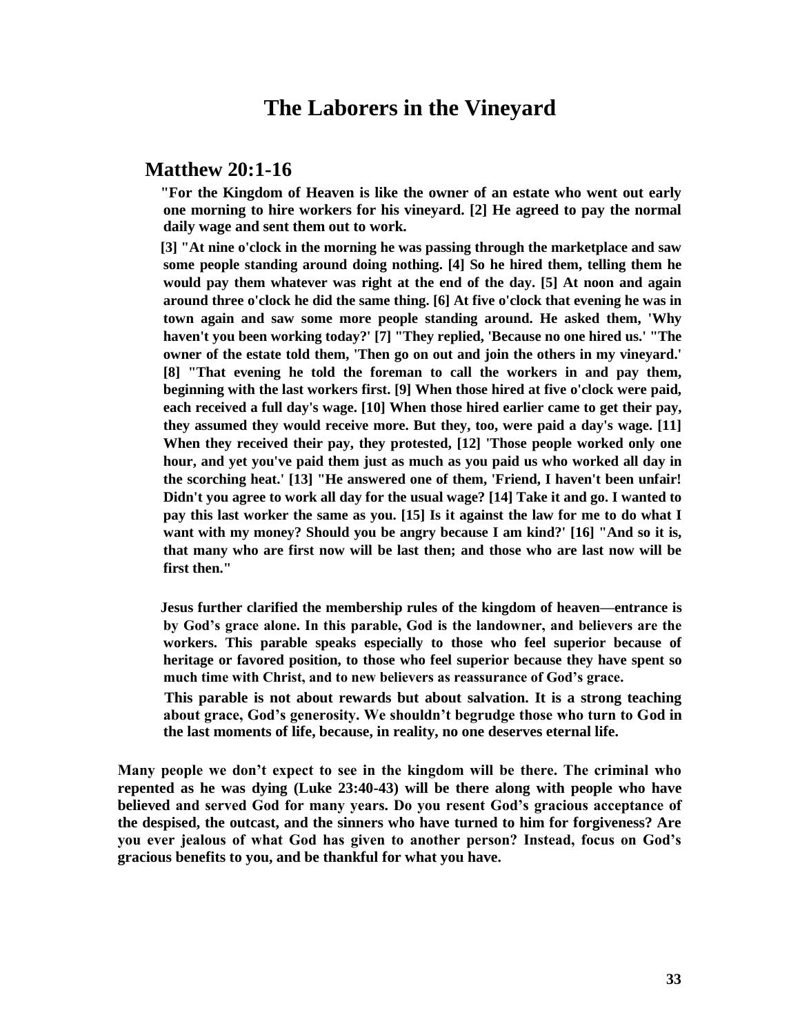# The Laborers in the Vineyard

## Matthew 20:1-16

**"For the Kingdom of Heaven is like the owner of an estate who went out early one morning to hire workers for his vineyard. [2] He agreed to pay the normal daily wage and sent them out to work.**

**[3] "At nine o'clock in the morning he was passing through the marketplace and saw some people standing around doing nothing. [4] So he hired them, telling them he would pay them whatever was right at the end of the day. [5] At noon and again around three o'clock he did the same thing. [6] At five o'clock that evening he was in town again and saw some more people standing around. He asked them, 'Why haven't you been working today?' [7] "They replied, 'Because no one hired us.' "The owner of the estate told them, 'Then go on out and join the others in my vineyard.' [8] "That evening he told the foreman to call the workers in and pay them, beginning with the last workers first. [9] When those hired at five o'clock were paid, each received a full day's wage. [10] When those hired earlier came to get their pay, they assumed they would receive more. But they, too, were paid a day's wage. [11] When they received their pay, they protested, [12] 'Those people worked only one hour, and yet you've paid them just as much as you paid us who worked all day in the scorching heat.' [13] "He answered one of them, 'Friend, I haven't been unfair! Didn't you agree to work all day for the usual wage? [14] Take it and go. I wanted to pay this last worker the same as you. [15] Is it against the law for me to do what I want with my money? Should you be angry because I am kind?' [16] "And so it is, that many who are first now will be last then; and those who are last now will be first then."**

**Jesus further clarified the membership rules of the kingdom of heaven—entrance is by God's grace alone. In this parable, God is the landowner, and believers are the workers. This parable speaks especially to those who feel superior because of heritage or favored position, to those who feel superior because they have spent so much time with Christ, and to new believers as reassurance of God's grace.**

**This parable is not about rewards but about salvation. It is a strong teaching about grace, God's generosity. We shouldn't begrudge those who turn to God in the last moments of life, because, in reality, no one deserves eternal life.**

**Many people we don't expect to see in the kingdom will be there. The criminal who repented as he was dying (Luke 23:40-43) will be there along with people who have believed and served God for many years. Do you resent God's gracious acceptance of the despised, the outcast, and the sinners who have turned to him for forgiveness? Are you ever jealous of what God has given to another person? Instead, focus on God's gracious benefits to you, and be thankful for what you have.**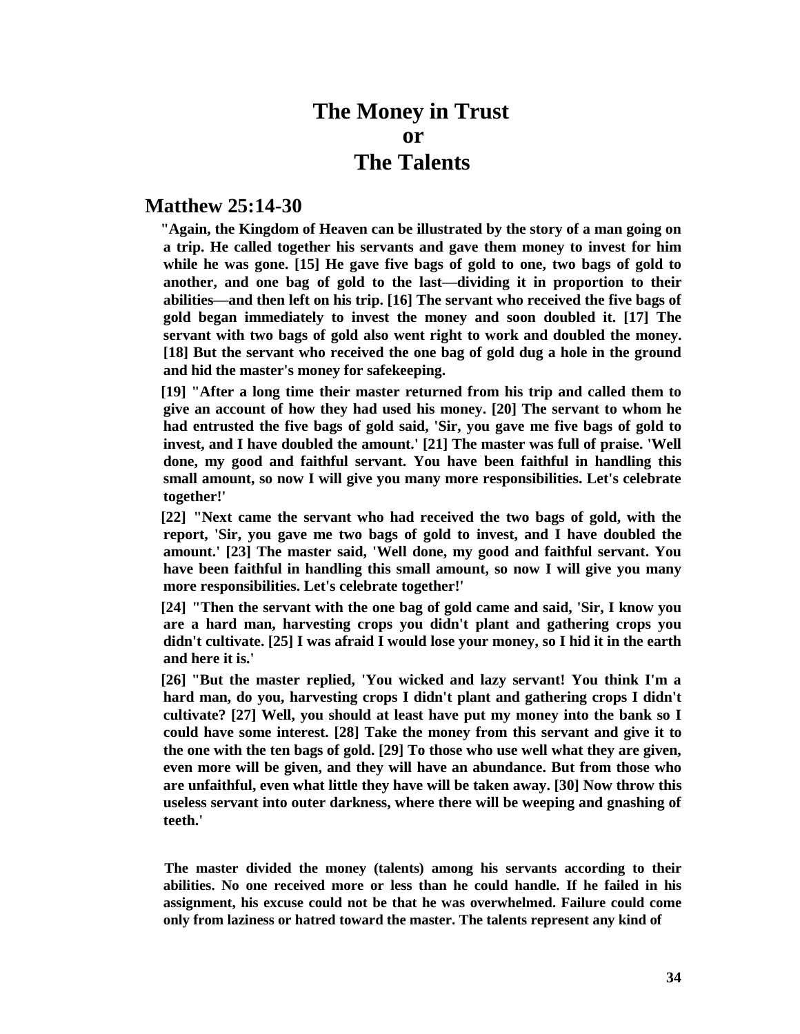# The Money in Trust
# or
# The Talents

## Matthew 25:14-30

**"Again, the Kingdom of Heaven can be illustrated by the story of a man going on a trip. He called together his servants and gave them money to invest for him while he was gone. [15] He gave five bags of gold to one, two bags of gold to another, and one bag of gold to the last—dividing it in proportion to their abilities—and then left on his trip. [16] The servant who received the five bags of gold began immediately to invest the money and soon doubled it. [17] The servant with two bags of gold also went right to work and doubled the money. [18] But the servant who received the one bag of gold dug a hole in the ground and hid the master's money for safekeeping.**

**[19] "After a long time their master returned from his trip and called them to give an account of how they had used his money. [20] The servant to whom he had entrusted the five bags of gold said, 'Sir, you gave me five bags of gold to invest, and I have doubled the amount.' [21] The master was full of praise. 'Well done, my good and faithful servant. You have been faithful in handling this small amount, so now I will give you many more responsibilities. Let's celebrate together!'**

**[22] "Next came the servant who had received the two bags of gold, with the report, 'Sir, you gave me two bags of gold to invest, and I have doubled the amount.' [23] The master said, 'Well done, my good and faithful servant. You have been faithful in handling this small amount, so now I will give you many more responsibilities. Let's celebrate together!'**

**[24] "Then the servant with the one bag of gold came and said, 'Sir, I know you are a hard man, harvesting crops you didn't plant and gathering crops you didn't cultivate. [25] I was afraid I would lose your money, so I hid it in the earth and here it is.'**

**[26] "But the master replied, 'You wicked and lazy servant! You think I'm a hard man, do you, harvesting crops I didn't plant and gathering crops I didn't cultivate? [27] Well, you should at least have put my money into the bank so I could have some interest. [28] Take the money from this servant and give it to the one with the ten bags of gold. [29] To those who use well what they are given, even more will be given, and they will have an abundance. But from those who are unfaithful, even what little they have will be taken away. [30] Now throw this useless servant into outer darkness, where there will be weeping and gnashing of teeth.'**

**The master divided the money (talents) among his servants according to their abilities. No one received more or less than he could handle. If he failed in his assignment, his excuse could not be that he was overwhelmed. Failure could come only from laziness or hatred toward the master. The talents represent any kind of**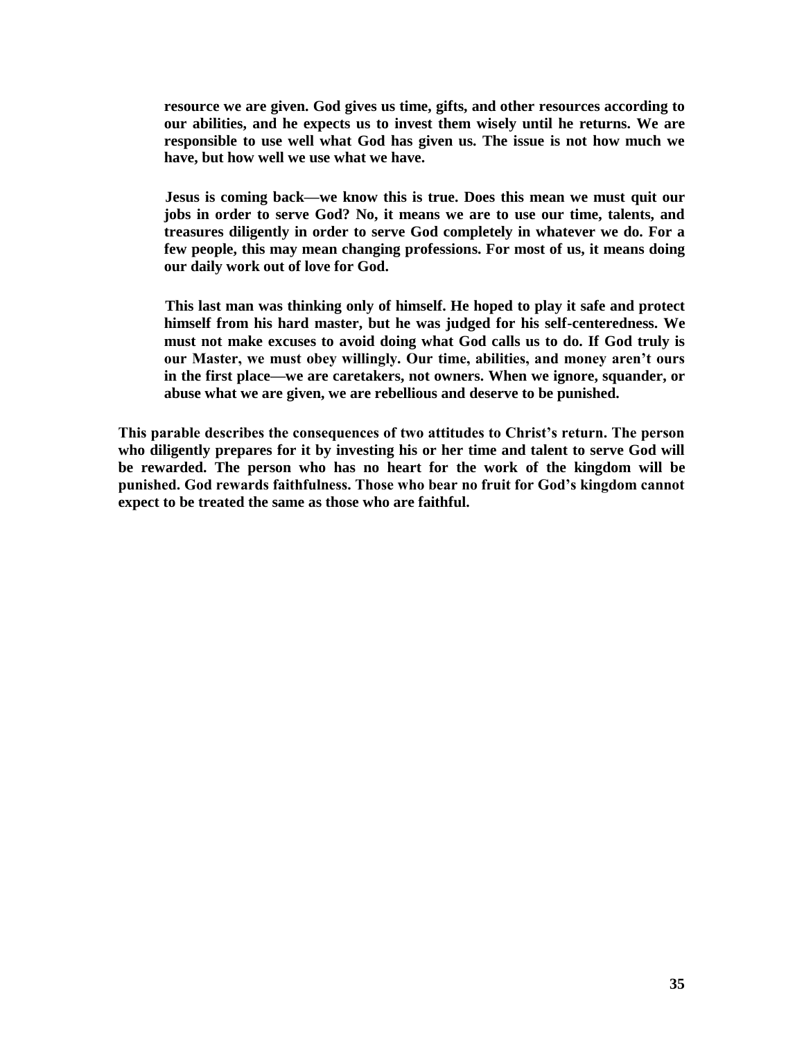**resource we are given. God gives us time, gifts, and other resources according to our abilities, and he expects us to invest them wisely until he returns. We are responsible to use well what God has given us. The issue is not how much we have, but how well we use what we have.**

> **Jesus is coming back—we know this is true. Does this mean we must quit our jobs in order to serve God? No, it means we are to use our time, talents, and treasures diligently in order to serve God completely in whatever we do. For a few people, this may mean changing professions. For most of us, it means doing our daily work out of love for God.**
>
> **This last man was thinking only of himself. He hoped to play it safe and protect himself from his hard master, but he was judged for his self-centeredness. We must not make excuses to avoid doing what God calls us to do. If God truly is our Master, we must obey willingly. Our time, abilities, and money aren't ours in the first place—we are caretakers, not owners. When we ignore, squander, or abuse what we are given, we are rebellious and deserve to be punished.**

**This parable describes the consequences of two attitudes to Christ's return. The person who diligently prepares for it by investing his or her time and talent to serve God will be rewarded. The person who has no heart for the work of the kingdom will be punished. God rewards faithfulness. Those who bear no fruit for God's kingdom cannot expect to be treated the same as those who are faithful.**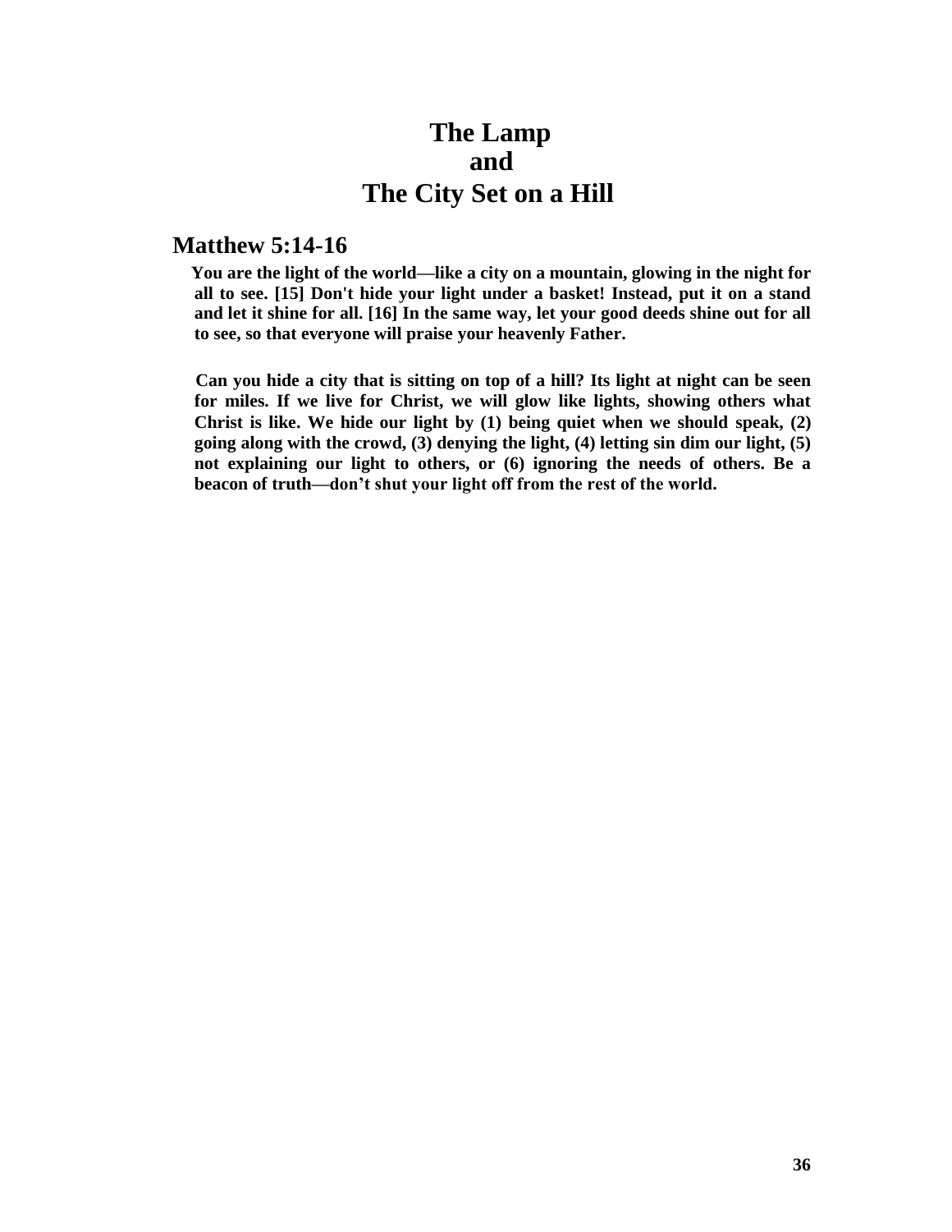# The Lamp
# and
# The City Set on a Hill

## Matthew 5:14-16

**You are the light of the world—like a city on a mountain, glowing in the night for all to see. [15] Don't hide your light under a basket! Instead, put it on a stand and let it shine for all. [16] In the same way, let your good deeds shine out for all to see, so that everyone will praise your heavenly Father.**

**Can you hide a city that is sitting on top of a hill? Its light at night can be seen for miles. If we live for Christ, we will glow like lights, showing others what Christ is like. We hide our light by (1) being quiet when we should speak, (2) going along with the crowd, (3) denying the light, (4) letting sin dim our light, (5) not explaining our light to others, or (6) ignoring the needs of others. Be a beacon of truth—don't shut your light off from the rest of the world.**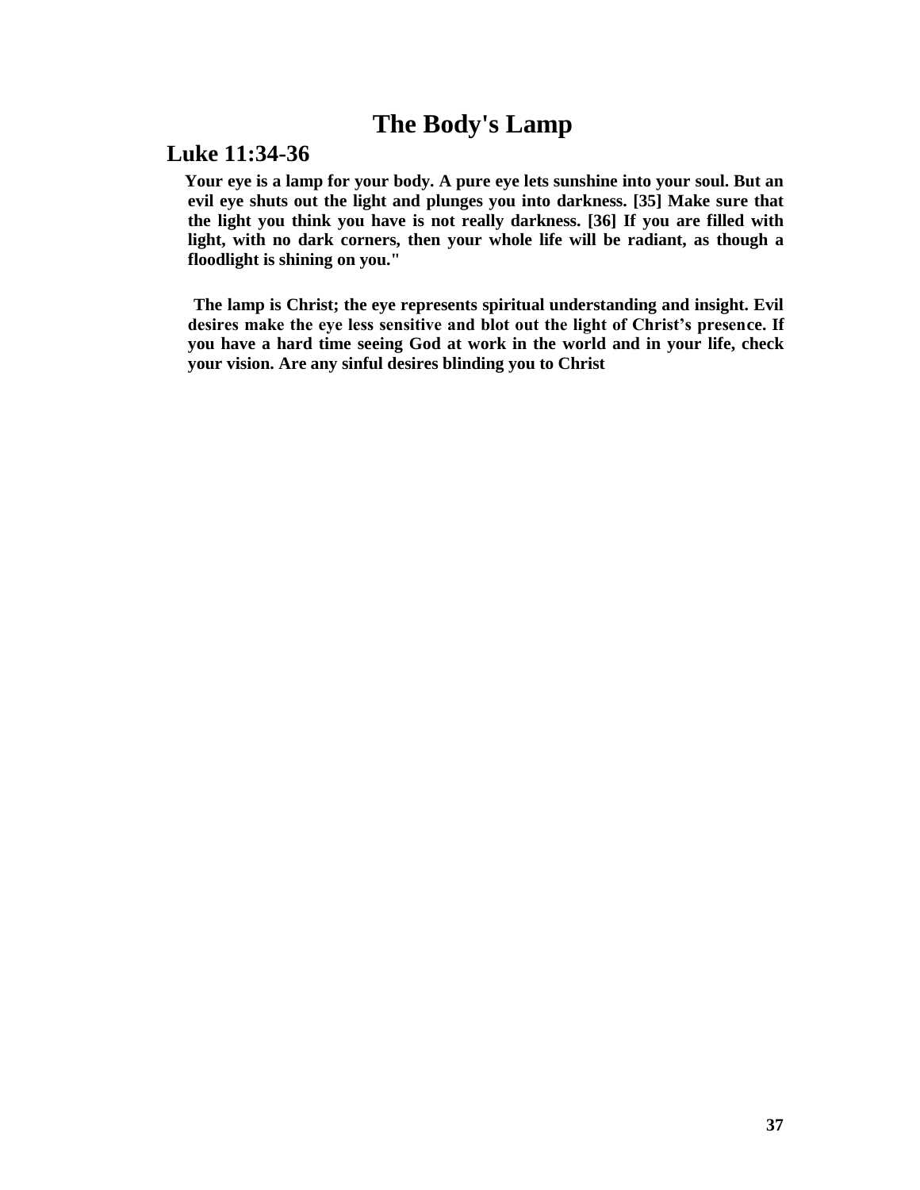# The Body's Lamp

## Luke 11:34-36

**Your eye is a lamp for your body. A pure eye lets sunshine into your soul. But an evil eye shuts out the light and plunges you into darkness. [35] Make sure that the light you think you have is not really darkness. [36] If you are filled with light, with no dark corners, then your whole life will be radiant, as though a floodlight is shining on you."**

**The lamp is Christ; the eye represents spiritual understanding and insight. Evil desires make the eye less sensitive and blot out the light of Christ's presence. If you have a hard time seeing God at work in the world and in your life, check your vision. Are any sinful desires blinding you to Christ**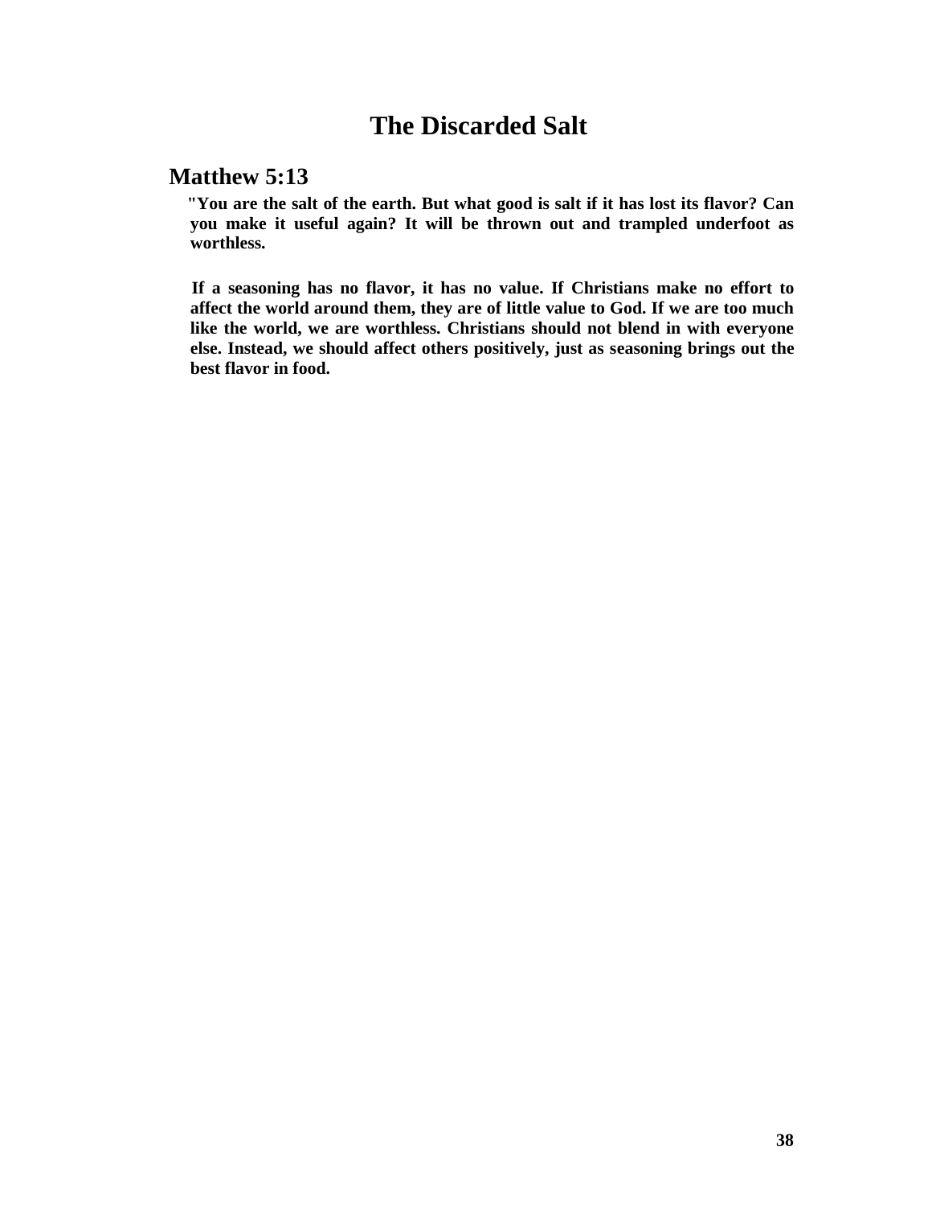# The Discarded Salt

## Matthew 5:13

**"You are the salt of the earth. But what good is salt if it has lost its flavor? Can you make it useful again? It will be thrown out and trampled underfoot as worthless.**

**If a seasoning has no flavor, it has no value. If Christians make no effort to affect the world around them, they are of little value to God. If we are too much like the world, we are worthless. Christians should not blend in with everyone else. Instead, we should affect others positively, just as seasoning brings out the best flavor in food.**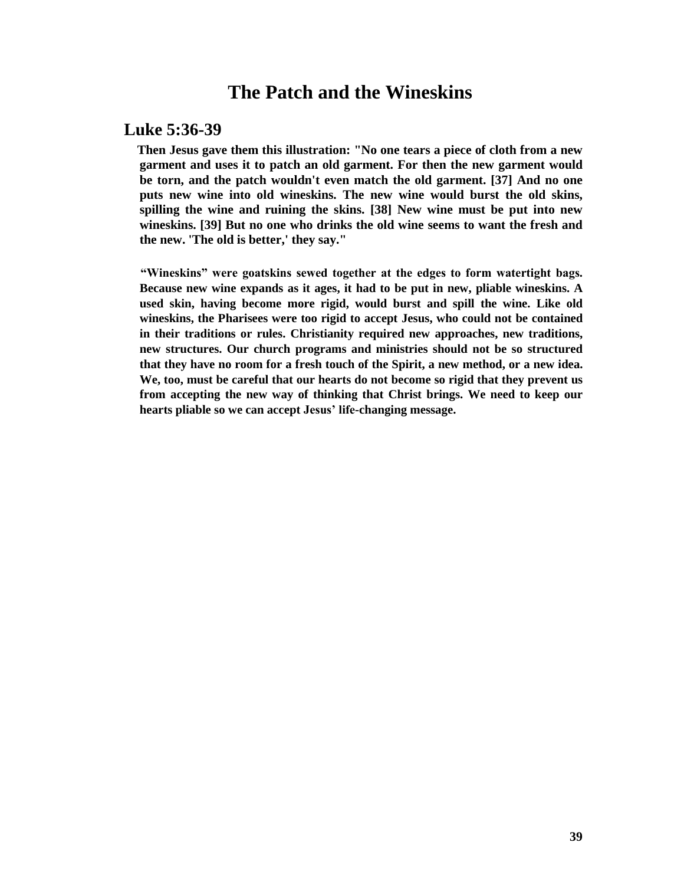# The Patch and the Wineskins

## Luke 5:36-39

**Then Jesus gave them this illustration: "No one tears a piece of cloth from a new garment and uses it to patch an old garment. For then the new garment would be torn, and the patch wouldn't even match the old garment. [37] And no one puts new wine into old wineskins. The new wine would burst the old skins, spilling the wine and ruining the skins. [38] New wine must be put into new wineskins. [39] But no one who drinks the old wine seems to want the fresh and the new. 'The old is better,' they say."**

**"Wineskins" were goatskins sewed together at the edges to form watertight bags. Because new wine expands as it ages, it had to be put in new, pliable wineskins. A used skin, having become more rigid, would burst and spill the wine. Like old wineskins, the Pharisees were too rigid to accept Jesus, who could not be contained in their traditions or rules. Christianity required new approaches, new traditions, new structures. Our church programs and ministries should not be so structured that they have no room for a fresh touch of the Spirit, a new method, or a new idea. We, too, must be careful that our hearts do not become so rigid that they prevent us from accepting the new way of thinking that Christ brings. We need to keep our hearts pliable so we can accept Jesus' life-changing message.**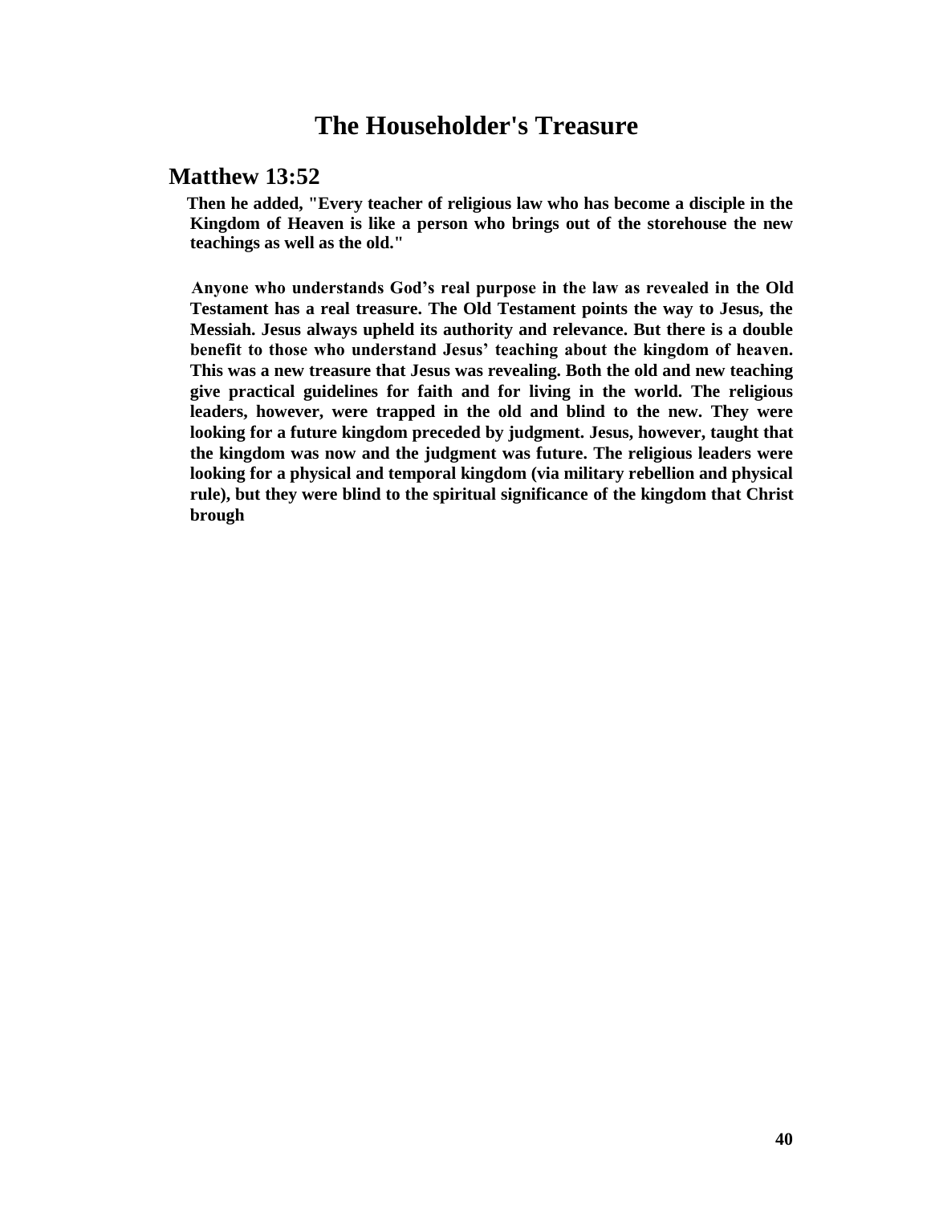# The Householder's Treasure

## Matthew 13:52

**Then he added, "Every teacher of religious law who has become a disciple in the Kingdom of Heaven is like a person who brings out of the storehouse the new teachings as well as the old."**

**Anyone who understands God's real purpose in the law as revealed in the Old Testament has a real treasure. The Old Testament points the way to Jesus, the Messiah. Jesus always upheld its authority and relevance. But there is a double benefit to those who understand Jesus' teaching about the kingdom of heaven. This was a new treasure that Jesus was revealing. Both the old and new teaching give practical guidelines for faith and for living in the world. The religious leaders, however, were trapped in the old and blind to the new. They were looking for a future kingdom preceded by judgment. Jesus, however, taught that the kingdom was now and the judgment was future. The religious leaders were looking for a physical and temporal kingdom (via military rebellion and physical rule), but they were blind to the spiritual significance of the kingdom that Christ brough**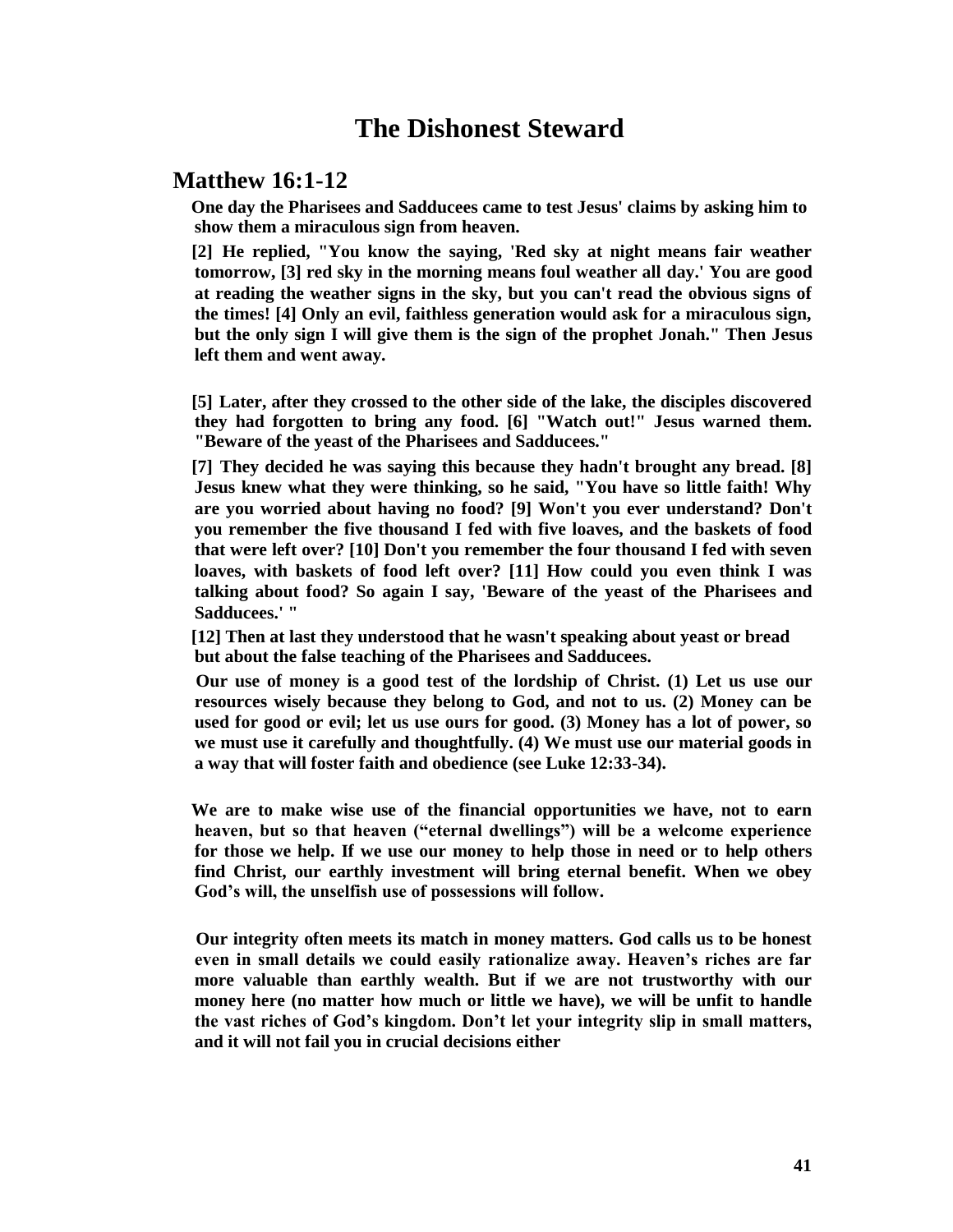# The Dishonest Steward

## Matthew 16:1-12

**One day the Pharisees and Sadducees came to test Jesus' claims by asking him to show them a miraculous sign from heaven.**

**[2] He replied, "You know the saying, 'Red sky at night means fair weather tomorrow, [3] red sky in the morning means foul weather all day.' You are good at reading the weather signs in the sky, but you can't read the obvious signs of the times! [4] Only an evil, faithless generation would ask for a miraculous sign, but the only sign I will give them is the sign of the prophet Jonah." Then Jesus left them and went away.**

**[5] Later, after they crossed to the other side of the lake, the disciples discovered they had forgotten to bring any food. [6] "Watch out!" Jesus warned them. "Beware of the yeast of the Pharisees and Sadducees."**

**[7] They decided he was saying this because they hadn't brought any bread. [8] Jesus knew what they were thinking, so he said, "You have so little faith! Why are you worried about having no food? [9] Won't you ever understand? Don't you remember the five thousand I fed with five loaves, and the baskets of food that were left over? [10] Don't you remember the four thousand I fed with seven loaves, with baskets of food left over? [11] How could you even think I was talking about food? So again I say, 'Beware of the yeast of the Pharisees and Sadducees.' "**

**[12] Then at last they understood that he wasn't speaking about yeast or bread but about the false teaching of the Pharisees and Sadducees.**

**Our use of money is a good test of the lordship of Christ. (1) Let us use our resources wisely because they belong to God, and not to us. (2) Money can be used for good or evil; let us use ours for good. (3) Money has a lot of power, so we must use it carefully and thoughtfully. (4) We must use our material goods in a way that will foster faith and obedience (see Luke 12:33-34).**

**We are to make wise use of the financial opportunities we have, not to earn heaven, but so that heaven ("eternal dwellings") will be a welcome experience for those we help. If we use our money to help those in need or to help others find Christ, our earthly investment will bring eternal benefit. When we obey God's will, the unselfish use of possessions will follow.**

**Our integrity often meets its match in money matters. God calls us to be honest even in small details we could easily rationalize away. Heaven's riches are far more valuable than earthly wealth. But if we are not trustworthy with our money here (no matter how much or little we have), we will be unfit to handle the vast riches of God's kingdom. Don't let your integrity slip in small matters, and it will not fail you in crucial decisions either**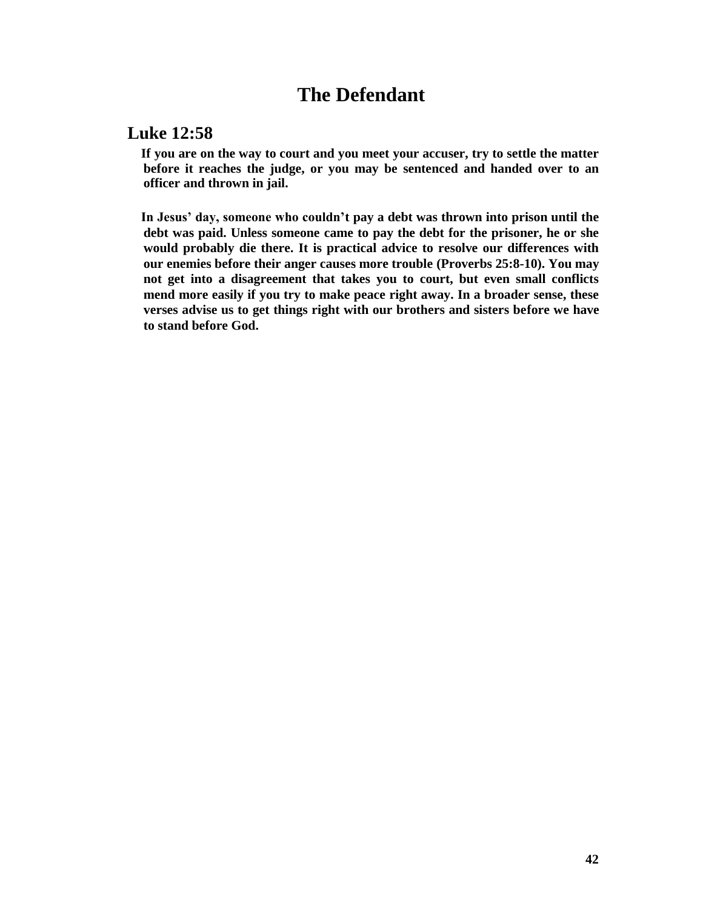# The Defendant

## Luke 12:58

**If you are on the way to court and you meet your accuser, try to settle the matter before it reaches the judge, or you may be sentenced and handed over to an officer and thrown in jail.**

**In Jesus' day, someone who couldn't pay a debt was thrown into prison until the debt was paid. Unless someone came to pay the debt for the prisoner, he or she would probably die there. It is practical advice to resolve our differences with our enemies before their anger causes more trouble (Proverbs 25:8-10). You may not get into a disagreement that takes you to court, but even small conflicts mend more easily if you try to make peace right away. In a broader sense, these verses advise us to get things right with our brothers and sisters before we have to stand before God.**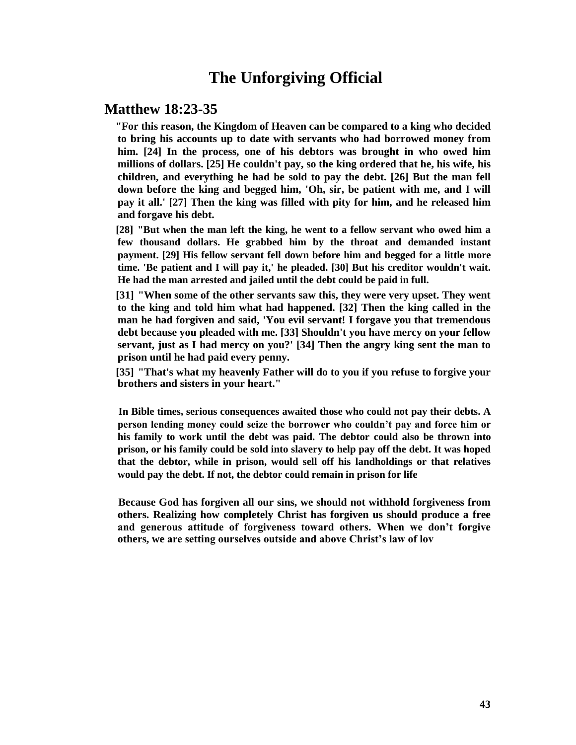# The Unforgiving Official

## Matthew 18:23-35

**"For this reason, the Kingdom of Heaven can be compared to a king who decided to bring his accounts up to date with servants who had borrowed money from him. [24] In the process, one of his debtors was brought in who owed him millions of dollars. [25] He couldn't pay, so the king ordered that he, his wife, his children, and everything he had be sold to pay the debt. [26] But the man fell down before the king and begged him, 'Oh, sir, be patient with me, and I will pay it all.' [27] Then the king was filled with pity for him, and he released him and forgave his debt.**

**[28] "But when the man left the king, he went to a fellow servant who owed him a few thousand dollars. He grabbed him by the throat and demanded instant payment. [29] His fellow servant fell down before him and begged for a little more time. 'Be patient and I will pay it,' he pleaded. [30] But his creditor wouldn't wait. He had the man arrested and jailed until the debt could be paid in full.**

**[31] "When some of the other servants saw this, they were very upset. They went to the king and told him what had happened. [32] Then the king called in the man he had forgiven and said, 'You evil servant! I forgave you that tremendous debt because you pleaded with me. [33] Shouldn't you have mercy on your fellow servant, just as I had mercy on you?' [34] Then the angry king sent the man to prison until he had paid every penny.**

**[35] "That's what my heavenly Father will do to you if you refuse to forgive your brothers and sisters in your heart."**

**In Bible times, serious consequences awaited those who could not pay their debts. A person lending money could seize the borrower who couldn't pay and force him or his family to work until the debt was paid. The debtor could also be thrown into prison, or his family could be sold into slavery to help pay off the debt. It was hoped that the debtor, while in prison, would sell off his landholdings or that relatives would pay the debt. If not, the debtor could remain in prison for life**

**Because God has forgiven all our sins, we should not withhold forgiveness from others. Realizing how completely Christ has forgiven us should produce a free and generous attitude of forgiveness toward others. When we don't forgive others, we are setting ourselves outside and above Christ's law of lov**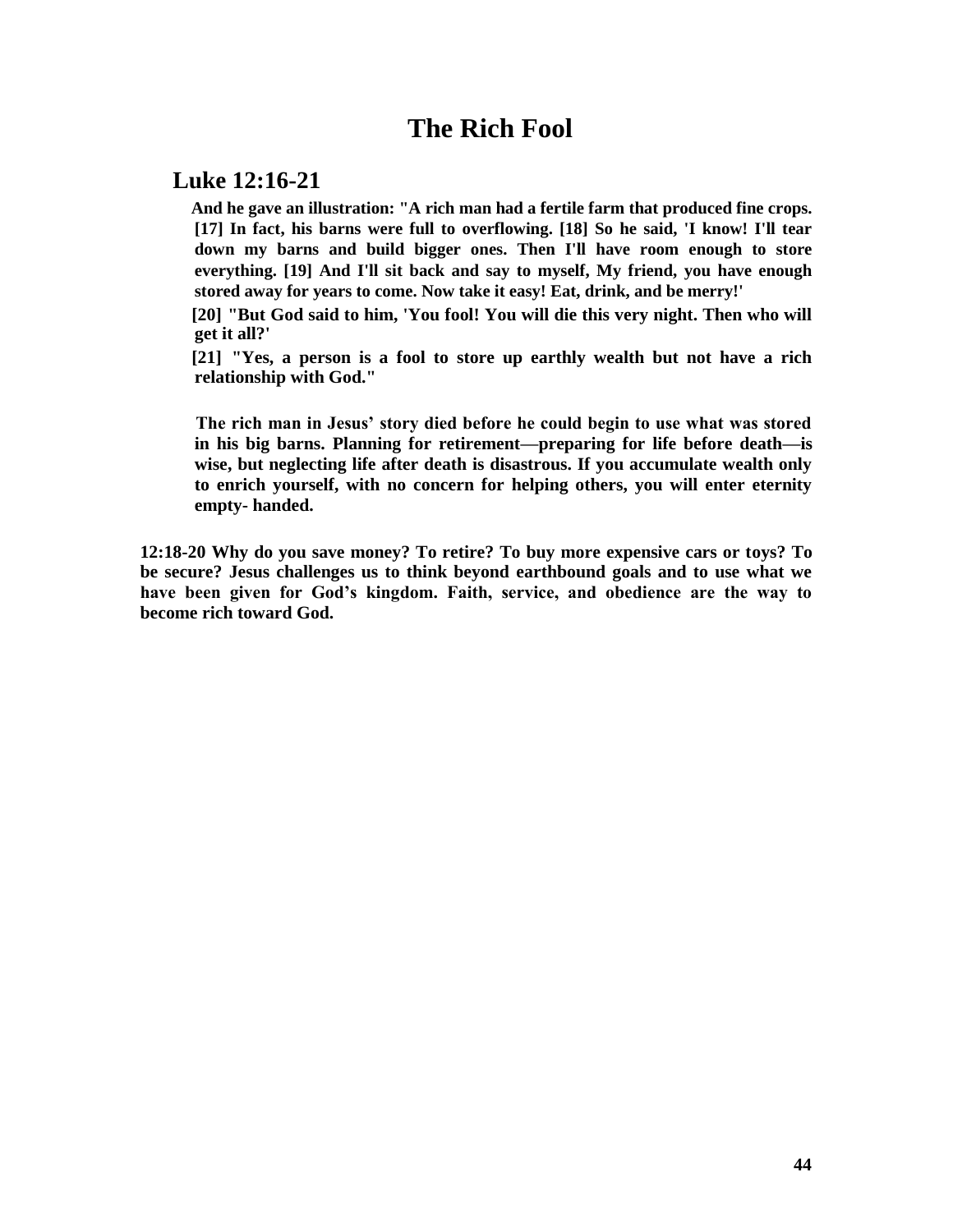# The Rich Fool

## Luke 12:16-21

**And he gave an illustration: "A rich man had a fertile farm that produced fine crops. [17] In fact, his barns were full to overflowing. [18] So he said, 'I know! I'll tear down my barns and build bigger ones. Then I'll have room enough to store everything. [19] And I'll sit back and say to myself, My friend, you have enough stored away for years to come. Now take it easy! Eat, drink, and be merry!'**

**[20] "But God said to him, 'You fool! You will die this very night. Then who will get it all?'**

**[21] "Yes, a person is a fool to store up earthly wealth but not have a rich relationship with God."**

**The rich man in Jesus' story died before he could begin to use what was stored in his big barns. Planning for retirement—preparing for life before death—is wise, but neglecting life after death is disastrous. If you accumulate wealth only to enrich yourself, with no concern for helping others, you will enter eternity empty- handed.**

**12:18-20 Why do you save money? To retire? To buy more expensive cars or toys? To be secure? Jesus challenges us to think beyond earthbound goals and to use what we have been given for God's kingdom. Faith, service, and obedience are the way to become rich toward God.**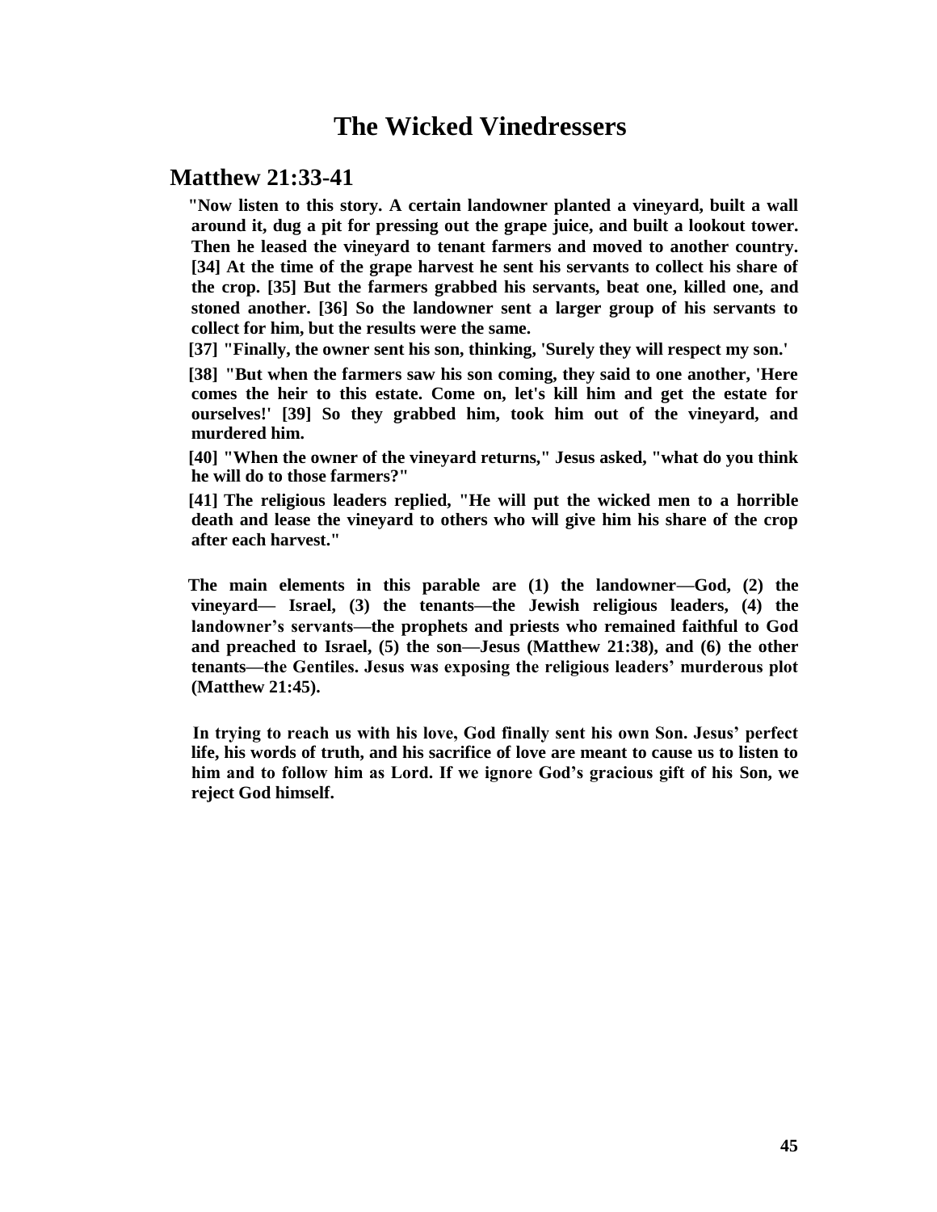# The Wicked Vinedressers

## Matthew 21:33-41

**"Now listen to this story. A certain landowner planted a vineyard, built a wall around it, dug a pit for pressing out the grape juice, and built a lookout tower. Then he leased the vineyard to tenant farmers and moved to another country. [34] At the time of the grape harvest he sent his servants to collect his share of the crop. [35] But the farmers grabbed his servants, beat one, killed one, and stoned another. [36] So the landowner sent a larger group of his servants to collect for him, but the results were the same.**

**[37] "Finally, the owner sent his son, thinking, 'Surely they will respect my son.'**

**[38] "But when the farmers saw his son coming, they said to one another, 'Here comes the heir to this estate. Come on, let's kill him and get the estate for ourselves!' [39] So they grabbed him, took him out of the vineyard, and murdered him.**

**[40] "When the owner of the vineyard returns," Jesus asked, "what do you think he will do to those farmers?"**

**[41] The religious leaders replied, "He will put the wicked men to a horrible death and lease the vineyard to others who will give him his share of the crop after each harvest."**

**The main elements in this parable are (1) the landowner—God, (2) the vineyard— Israel, (3) the tenants—the Jewish religious leaders, (4) the landowner's servants—the prophets and priests who remained faithful to God and preached to Israel, (5) the son—Jesus (Matthew 21:38), and (6) the other tenants—the Gentiles. Jesus was exposing the religious leaders' murderous plot (Matthew 21:45).**

**In trying to reach us with his love, God finally sent his own Son. Jesus' perfect life, his words of truth, and his sacrifice of love are meant to cause us to listen to him and to follow him as Lord. If we ignore God's gracious gift of his Son, we reject God himself.**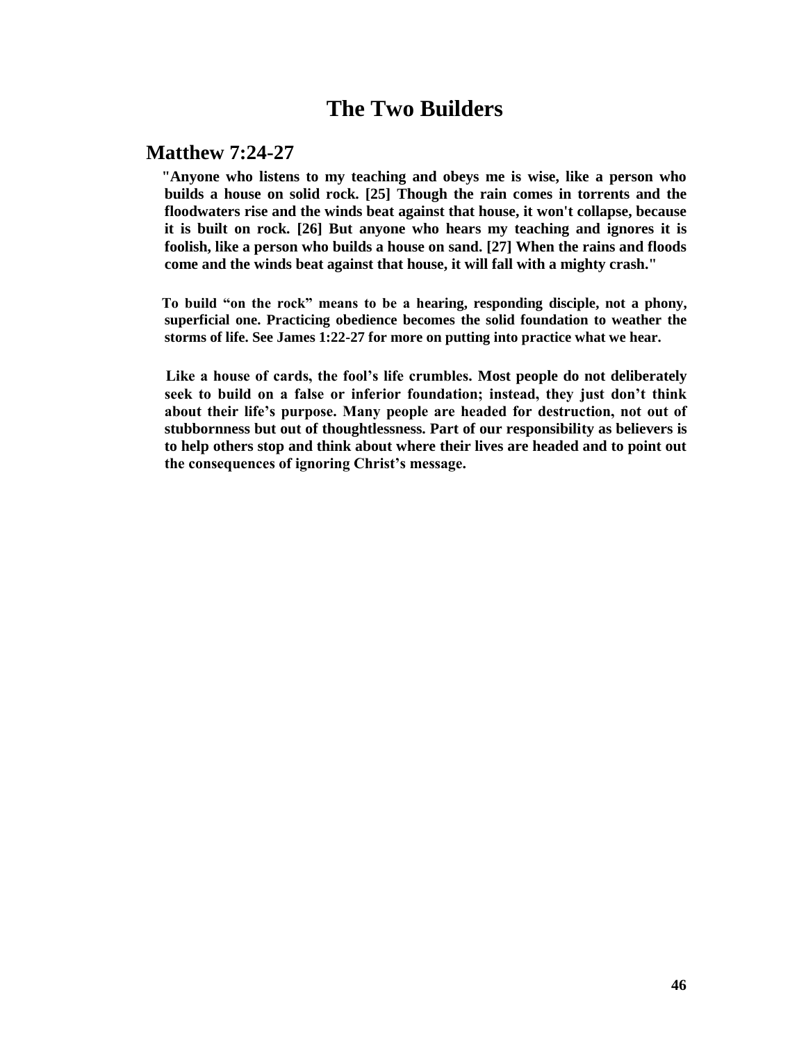# The Two Builders

## Matthew 7:24-27

**"Anyone who listens to my teaching and obeys me is wise, like a person who builds a house on solid rock. [25] Though the rain comes in torrents and the floodwaters rise and the winds beat against that house, it won't collapse, because it is built on rock. [26] But anyone who hears my teaching and ignores it is foolish, like a person who builds a house on sand. [27] When the rains and floods come and the winds beat against that house, it will fall with a mighty crash."**

**To build "on the rock" means to be a hearing, responding disciple, not a phony, superficial one. Practicing obedience becomes the solid foundation to weather the storms of life. See James 1:22-27 for more on putting into practice what we hear.**

**Like a house of cards, the fool's life crumbles. Most people do not deliberately seek to build on a false or inferior foundation; instead, they just don't think about their life's purpose. Many people are headed for destruction, not out of stubbornness but out of thoughtlessness. Part of our responsibility as believers is to help others stop and think about where their lives are headed and to point out the consequences of ignoring Christ's message.**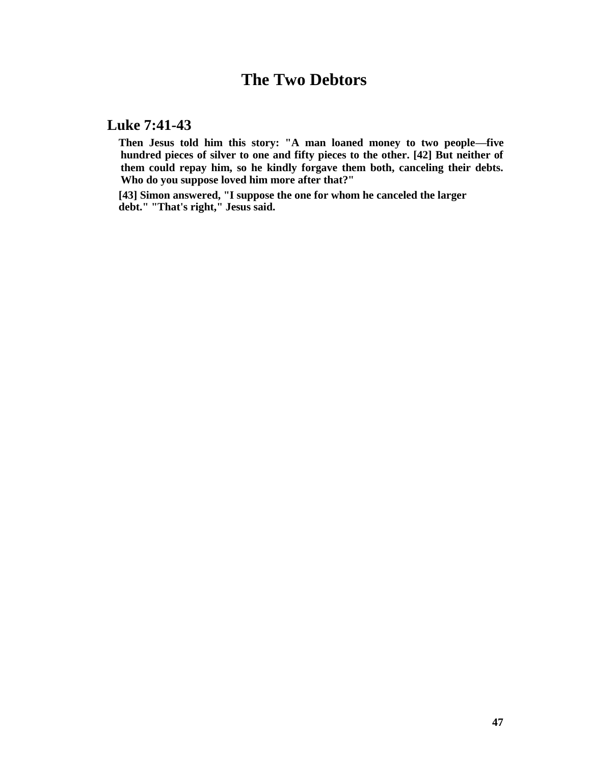# The Two Debtors

## Luke 7:41-43

**Then Jesus told him this story: "A man loaned money to two people—five hundred pieces of silver to one and fifty pieces to the other. [42] But neither of them could repay him, so he kindly forgave them both, canceling their debts. Who do you suppose loved him more after that?"**

**[43] Simon answered, "I suppose the one for whom he canceled the larger debt." "That's right," Jesus said.**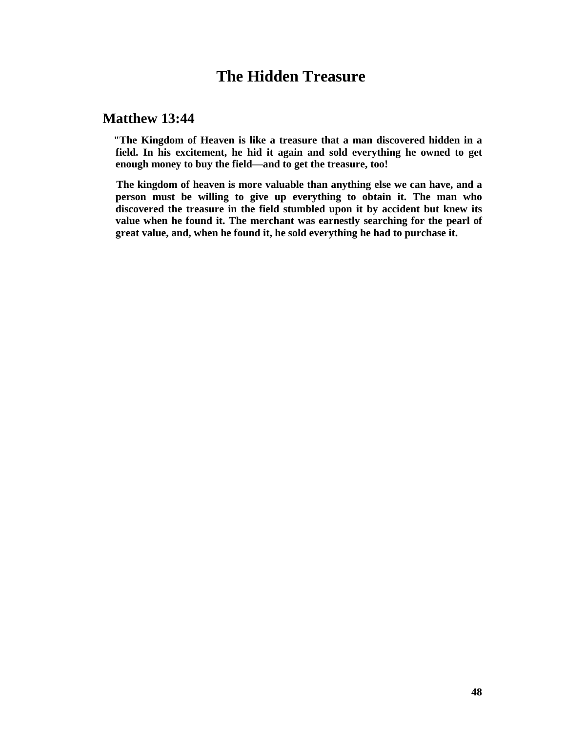# The Hidden Treasure

## Matthew 13:44

**"The Kingdom of Heaven is like a treasure that a man discovered hidden in a field. In his excitement, he hid it again and sold everything he owned to get enough money to buy the field—and to get the treasure, too!**

**The kingdom of heaven is more valuable than anything else we can have, and a person must be willing to give up everything to obtain it. The man who discovered the treasure in the field stumbled upon it by accident but knew its value when he found it. The merchant was earnestly searching for the pearl of great value, and, when he found it, he sold everything he had to purchase it.**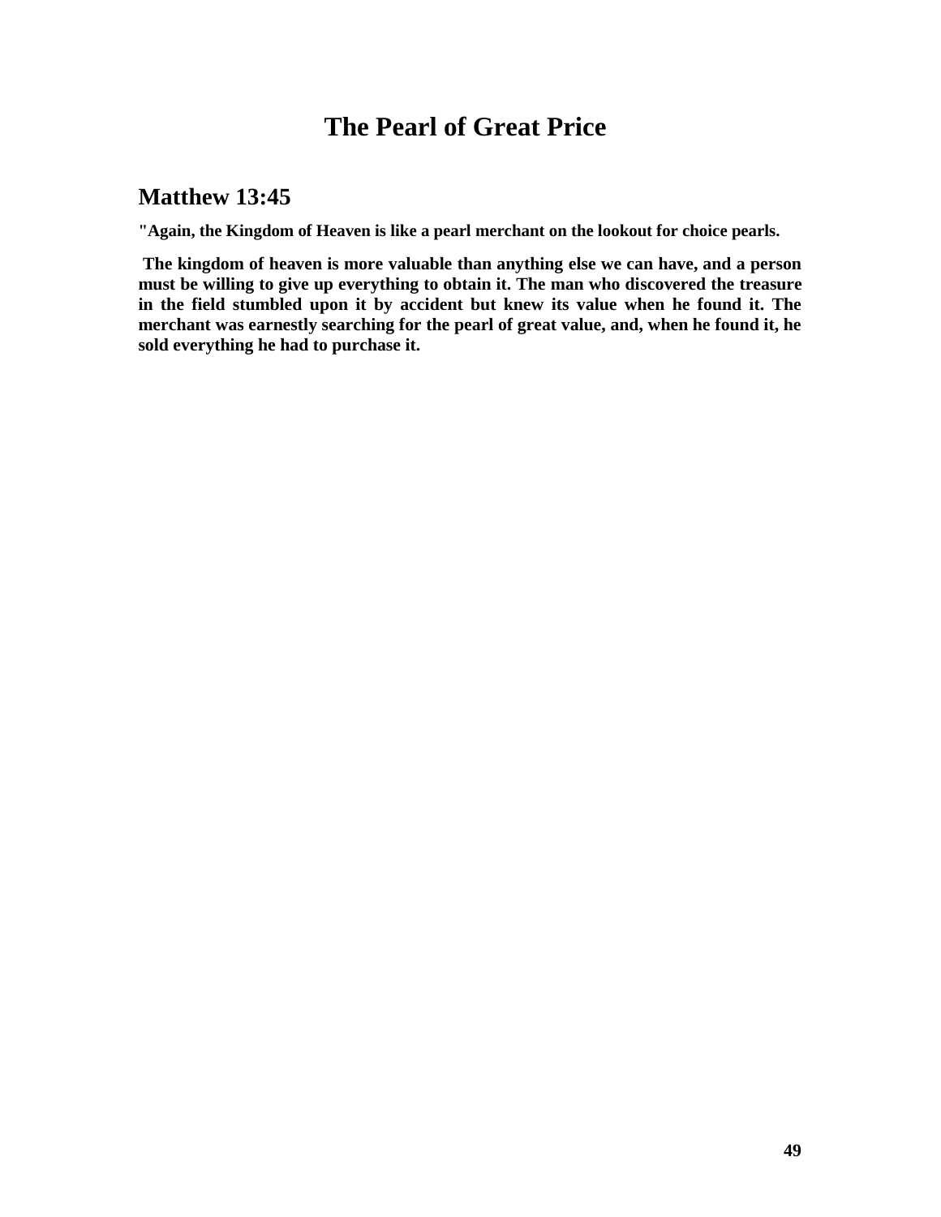# The Pearl of Great Price

## Matthew 13:45

**"Again, the Kingdom of Heaven is like a pearl merchant on the lookout for choice pearls.**

**The kingdom of heaven is more valuable than anything else we can have, and a person must be willing to give up everything to obtain it. The man who discovered the treasure in the field stumbled upon it by accident but knew its value when he found it. The merchant was earnestly searching for the pearl of great value, and, when he found it, he sold everything he had to purchase it.**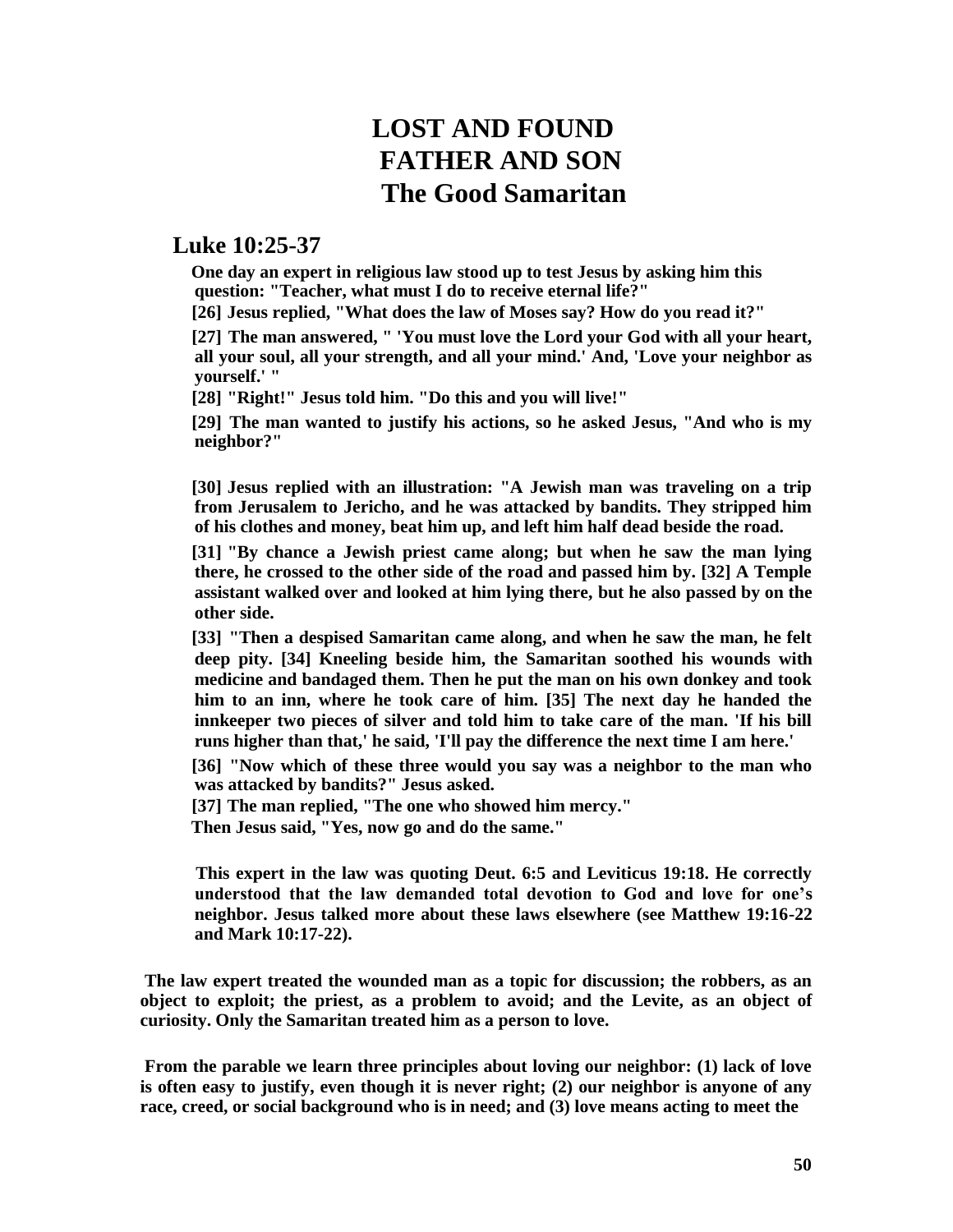# LOST AND FOUND
# FATHER AND SON
# The Good Samaritan

## Luke 10:25-37

**One day an expert in religious law stood up to test Jesus by asking him this question: "Teacher, what must I do to receive eternal life?"**

**[26] Jesus replied, "What does the law of Moses say? How do you read it?"**

**[27] The man answered, " 'You must love the Lord your God with all your heart, all your soul, all your strength, and all your mind.' And, 'Love your neighbor as yourself.' "**

**[28] "Right!" Jesus told him. "Do this and you will live!"**

**[29] The man wanted to justify his actions, so he asked Jesus, "And who is my neighbor?"**

**[30] Jesus replied with an illustration: "A Jewish man was traveling on a trip from Jerusalem to Jericho, and he was attacked by bandits. They stripped him of his clothes and money, beat him up, and left him half dead beside the road.**

**[31] "By chance a Jewish priest came along; but when he saw the man lying there, he crossed to the other side of the road and passed him by. [32] A Temple assistant walked over and looked at him lying there, but he also passed by on the other side.**

**[33] "Then a despised Samaritan came along, and when he saw the man, he felt deep pity. [34] Kneeling beside him, the Samaritan soothed his wounds with medicine and bandaged them. Then he put the man on his own donkey and took him to an inn, where he took care of him. [35] The next day he handed the innkeeper two pieces of silver and told him to take care of the man. 'If his bill runs higher than that,' he said, 'I'll pay the difference the next time I am here.'**

**[36] "Now which of these three would you say was a neighbor to the man who was attacked by bandits?" Jesus asked.**

**[37] The man replied, "The one who showed him mercy."**

**Then Jesus said, "Yes, now go and do the same."**

**This expert in the law was quoting Deut. 6:5 and Leviticus 19:18. He correctly understood that the law demanded total devotion to God and love for one's neighbor. Jesus talked more about these laws elsewhere (see Matthew 19:16-22 and Mark 10:17-22).**

**The law expert treated the wounded man as a topic for discussion; the robbers, as an object to exploit; the priest, as a problem to avoid; and the Levite, as an object of curiosity. Only the Samaritan treated him as a person to love.**

**From the parable we learn three principles about loving our neighbor: (1) lack of love is often easy to justify, even though it is never right; (2) our neighbor is anyone of any race, creed, or social background who is in need; and (3) love means acting to meet the**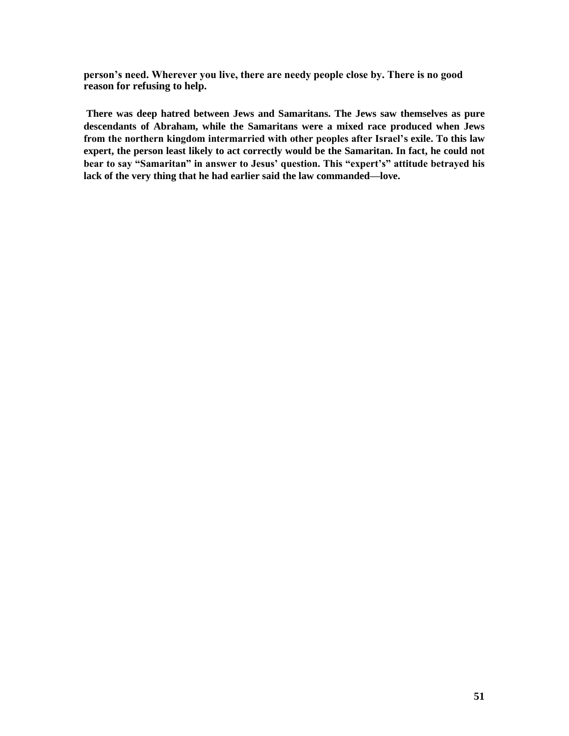**person's need. Wherever you live, there are needy people close by. There is no good reason for refusing to help.**

**There was deep hatred between Jews and Samaritans. The Jews saw themselves as pure descendants of Abraham, while the Samaritans were a mixed race produced when Jews from the northern kingdom intermarried with other peoples after Israel's exile. To this law expert, the person least likely to act correctly would be the Samaritan. In fact, he could not bear to say "Samaritan" in answer to Jesus' question. This "expert's" attitude betrayed his lack of the very thing that he had earlier said the law commanded—love.**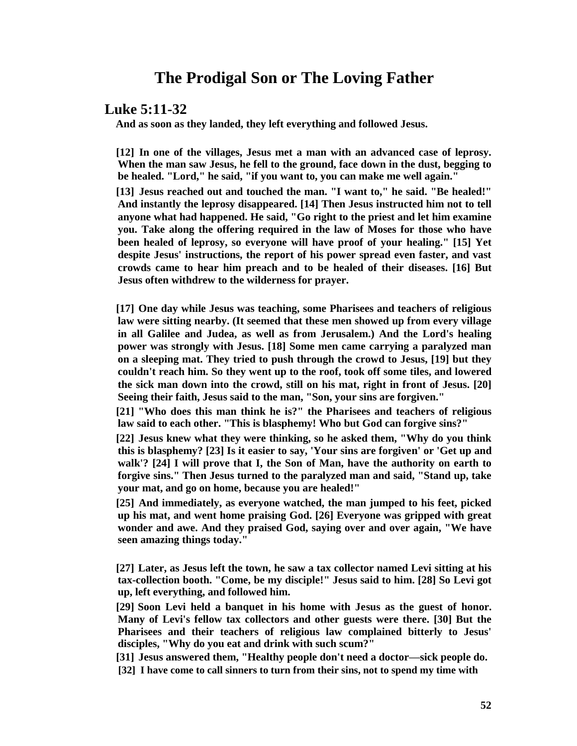# The Prodigal Son or The Loving Father

## Luke 5:11-32

**And as soon as they landed, they left everything and followed Jesus.**

**[12] In one of the villages, Jesus met a man with an advanced case of leprosy. When the man saw Jesus, he fell to the ground, face down in the dust, begging to be healed. "Lord," he said, "if you want to, you can make me well again."**

**[13] Jesus reached out and touched the man. "I want to," he said. "Be healed!" And instantly the leprosy disappeared. [14] Then Jesus instructed him not to tell anyone what had happened. He said, "Go right to the priest and let him examine you. Take along the offering required in the law of Moses for those who have been healed of leprosy, so everyone will have proof of your healing." [15] Yet despite Jesus' instructions, the report of his power spread even faster, and vast crowds came to hear him preach and to be healed of their diseases. [16] But Jesus often withdrew to the wilderness for prayer.**

**[17] One day while Jesus was teaching, some Pharisees and teachers of religious law were sitting nearby. (It seemed that these men showed up from every village in all Galilee and Judea, as well as from Jerusalem.) And the Lord's healing power was strongly with Jesus. [18] Some men came carrying a paralyzed man on a sleeping mat. They tried to push through the crowd to Jesus, [19] but they couldn't reach him. So they went up to the roof, took off some tiles, and lowered the sick man down into the crowd, still on his mat, right in front of Jesus. [20] Seeing their faith, Jesus said to the man, "Son, your sins are forgiven."**

**[21] "Who does this man think he is?" the Pharisees and teachers of religious law said to each other. "This is blasphemy! Who but God can forgive sins?"**

**[22] Jesus knew what they were thinking, so he asked them, "Why do you think this is blasphemy? [23] Is it easier to say, 'Your sins are forgiven' or 'Get up and walk'? [24] I will prove that I, the Son of Man, have the authority on earth to forgive sins." Then Jesus turned to the paralyzed man and said, "Stand up, take your mat, and go on home, because you are healed!"**

**[25] And immediately, as everyone watched, the man jumped to his feet, picked up his mat, and went home praising God. [26] Everyone was gripped with great wonder and awe. And they praised God, saying over and over again, "We have seen amazing things today."**

**[27] Later, as Jesus left the town, he saw a tax collector named Levi sitting at his tax-collection booth. "Come, be my disciple!" Jesus said to him. [28] So Levi got up, left everything, and followed him.**

**[29] Soon Levi held a banquet in his home with Jesus as the guest of honor. Many of Levi's fellow tax collectors and other guests were there. [30] But the Pharisees and their teachers of religious law complained bitterly to Jesus' disciples, "Why do you eat and drink with such scum?"**

**[31] Jesus answered them, "Healthy people don't need a doctor—sick people do.**

**[32] I have come to call sinners to turn from their sins, not to spend my time with**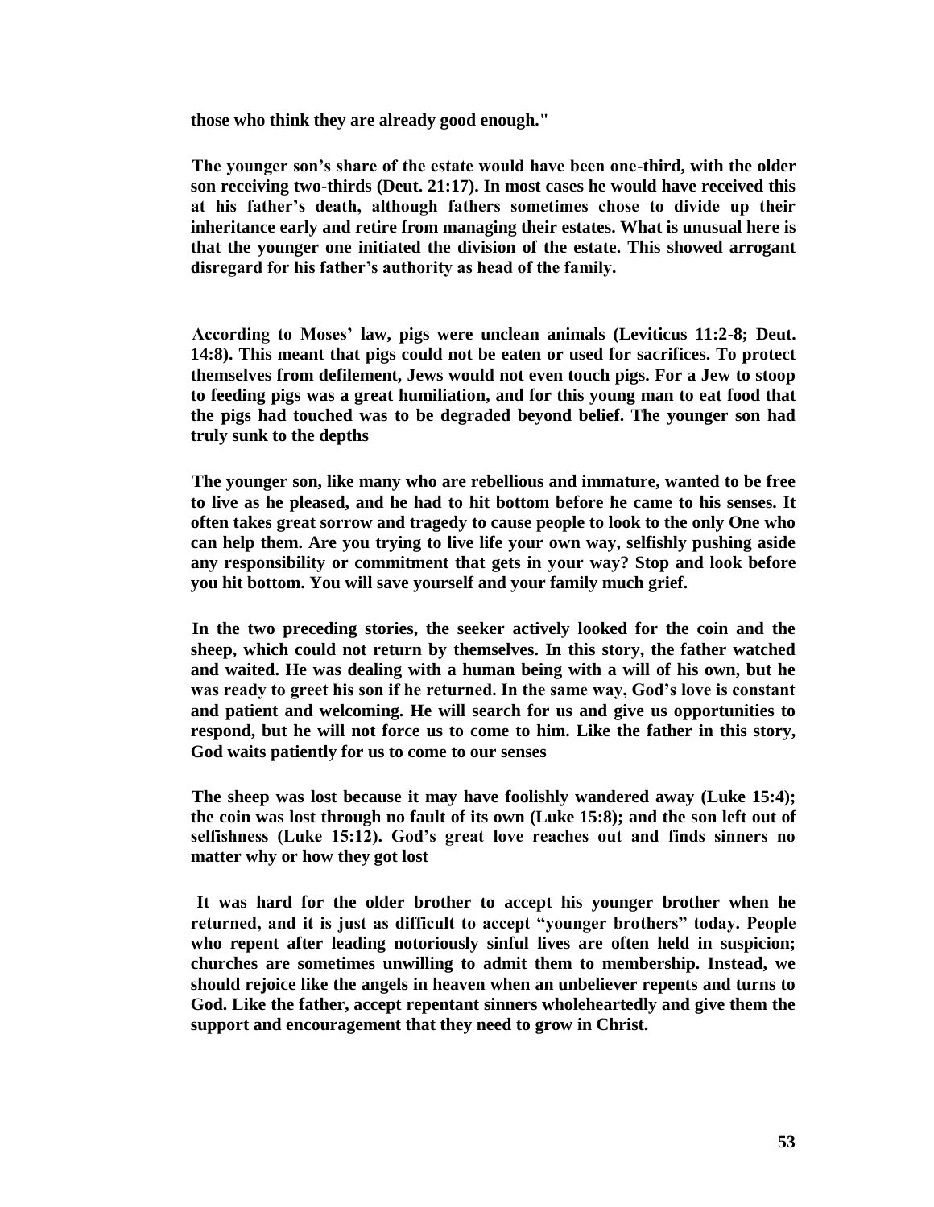**those who think they are already good enough."**

**The younger son's share of the estate would have been one-third, with the older son receiving two-thirds (Deut. 21:17). In most cases he would have received this at his father's death, although fathers sometimes chose to divide up their inheritance early and retire from managing their estates. What is unusual here is that the younger one initiated the division of the estate. This showed arrogant disregard for his father's authority as head of the family.**

**According to Moses' law, pigs were unclean animals (Leviticus 11:2-8; Deut. 14:8). This meant that pigs could not be eaten or used for sacrifices. To protect themselves from defilement, Jews would not even touch pigs. For a Jew to stoop to feeding pigs was a great humiliation, and for this young man to eat food that the pigs had touched was to be degraded beyond belief. The younger son had truly sunk to the depths**

**The younger son, like many who are rebellious and immature, wanted to be free to live as he pleased, and he had to hit bottom before he came to his senses. It often takes great sorrow and tragedy to cause people to look to the only One who can help them. Are you trying to live life your own way, selfishly pushing aside any responsibility or commitment that gets in your way? Stop and look before you hit bottom. You will save yourself and your family much grief.**

**In the two preceding stories, the seeker actively looked for the coin and the sheep, which could not return by themselves. In this story, the father watched and waited. He was dealing with a human being with a will of his own, but he was ready to greet his son if he returned. In the same way, God's love is constant and patient and welcoming. He will search for us and give us opportunities to respond, but he will not force us to come to him. Like the father in this story, God waits patiently for us to come to our senses**

**The sheep was lost because it may have foolishly wandered away (Luke 15:4); the coin was lost through no fault of its own (Luke 15:8); and the son left out of selfishness (Luke 15:12). God's great love reaches out and finds sinners no matter why or how they got lost**

**It was hard for the older brother to accept his younger brother when he returned, and it is just as difficult to accept "younger brothers" today. People who repent after leading notoriously sinful lives are often held in suspicion; churches are sometimes unwilling to admit them to membership. Instead, we should rejoice like the angels in heaven when an unbeliever repents and turns to God. Like the father, accept repentant sinners wholeheartedly and give them the support and encouragement that they need to grow in Christ.**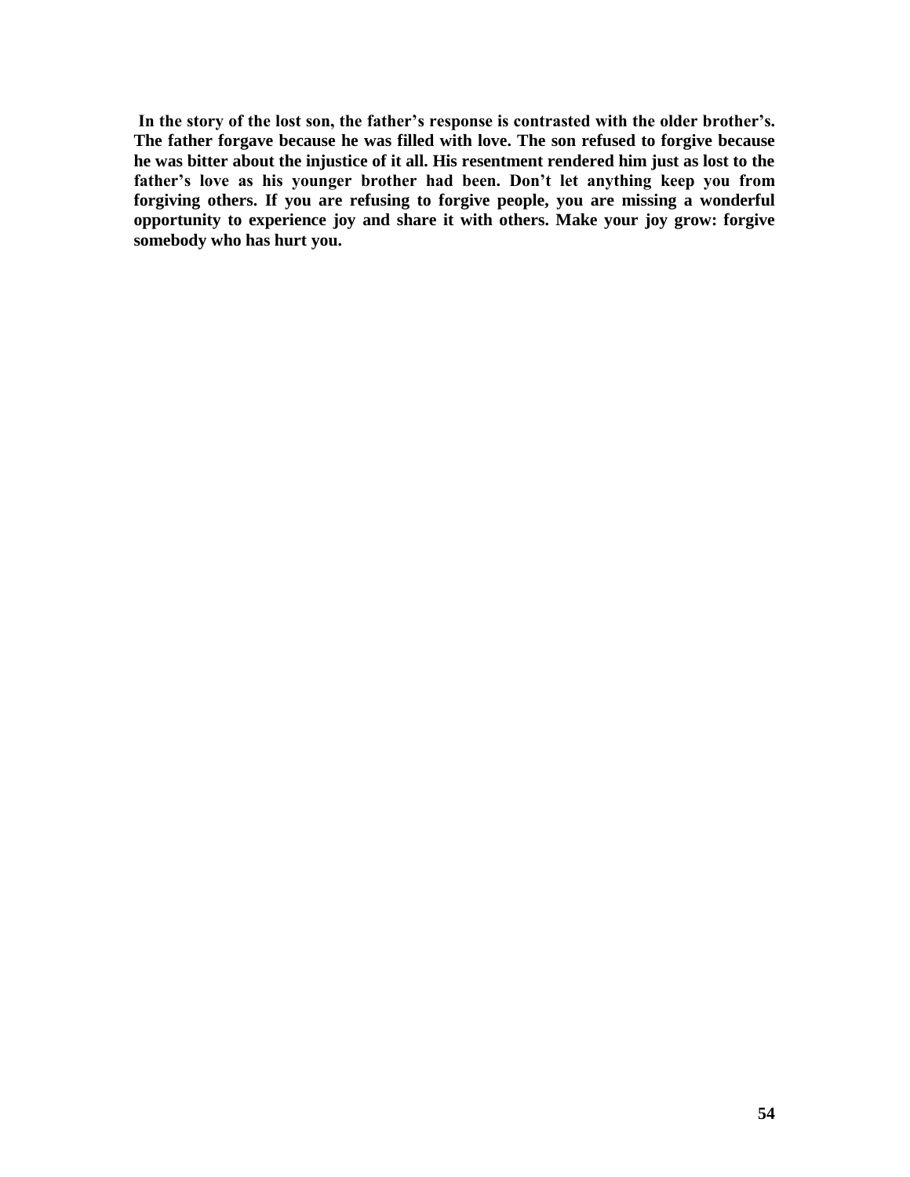**In the story of the lost son, the father's response is contrasted with the older brother's. The father forgave because he was filled with love. The son refused to forgive because he was bitter about the injustice of it all. His resentment rendered him just as lost to the father's love as his younger brother had been. Don't let anything keep you from forgiving others. If you are refusing to forgive people, you are missing a wonderful opportunity to experience joy and share it with others. Make your joy grow: forgive somebody who has hurt you.**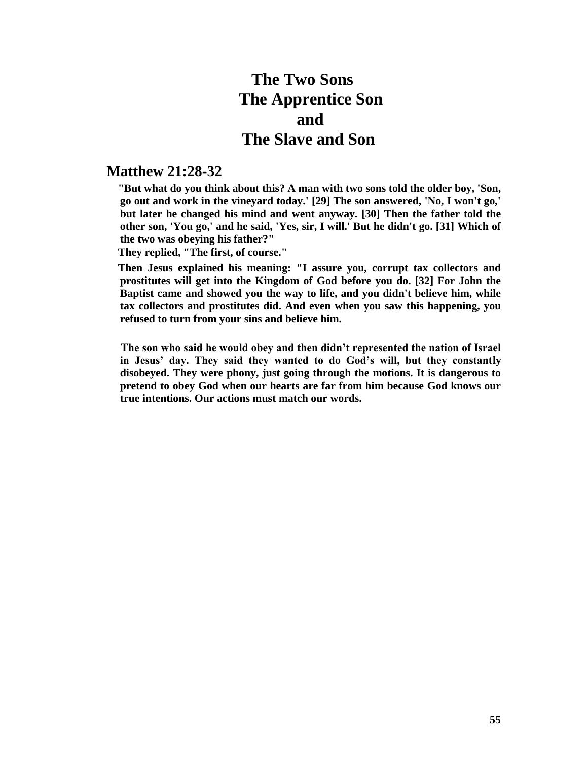# The Two Sons
# The Apprentice Son
# and
# The Slave and Son

## Matthew 21:28-32

**"But what do you think about this? A man with two sons told the older boy, 'Son, go out and work in the vineyard today.' [29] The son answered, 'No, I won't go,' but later he changed his mind and went anyway. [30] Then the father told the other son, 'You go,' and he said, 'Yes, sir, I will.' But he didn't go. [31] Which of the two was obeying his father?"**

**They replied, "The first, of course."**

**Then Jesus explained his meaning: "I assure you, corrupt tax collectors and prostitutes will get into the Kingdom of God before you do. [32] For John the Baptist came and showed you the way to life, and you didn't believe him, while tax collectors and prostitutes did. And even when you saw this happening, you refused to turn from your sins and believe him.**

**The son who said he would obey and then didn't represented the nation of Israel in Jesus' day. They said they wanted to do God's will, but they constantly disobeyed. They were phony, just going through the motions. It is dangerous to pretend to obey God when our hearts are far from him because God knows our true intentions. Our actions must match our words.**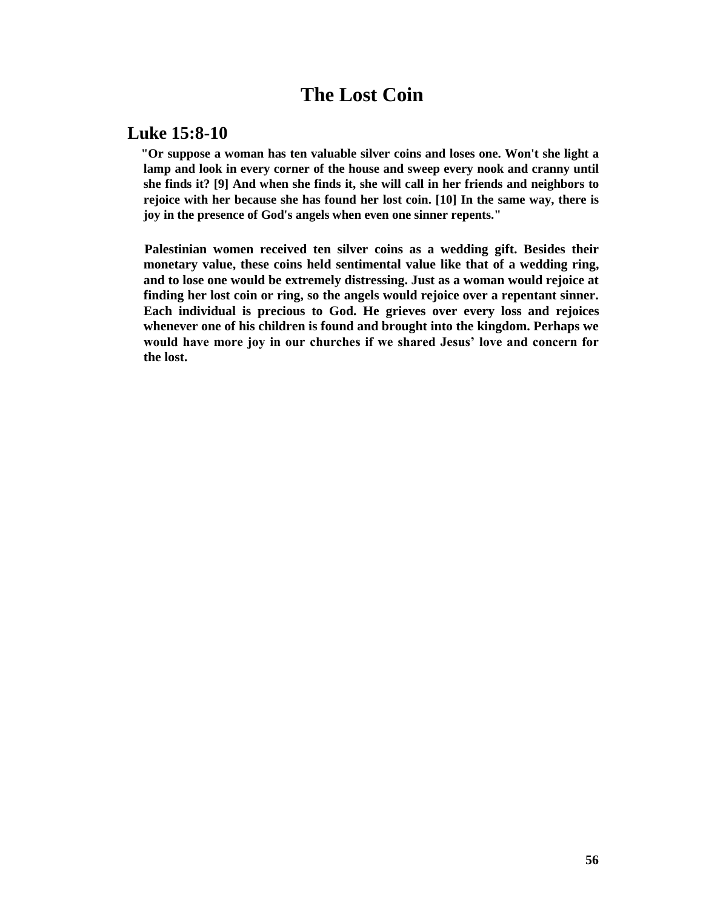# The Lost Coin

## Luke 15:8-10

**"Or suppose a woman has ten valuable silver coins and loses one. Won't she light a lamp and look in every corner of the house and sweep every nook and cranny until she finds it? [9] And when she finds it, she will call in her friends and neighbors to rejoice with her because she has found her lost coin. [10] In the same way, there is joy in the presence of God's angels when even one sinner repents."**

**Palestinian women received ten silver coins as a wedding gift. Besides their monetary value, these coins held sentimental value like that of a wedding ring, and to lose one would be extremely distressing. Just as a woman would rejoice at finding her lost coin or ring, so the angels would rejoice over a repentant sinner. Each individual is precious to God. He grieves over every loss and rejoices whenever one of his children is found and brought into the kingdom. Perhaps we would have more joy in our churches if we shared Jesus' love and concern for the lost.**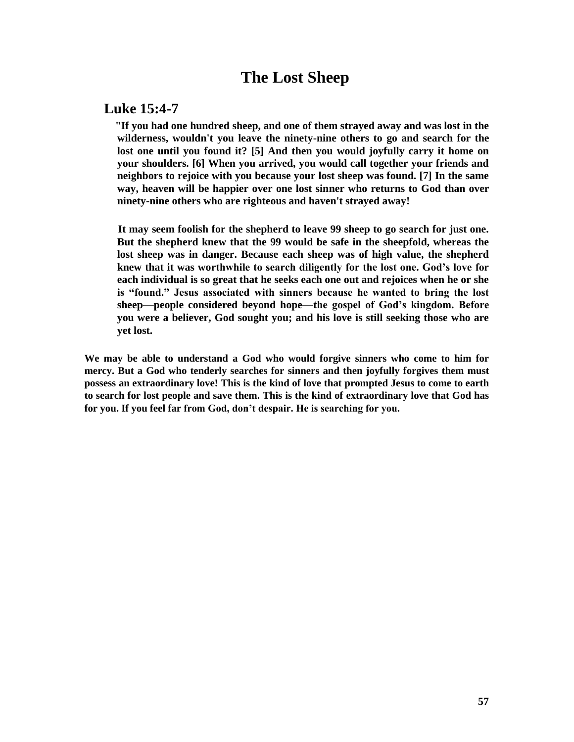# The Lost Sheep

## Luke 15:4-7

**"If you had one hundred sheep, and one of them strayed away and was lost in the wilderness, wouldn't you leave the ninety-nine others to go and search for the lost one until you found it? [5] And then you would joyfully carry it home on your shoulders. [6] When you arrived, you would call together your friends and neighbors to rejoice with you because your lost sheep was found. [7] In the same way, heaven will be happier over one lost sinner who returns to God than over ninety-nine others who are righteous and haven't strayed away!**

**It may seem foolish for the shepherd to leave 99 sheep to go search for just one. But the shepherd knew that the 99 would be safe in the sheepfold, whereas the lost sheep was in danger. Because each sheep was of high value, the shepherd knew that it was worthwhile to search diligently for the lost one. God's love for each individual is so great that he seeks each one out and rejoices when he or she is "found." Jesus associated with sinners because he wanted to bring the lost sheep—people considered beyond hope—the gospel of God's kingdom. Before you were a believer, God sought you; and his love is still seeking those who are yet lost.**

**We may be able to understand a God who would forgive sinners who come to him for mercy. But a God who tenderly searches for sinners and then joyfully forgives them must possess an extraordinary love! This is the kind of love that prompted Jesus to come to earth to search for lost people and save them. This is the kind of extraordinary love that God has for you. If you feel far from God, don't despair. He is searching for you.**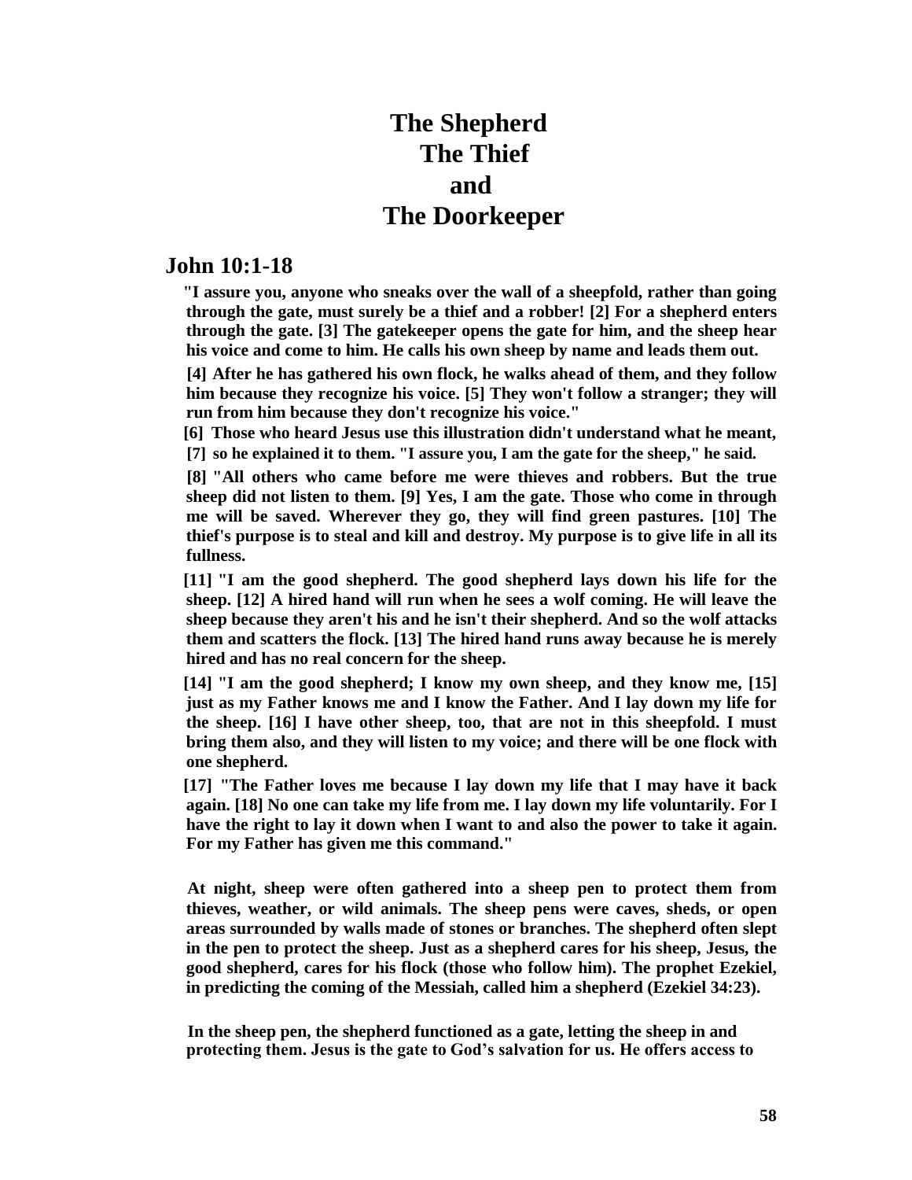# The Shepherd
# The Thief
# and
# The Doorkeeper

## John 10:1-18

**"I assure you, anyone who sneaks over the wall of a sheepfold, rather than going through the gate, must surely be a thief and a robber! [2] For a shepherd enters through the gate. [3] The gatekeeper opens the gate for him, and the sheep hear his voice and come to him. He calls his own sheep by name and leads them out.**

**[4] After he has gathered his own flock, he walks ahead of them, and they follow him because they recognize his voice. [5] They won't follow a stranger; they will run from him because they don't recognize his voice."**

**[6] Those who heard Jesus use this illustration didn't understand what he meant,**

**[7] so he explained it to them. "I assure you, I am the gate for the sheep," he said.**

**[8] "All others who came before me were thieves and robbers. But the true sheep did not listen to them. [9] Yes, I am the gate. Those who come in through me will be saved. Wherever they go, they will find green pastures. [10] The thief's purpose is to steal and kill and destroy. My purpose is to give life in all its fullness.**

**[11] "I am the good shepherd. The good shepherd lays down his life for the sheep. [12] A hired hand will run when he sees a wolf coming. He will leave the sheep because they aren't his and he isn't their shepherd. And so the wolf attacks them and scatters the flock. [13] The hired hand runs away because he is merely hired and has no real concern for the sheep.**

**[14] "I am the good shepherd; I know my own sheep, and they know me, [15] just as my Father knows me and I know the Father. And I lay down my life for the sheep. [16] I have other sheep, too, that are not in this sheepfold. I must bring them also, and they will listen to my voice; and there will be one flock with one shepherd.**

**[17] "The Father loves me because I lay down my life that I may have it back again. [18] No one can take my life from me. I lay down my life voluntarily. For I have the right to lay it down when I want to and also the power to take it again. For my Father has given me this command."**

**At night, sheep were often gathered into a sheep pen to protect them from thieves, weather, or wild animals. The sheep pens were caves, sheds, or open areas surrounded by walls made of stones or branches. The shepherd often slept in the pen to protect the sheep. Just as a shepherd cares for his sheep, Jesus, the good shepherd, cares for his flock (those who follow him). The prophet Ezekiel, in predicting the coming of the Messiah, called him a shepherd (Ezekiel 34:23).**

**In the sheep pen, the shepherd functioned as a gate, letting the sheep in and protecting them. Jesus is the gate to God's salvation for us. He offers access to**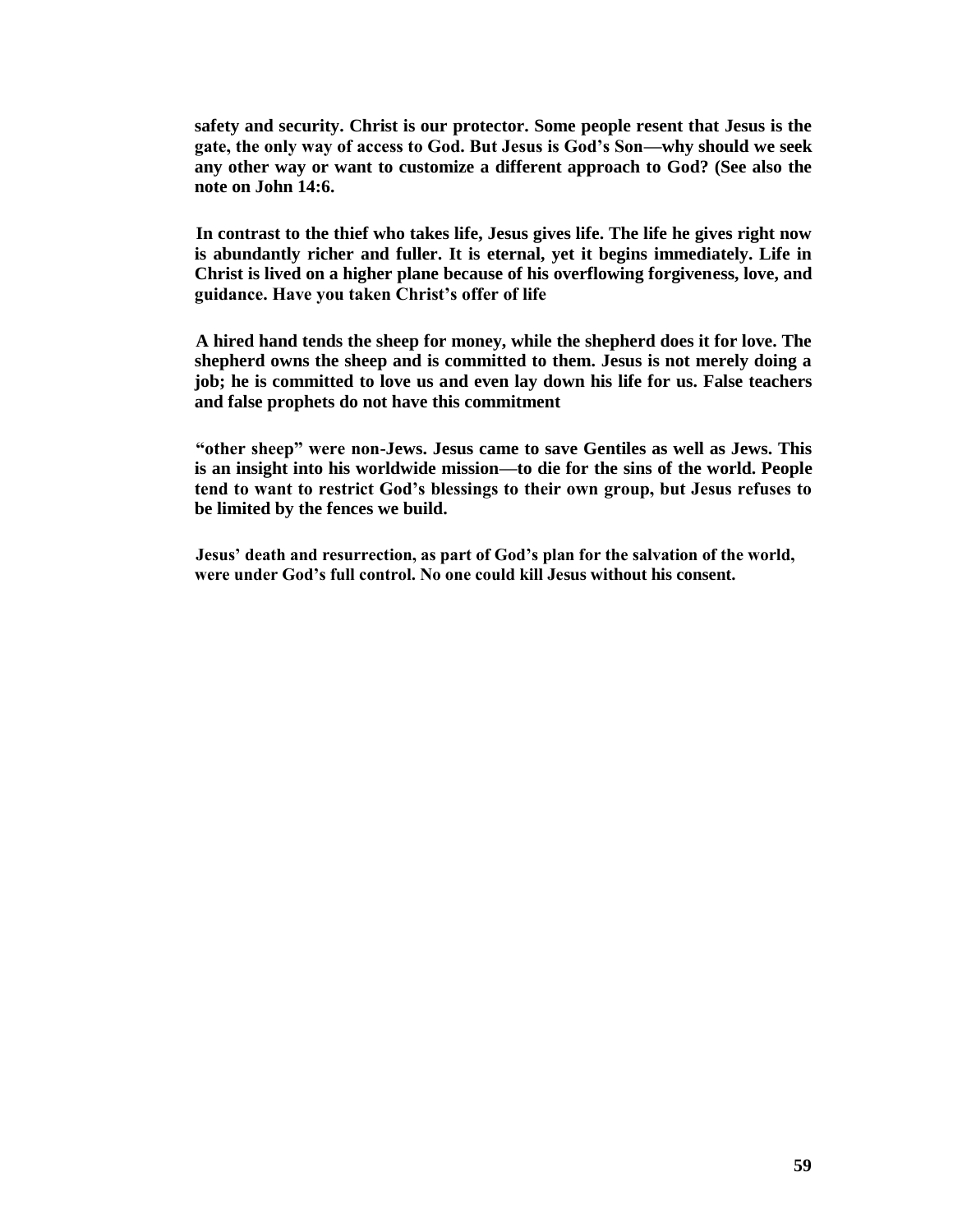**safety and security. Christ is our protector. Some people resent that Jesus is the gate, the only way of access to God. But Jesus is God's Son—why should we seek any other way or want to customize a different approach to God? (See also the note on John 14:6.**

**In contrast to the thief who takes life, Jesus gives life. The life he gives right now is abundantly richer and fuller. It is eternal, yet it begins immediately. Life in Christ is lived on a higher plane because of his overflowing forgiveness, love, and guidance. Have you taken Christ's offer of life**

**A hired hand tends the sheep for money, while the shepherd does it for love. The shepherd owns the sheep and is committed to them. Jesus is not merely doing a job; he is committed to love us and even lay down his life for us. False teachers and false prophets do not have this commitment**

**"other sheep" were non-Jews. Jesus came to save Gentiles as well as Jews. This is an insight into his worldwide mission—to die for the sins of the world. People tend to want to restrict God's blessings to their own group, but Jesus refuses to be limited by the fences we build.**

**Jesus' death and resurrection, as part of God's plan for the salvation of the world, were under God's full control. No one could kill Jesus without his consent.**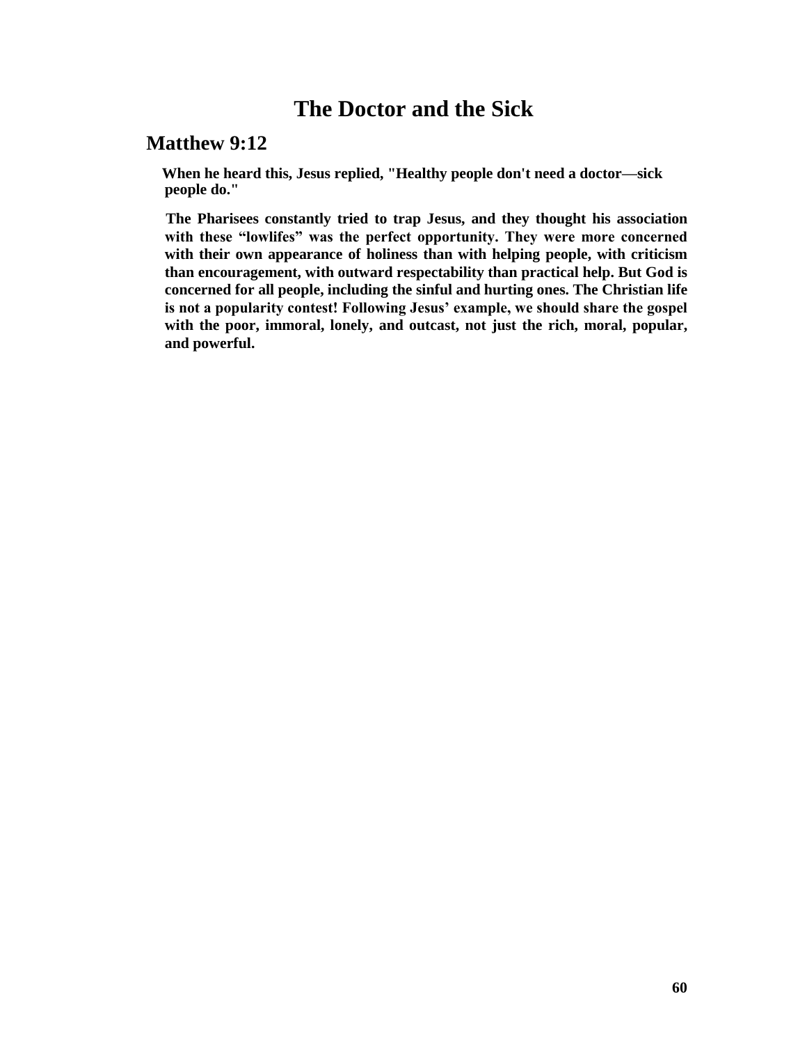# The Doctor and the Sick

## Matthew 9:12

**When he heard this, Jesus replied, "Healthy people don't need a doctor—sick people do."**

**The Pharisees constantly tried to trap Jesus, and they thought his association with these "lowlifes" was the perfect opportunity. They were more concerned with their own appearance of holiness than with helping people, with criticism than encouragement, with outward respectability than practical help. But God is concerned for all people, including the sinful and hurting ones. The Christian life is not a popularity contest! Following Jesus' example, we should share the gospel with the poor, immoral, lonely, and outcast, not just the rich, moral, popular, and powerful.**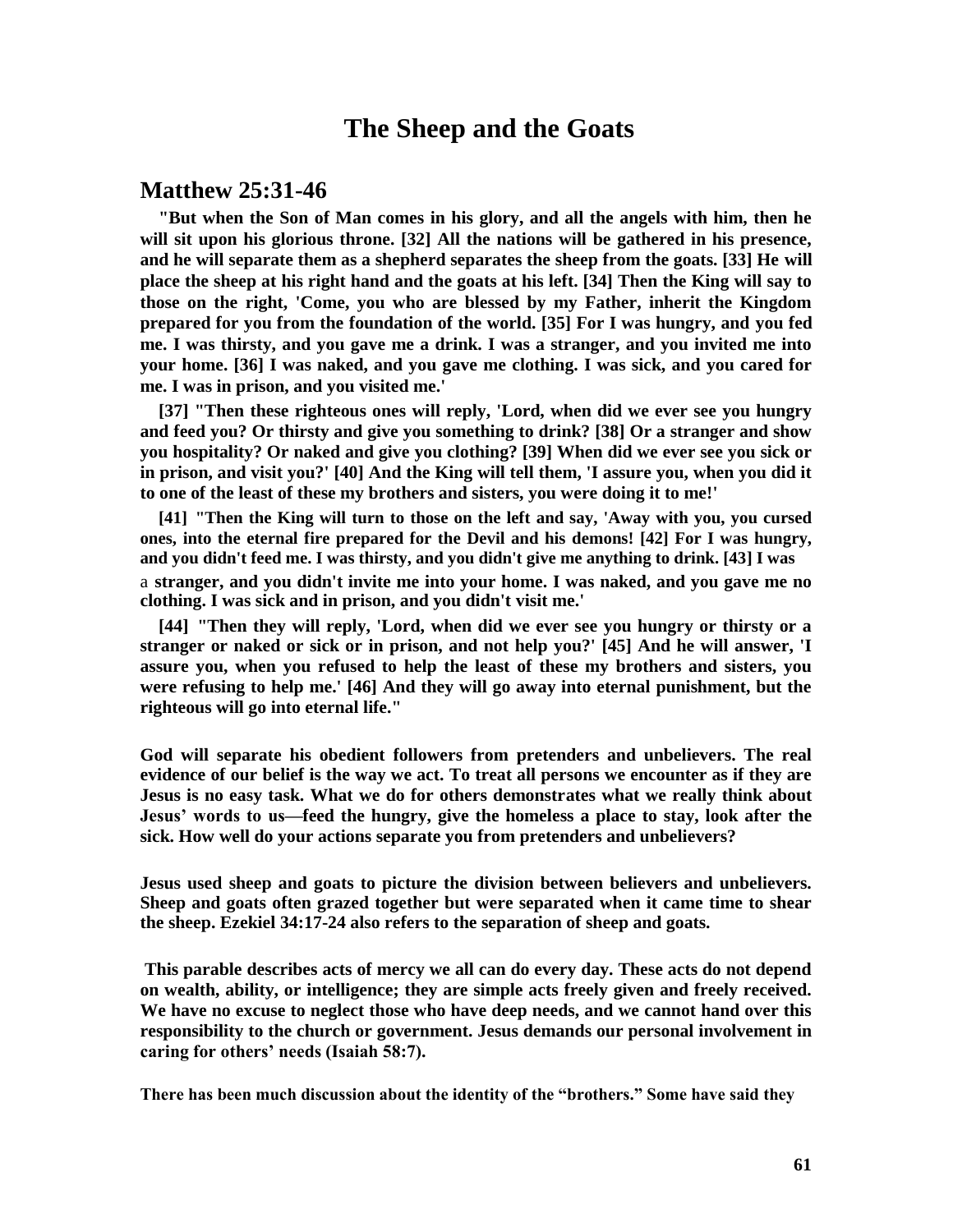# The Sheep and the Goats

## Matthew 25:31-46

**"But when the Son of Man comes in his glory, and all the angels with him, then he will sit upon his glorious throne. [32] All the nations will be gathered in his presence, and he will separate them as a shepherd separates the sheep from the goats. [33] He will place the sheep at his right hand and the goats at his left. [34] Then the King will say to those on the right, 'Come, you who are blessed by my Father, inherit the Kingdom prepared for you from the foundation of the world. [35] For I was hungry, and you fed me. I was thirsty, and you gave me a drink. I was a stranger, and you invited me into your home. [36] I was naked, and you gave me clothing. I was sick, and you cared for me. I was in prison, and you visited me.'**

**[37] "Then these righteous ones will reply, 'Lord, when did we ever see you hungry and feed you? Or thirsty and give you something to drink? [38] Or a stranger and show you hospitality? Or naked and give you clothing? [39] When did we ever see you sick or in prison, and visit you?' [40] And the King will tell them, 'I assure you, when you did it to one of the least of these my brothers and sisters, you were doing it to me!'**

**[41] "Then the King will turn to those on the left and say, 'Away with you, you cursed ones, into the eternal fire prepared for the Devil and his demons! [42] For I was hungry, and you didn't feed me. I was thirsty, and you didn't give me anything to drink. [43] I was** a **stranger, and you didn't invite me into your home. I was naked, and you gave me no clothing. I was sick and in prison, and you didn't visit me.'**

**[44] "Then they will reply, 'Lord, when did we ever see you hungry or thirsty or a stranger or naked or sick or in prison, and not help you?' [45] And he will answer, 'I assure you, when you refused to help the least of these my brothers and sisters, you were refusing to help me.' [46] And they will go away into eternal punishment, but the righteous will go into eternal life."**

**God will separate his obedient followers from pretenders and unbelievers. The real evidence of our belief is the way we act. To treat all persons we encounter as if they are Jesus is no easy task. What we do for others demonstrates what we really think about Jesus' words to us—feed the hungry, give the homeless a place to stay, look after the sick. How well do your actions separate you from pretenders and unbelievers?**

**Jesus used sheep and goats to picture the division between believers and unbelievers. Sheep and goats often grazed together but were separated when it came time to shear the sheep. Ezekiel 34:17-24 also refers to the separation of sheep and goats.**

**This parable describes acts of mercy we all can do every day. These acts do not depend on wealth, ability, or intelligence; they are simple acts freely given and freely received. We have no excuse to neglect those who have deep needs, and we cannot hand over this responsibility to the church or government. Jesus demands our personal involvement in caring for others' needs (Isaiah 58:7).**

**There has been much discussion about the identity of the "brothers." Some have said they**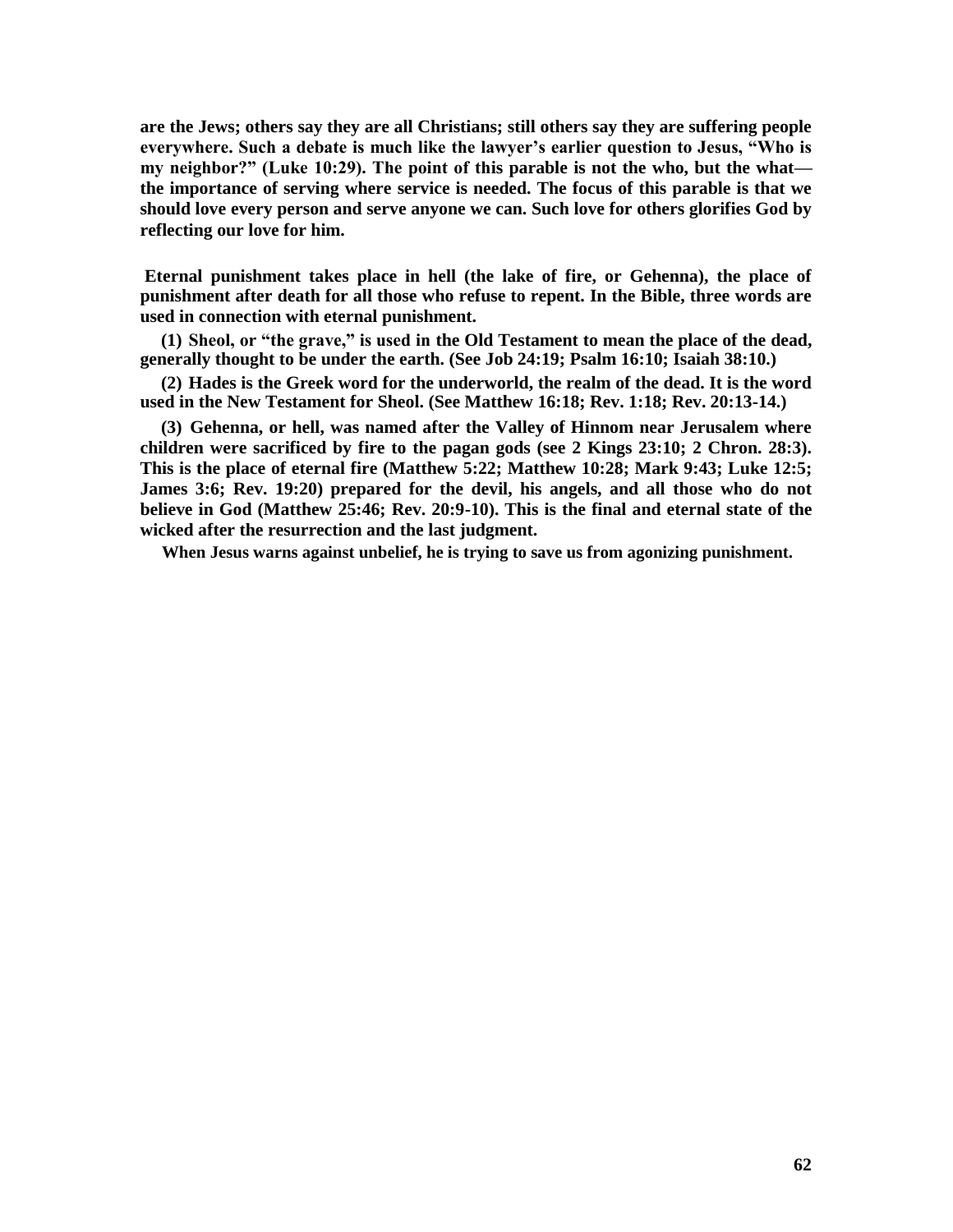**are the Jews; others say they are all Christians; still others say they are suffering people everywhere. Such a debate is much like the lawyer's earlier question to Jesus, "Who is my neighbor?" (Luke 10:29). The point of this parable is not the who, but the what—the importance of serving where service is needed. The focus of this parable is that we should love every person and serve anyone we can. Such love for others glorifies God by reflecting our love for him.**

**Eternal punishment takes place in hell (the lake of fire, or Gehenna), the place of punishment after death for all those who refuse to repent. In the Bible, three words are used in connection with eternal punishment.**

**(1) Sheol, or "the grave," is used in the Old Testament to mean the place of the dead, generally thought to be under the earth. (See Job 24:19; Psalm 16:10; Isaiah 38:10.)**

**(2) Hades is the Greek word for the underworld, the realm of the dead. It is the word used in the New Testament for Sheol. (See Matthew 16:18; Rev. 1:18; Rev. 20:13-14.)**

**(3) Gehenna, or hell, was named after the Valley of Hinnom near Jerusalem where children were sacrificed by fire to the pagan gods (see 2 Kings 23:10; 2 Chron. 28:3). This is the place of eternal fire (Matthew 5:22; Matthew 10:28; Mark 9:43; Luke 12:5; James 3:6; Rev. 19:20) prepared for the devil, his angels, and all those who do not believe in God (Matthew 25:46; Rev. 20:9-10). This is the final and eternal state of the wicked after the resurrection and the last judgment.**

**When Jesus warns against unbelief, he is trying to save us from agonizing punishment.**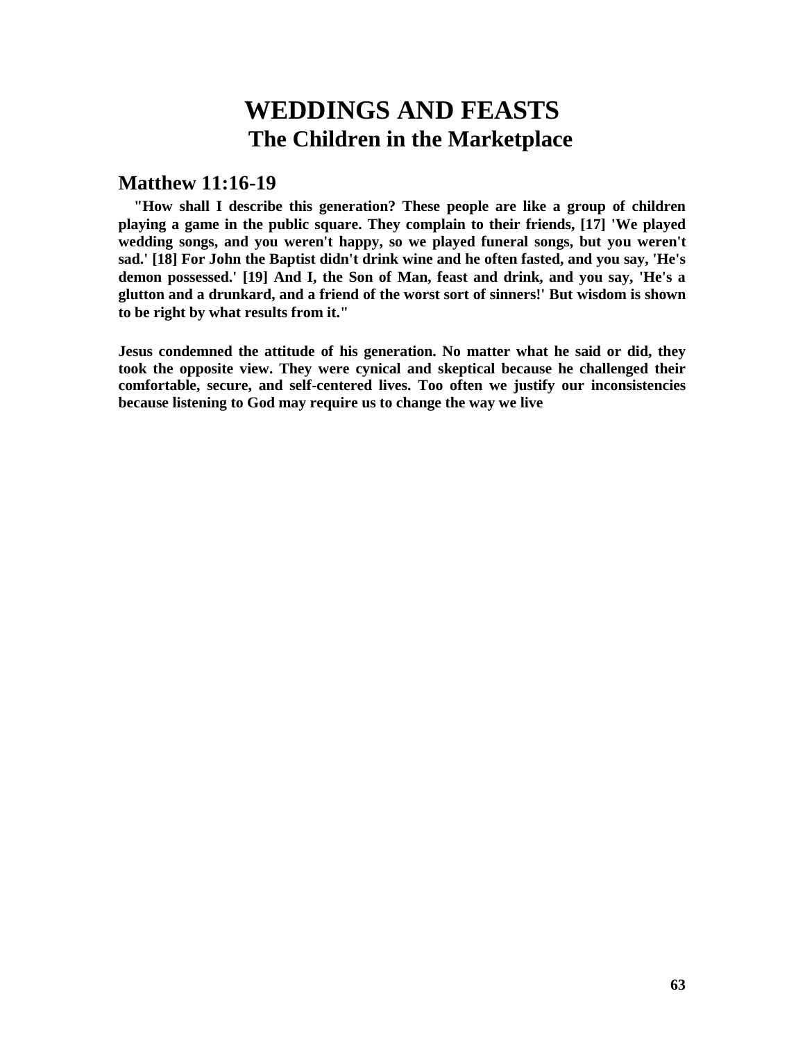# WEDDINGS AND FEASTS
## The Children in the Marketplace

## Matthew 11:16-19

**"How shall I describe this generation? These people are like a group of children playing a game in the public square. They complain to their friends, [17] 'We played wedding songs, and you weren't happy, so we played funeral songs, but you weren't sad.' [18] For John the Baptist didn't drink wine and he often fasted, and you say, 'He's demon possessed.' [19] And I, the Son of Man, feast and drink, and you say, 'He's a glutton and a drunkard, and a friend of the worst sort of sinners!' But wisdom is shown to be right by what results from it."**

**Jesus condemned the attitude of his generation. No matter what he said or did, they took the opposite view. They were cynical and skeptical because he challenged their comfortable, secure, and self-centered lives. Too often we justify our inconsistencies because listening to God may require us to change the way we live**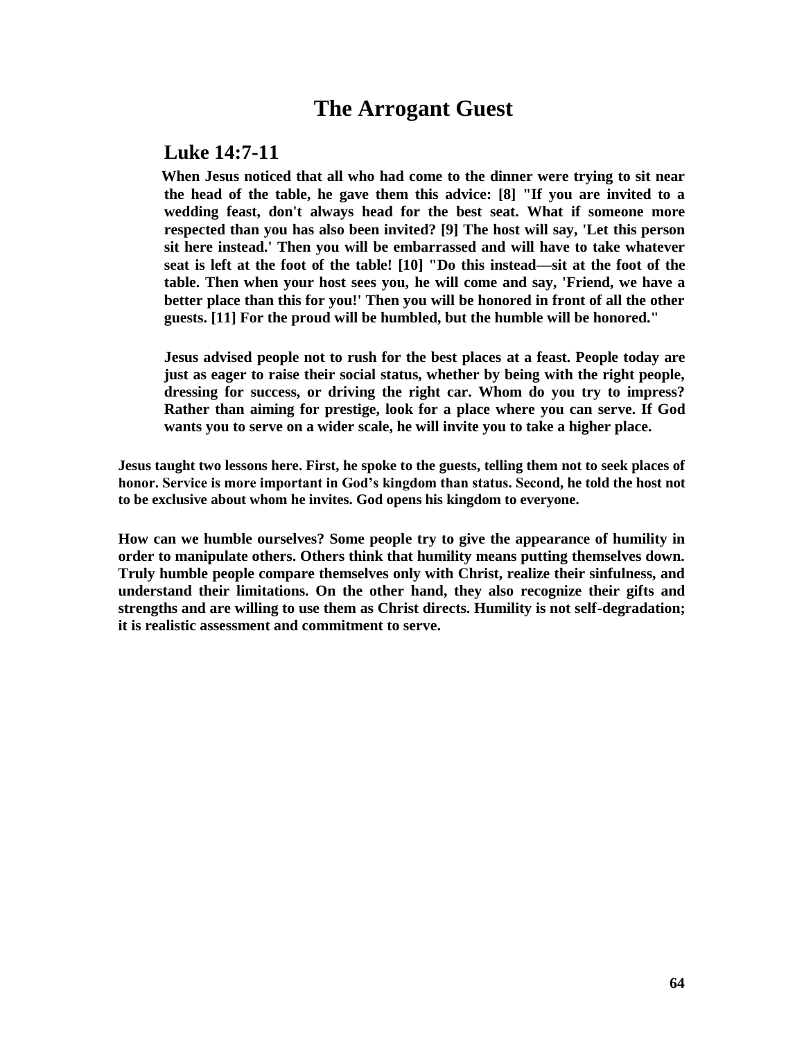# The Arrogant Guest

## Luke 14:7-11

**When Jesus noticed that all who had come to the dinner were trying to sit near the head of the table, he gave them this advice: [8] "If you are invited to a wedding feast, don't always head for the best seat. What if someone more respected than you has also been invited? [9] The host will say, 'Let this person sit here instead.' Then you will be embarrassed and will have to take whatever seat is left at the foot of the table! [10] "Do this instead—sit at the foot of the table. Then when your host sees you, he will come and say, 'Friend, we have a better place than this for you!' Then you will be honored in front of all the other guests. [11] For the proud will be humbled, but the humble will be honored."**

**Jesus advised people not to rush for the best places at a feast. People today are just as eager to raise their social status, whether by being with the right people, dressing for success, or driving the right car. Whom do you try to impress? Rather than aiming for prestige, look for a place where you can serve. If God wants you to serve on a wider scale, he will invite you to take a higher place.**

**Jesus taught two lessons here. First, he spoke to the guests, telling them not to seek places of honor. Service is more important in God's kingdom than status. Second, he told the host not to be exclusive about whom he invites. God opens his kingdom to everyone.**

**How can we humble ourselves? Some people try to give the appearance of humility in order to manipulate others. Others think that humility means putting themselves down. Truly humble people compare themselves only with Christ, realize their sinfulness, and understand their limitations. On the other hand, they also recognize their gifts and strengths and are willing to use them as Christ directs. Humility is not self-degradation; it is realistic assessment and commitment to serve.**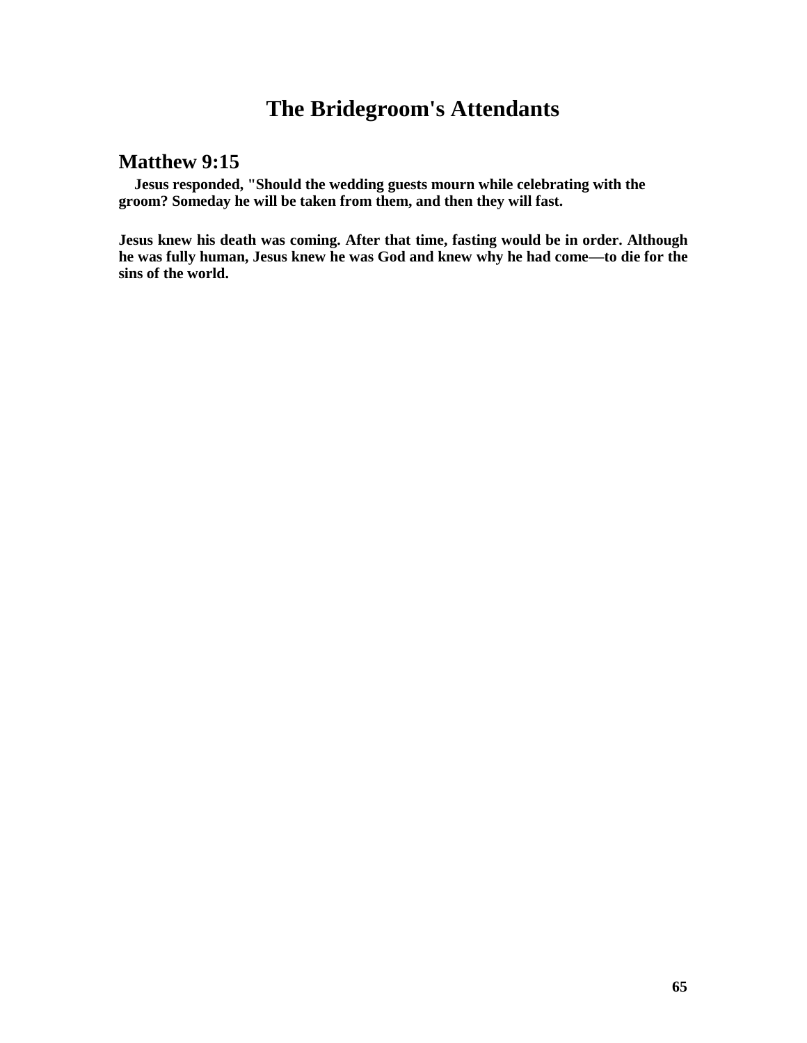# The Bridegroom's Attendants

## Matthew 9:15

**Jesus responded, "Should the wedding guests mourn while celebrating with the groom? Someday he will be taken from them, and then they will fast.**

**Jesus knew his death was coming. After that time, fasting would be in order. Although he was fully human, Jesus knew he was God and knew why he had come—to die for the sins of the world.**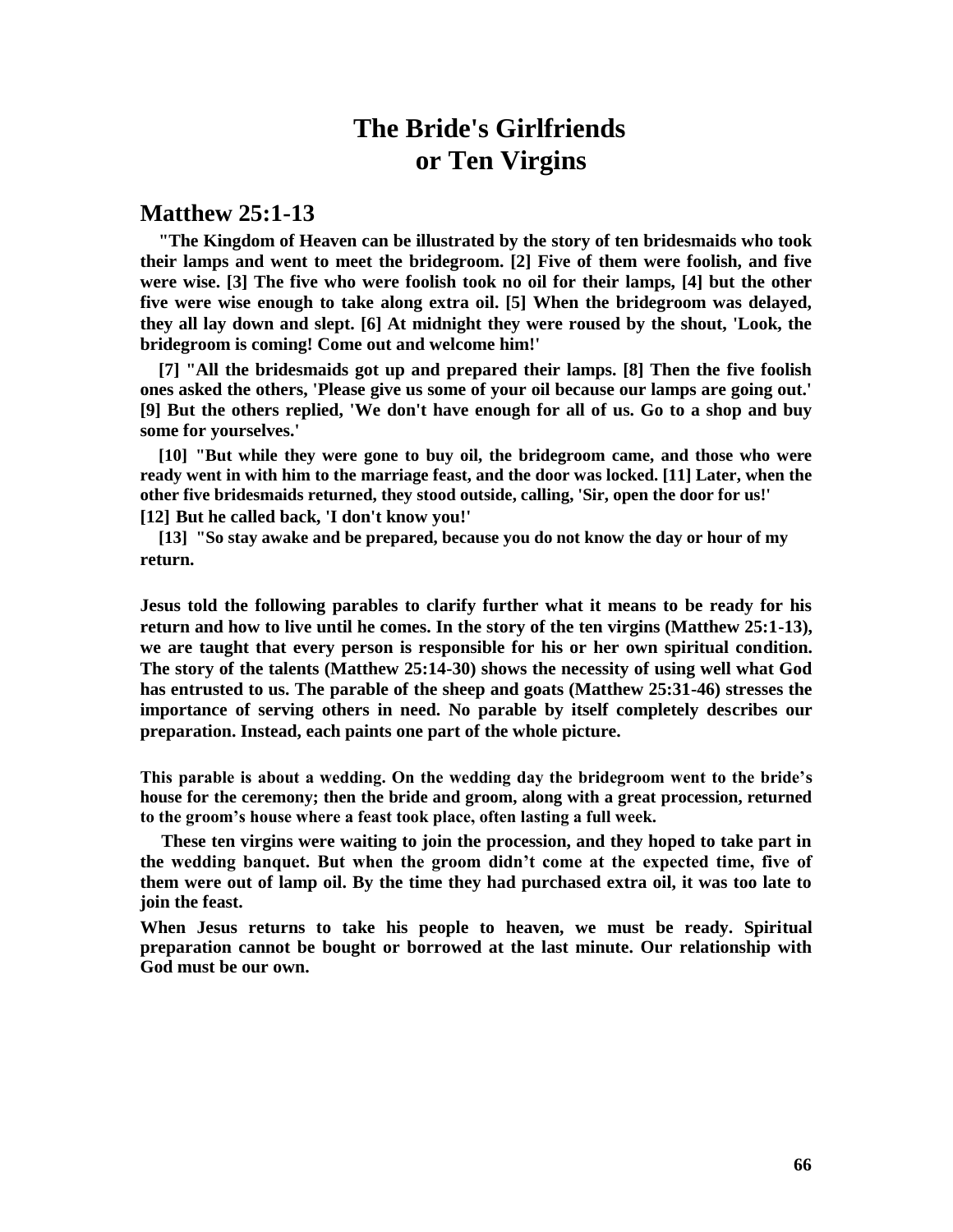# The Bride's Girlfriends or Ten Virgins

## Matthew 25:1-13

**"The Kingdom of Heaven can be illustrated by the story of ten bridesmaids who took their lamps and went to meet the bridegroom. [2] Five of them were foolish, and five were wise. [3] The five who were foolish took no oil for their lamps, [4] but the other five were wise enough to take along extra oil. [5] When the bridegroom was delayed, they all lay down and slept. [6] At midnight they were roused by the shout, 'Look, the bridegroom is coming! Come out and welcome him!'**

**[7] "All the bridesmaids got up and prepared their lamps. [8] Then the five foolish ones asked the others, 'Please give us some of your oil because our lamps are going out.' [9] But the others replied, 'We don't have enough for all of us. Go to a shop and buy some for yourselves.'**

**[10] "But while they were gone to buy oil, the bridegroom came, and those who were ready went in with him to the marriage feast, and the door was locked. [11] Later, when the other five bridesmaids returned, they stood outside, calling, 'Sir, open the door for us!' [12] But he called back, 'I don't know you!'**

**[13] "So stay awake and be prepared, because you do not know the day or hour of my return.**

**Jesus told the following parables to clarify further what it means to be ready for his return and how to live until he comes. In the story of the ten virgins (Matthew 25:1-13), we are taught that every person is responsible for his or her own spiritual condition. The story of the talents (Matthew 25:14-30) shows the necessity of using well what God has entrusted to us. The parable of the sheep and goats (Matthew 25:31-46) stresses the importance of serving others in need. No parable by itself completely describes our preparation. Instead, each paints one part of the whole picture.**

**This parable is about a wedding. On the wedding day the bridegroom went to the bride's house for the ceremony; then the bride and groom, along with a great procession, returned to the groom's house where a feast took place, often lasting a full week.**

**These ten virgins were waiting to join the procession, and they hoped to take part in the wedding banquet. But when the groom didn't come at the expected time, five of them were out of lamp oil. By the time they had purchased extra oil, it was too late to join the feast.**

**When Jesus returns to take his people to heaven, we must be ready. Spiritual preparation cannot be bought or borrowed at the last minute. Our relationship with God must be our own.**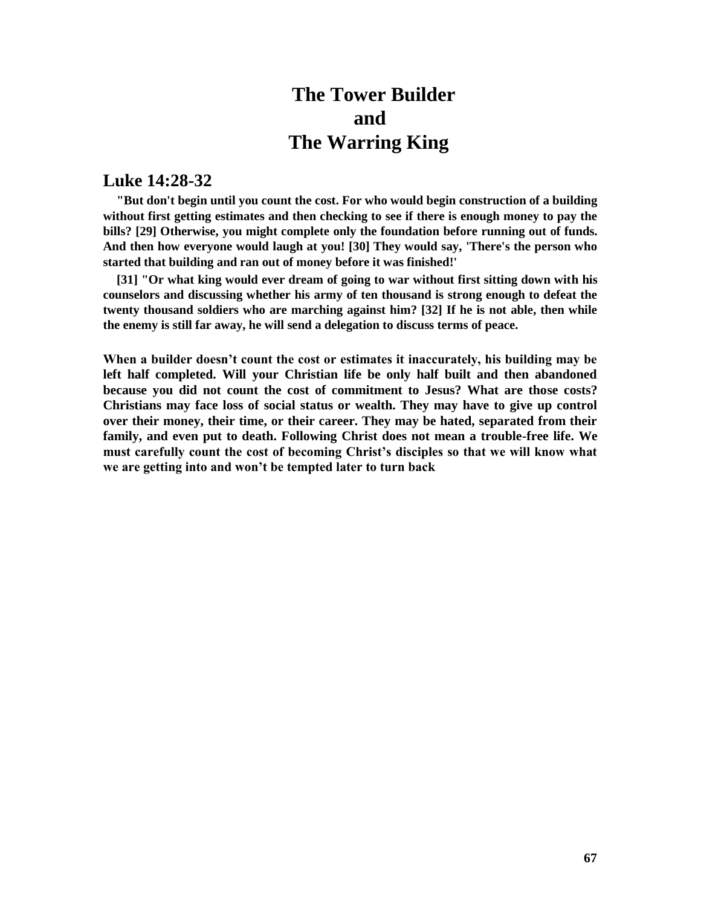# The Tower Builder
# and
# The Warring King

## Luke 14:28-32

**"But don't begin until you count the cost. For who would begin construction of a building without first getting estimates and then checking to see if there is enough money to pay the bills? [29] Otherwise, you might complete only the foundation before running out of funds. And then how everyone would laugh at you! [30] They would say, 'There's the person who started that building and ran out of money before it was finished!'**

**[31] "Or what king would ever dream of going to war without first sitting down with his counselors and discussing whether his army of ten thousand is strong enough to defeat the twenty thousand soldiers who are marching against him? [32] If he is not able, then while the enemy is still far away, he will send a delegation to discuss terms of peace.**

**When a builder doesn't count the cost or estimates it inaccurately, his building may be left half completed. Will your Christian life be only half built and then abandoned because you did not count the cost of commitment to Jesus? What are those costs? Christians may face loss of social status or wealth. They may have to give up control over their money, their time, or their career. They may be hated, separated from their family, and even put to death. Following Christ does not mean a trouble-free life. We must carefully count the cost of becoming Christ's disciples so that we will know what we are getting into and won't be tempted later to turn back**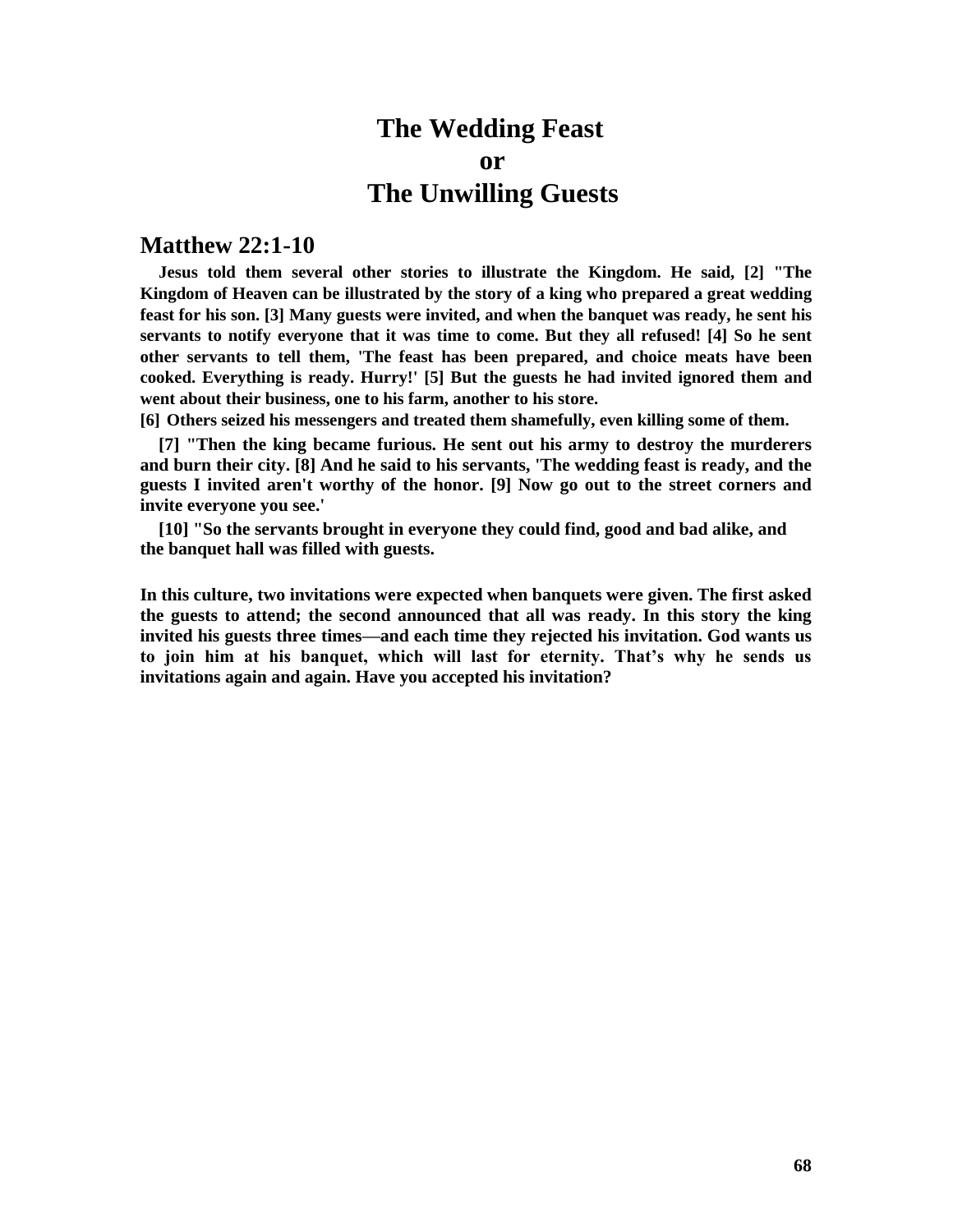# The Wedding Feast
# or
# The Unwilling Guests

## Matthew 22:1-10

**Jesus told them several other stories to illustrate the Kingdom. He said, [2] "The Kingdom of Heaven can be illustrated by the story of a king who prepared a great wedding feast for his son. [3] Many guests were invited, and when the banquet was ready, he sent his servants to notify everyone that it was time to come. But they all refused! [4] So he sent other servants to tell them, 'The feast has been prepared, and choice meats have been cooked. Everything is ready. Hurry!' [5] But the guests he had invited ignored them and went about their business, one to his farm, another to his store.**
**[6] Others seized his messengers and treated them shamefully, even killing some of them.**

**[7] "Then the king became furious. He sent out his army to destroy the murderers and burn their city. [8] And he said to his servants, 'The wedding feast is ready, and the guests I invited aren't worthy of the honor. [9] Now go out to the street corners and invite everyone you see.'**

**[10] "So the servants brought in everyone they could find, good and bad alike, and the banquet hall was filled with guests.**

**In this culture, two invitations were expected when banquets were given. The first asked the guests to attend; the second announced that all was ready. In this story the king invited his guests three times—and each time they rejected his invitation. God wants us to join him at his banquet, which will last for eternity. That's why he sends us invitations again and again. Have you accepted his invitation?**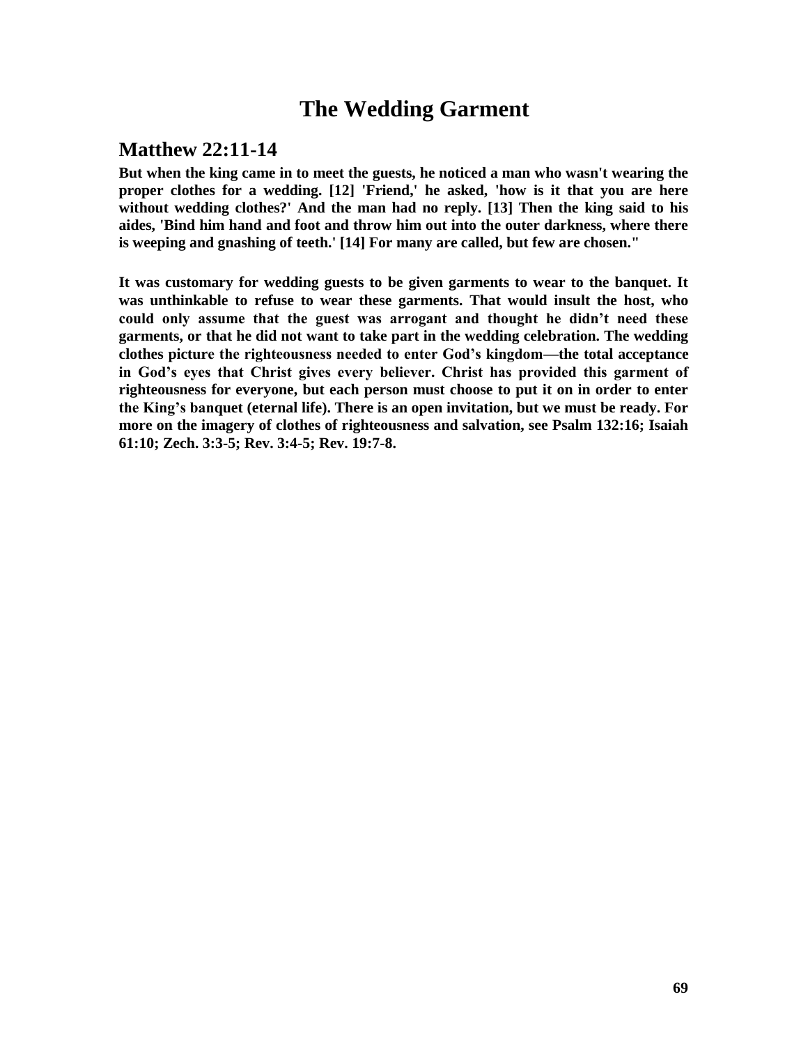# The Wedding Garment

## Matthew 22:11-14

**But when the king came in to meet the guests, he noticed a man who wasn't wearing the proper clothes for a wedding. [12] 'Friend,' he asked, 'how is it that you are here without wedding clothes?' And the man had no reply. [13] Then the king said to his aides, 'Bind him hand and foot and throw him out into the outer darkness, where there is weeping and gnashing of teeth.' [14] For many are called, but few are chosen."**

**It was customary for wedding guests to be given garments to wear to the banquet. It was unthinkable to refuse to wear these garments. That would insult the host, who could only assume that the guest was arrogant and thought he didn't need these garments, or that he did not want to take part in the wedding celebration. The wedding clothes picture the righteousness needed to enter God's kingdom—the total acceptance in God's eyes that Christ gives every believer. Christ has provided this garment of righteousness for everyone, but each person must choose to put it on in order to enter the King's banquet (eternal life). There is an open invitation, but we must be ready. For more on the imagery of clothes of righteousness and salvation, see Psalm 132:16; Isaiah 61:10; Zech. 3:3-5; Rev. 3:4-5; Rev. 19:7-8.**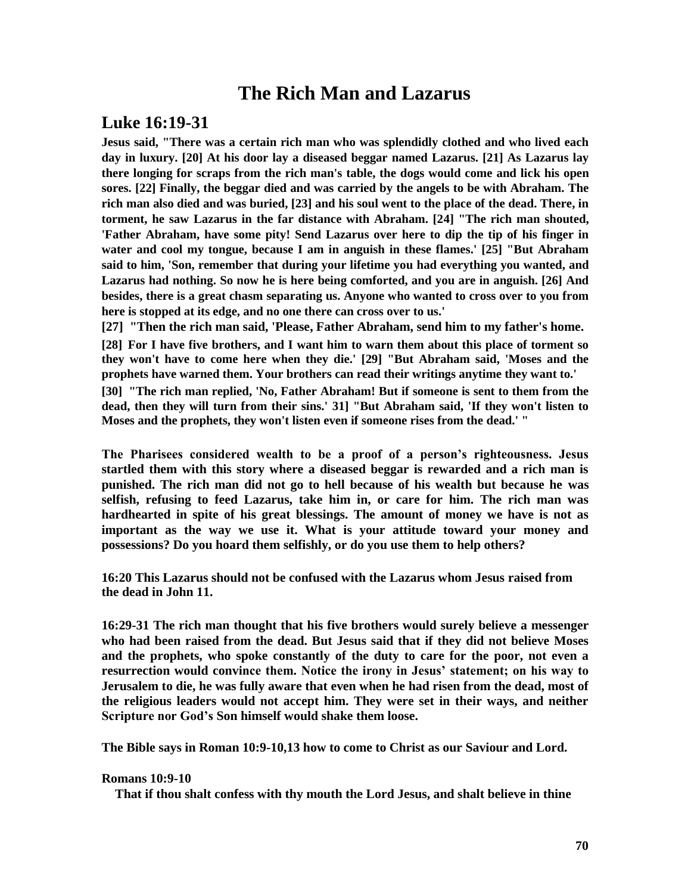# The Rich Man and Lazarus

## Luke 16:19-31

**Jesus said, "There was a certain rich man who was splendidly clothed and who lived each day in luxury. [20] At his door lay a diseased beggar named Lazarus. [21] As Lazarus lay there longing for scraps from the rich man's table, the dogs would come and lick his open sores. [22] Finally, the beggar died and was carried by the angels to be with Abraham. The rich man also died and was buried, [23] and his soul went to the place of the dead. There, in torment, he saw Lazarus in the far distance with Abraham. [24] "The rich man shouted, 'Father Abraham, have some pity! Send Lazarus over here to dip the tip of his finger in water and cool my tongue, because I am in anguish in these flames.' [25] "But Abraham said to him, 'Son, remember that during your lifetime you had everything you wanted, and Lazarus had nothing. So now he is here being comforted, and you are in anguish. [26] And besides, there is a great chasm separating us. Anyone who wanted to cross over to you from here is stopped at its edge, and no one there can cross over to us.'**

**[27] "Then the rich man said, 'Please, Father Abraham, send him to my father's home.**

**[28] For I have five brothers, and I want him to warn them about this place of torment so they won't have to come here when they die.' [29] "But Abraham said, 'Moses and the prophets have warned them. Your brothers can read their writings anytime they want to.'**

**[30] "The rich man replied, 'No, Father Abraham! But if someone is sent to them from the dead, then they will turn from their sins.' 31] "But Abraham said, 'If they won't listen to Moses and the prophets, they won't listen even if someone rises from the dead.' "**

**The Pharisees considered wealth to be a proof of a person's righteousness. Jesus startled them with this story where a diseased beggar is rewarded and a rich man is punished. The rich man did not go to hell because of his wealth but because he was selfish, refusing to feed Lazarus, take him in, or care for him. The rich man was hardhearted in spite of his great blessings. The amount of money we have is not as important as the way we use it. What is your attitude toward your money and possessions? Do you hoard them selfishly, or do you use them to help others?**

**16:20 This Lazarus should not be confused with the Lazarus whom Jesus raised from the dead in John 11.**

**16:29-31 The rich man thought that his five brothers would surely believe a messenger who had been raised from the dead. But Jesus said that if they did not believe Moses and the prophets, who spoke constantly of the duty to care for the poor, not even a resurrection would convince them. Notice the irony in Jesus' statement; on his way to Jerusalem to die, he was fully aware that even when he had risen from the dead, most of the religious leaders would not accept him. They were set in their ways, and neither Scripture nor God's Son himself would shake them loose.**

**The Bible says in Roman 10:9-10,13 how to come to Christ as our Saviour and Lord.**

**Romans 10:9-10**

**That if thou shalt confess with thy mouth the Lord Jesus, and shalt believe in thine**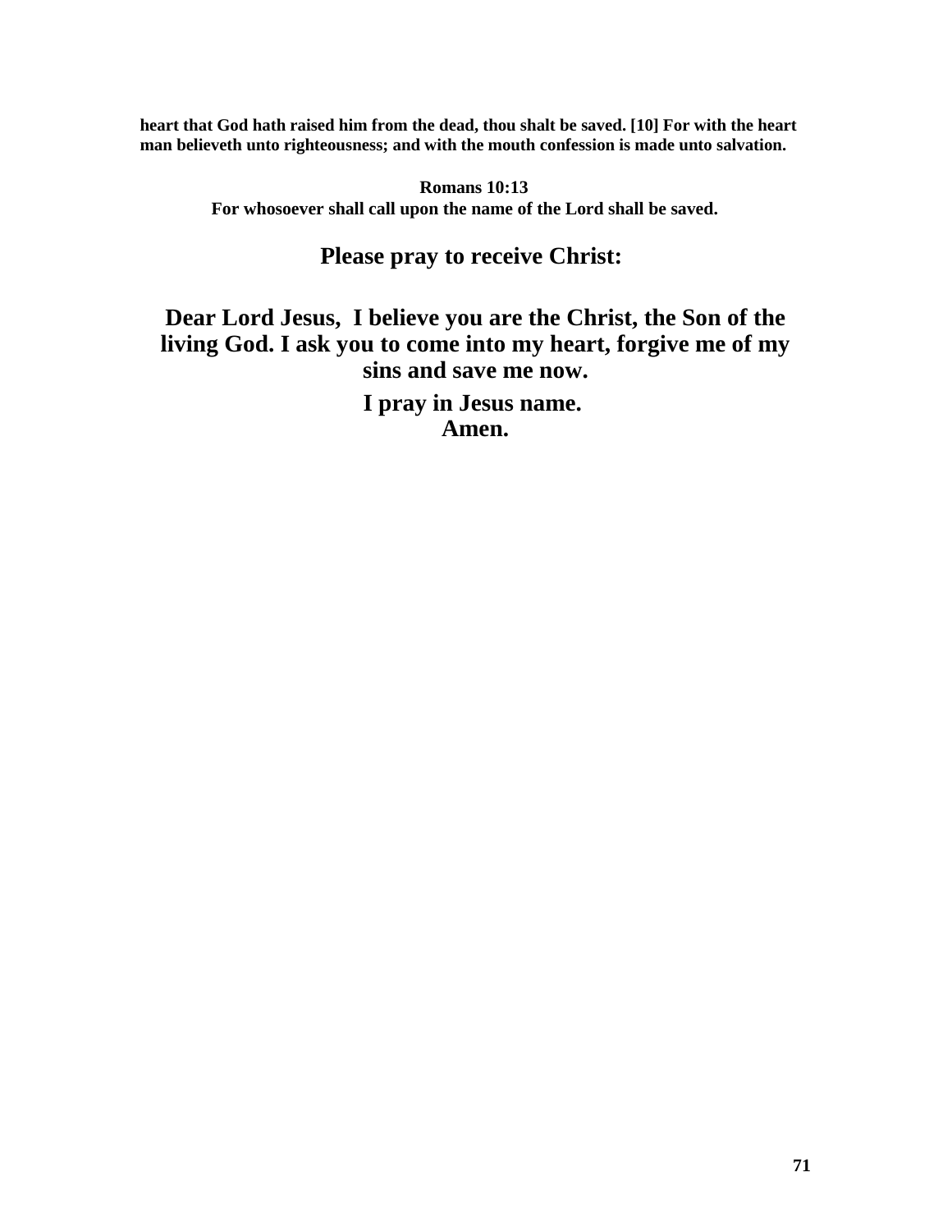**heart that God hath raised him from the dead, thou shalt be saved. [10] For with the heart man believeth unto righteousness; and with the mouth confession is made unto salvation.**

**Romans 10:13**
**For whosoever shall call upon the name of the Lord shall be saved.**

## Please pray to receive Christ:

**Dear Lord Jesus, I believe you are the Christ, the Son of the living God. I ask you to come into my heart, forgive me of my sins and save me now.**

**I pray in Jesus name.**
**Amen.**